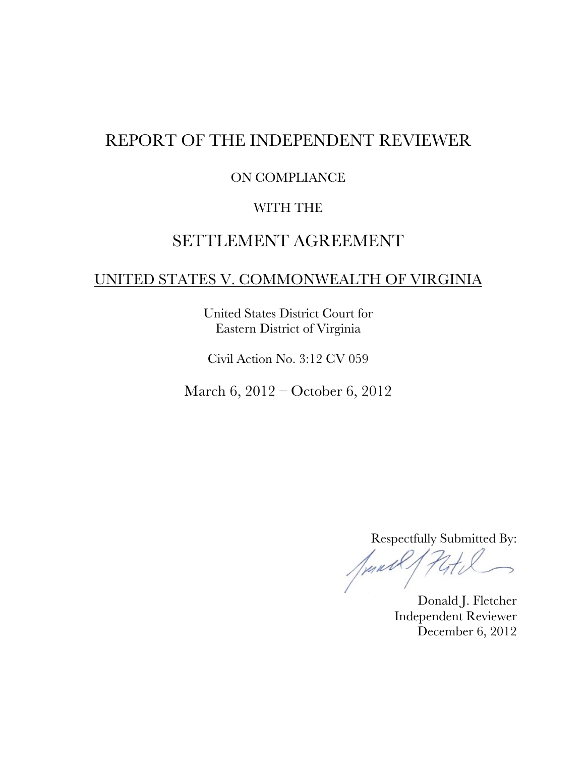# REPORT OF THE INDEPENDENT REVIEWER

ON COMPLIANCE

WITH THE

## SETTLEMENT AGREEMENT

UNITED STATES V. COMMONWEALTH OF VIRGINIA

United States District Court for
Eastern District of Virginia

Civil Action No. 3:12 CV 059

March 6, 2012 – October 6, 2012

Respectfully Submitted By:

Donald J. Fletcher
Independent Reviewer
December 6, 2012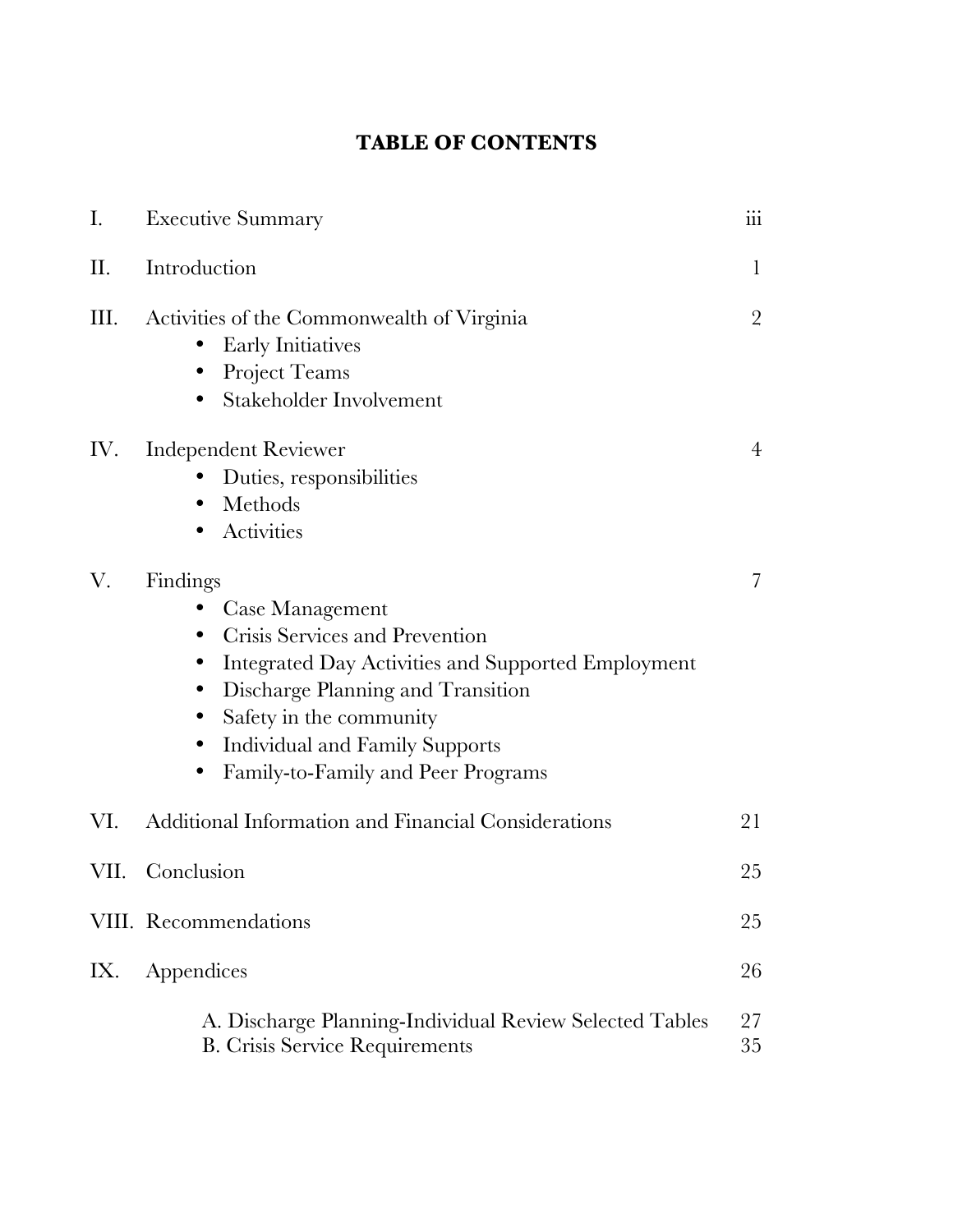# TABLE OF CONTENTS

| | | |
|---|---|---|
| I. | Executive Summary | iii |
| II. | Introduction | 1 |
| III. | Activities of the Commonwealth of Virginia<br>• Early Initiatives<br>• Project Teams<br>• Stakeholder Involvement | 2 |
| IV. | Independent Reviewer<br>• Duties, responsibilities<br>• Methods<br>• Activities | 4 |
| V. | Findings<br>• Case Management<br>• Crisis Services and Prevention<br>• Integrated Day Activities and Supported Employment<br>• Discharge Planning and Transition<br>• Safety in the community<br>• Individual and Family Supports<br>• Family-to-Family and Peer Programs | 7 |
| VI. | Additional Information and Financial Considerations | 21 |
| VII. | Conclusion | 25 |
| VIII. | Recommendations | 25 |
| IX. | Appendices | 26 |
| | A. Discharge Planning-Individual Review Selected Tables | 27 |
| | B. Crisis Service Requirements | 35 |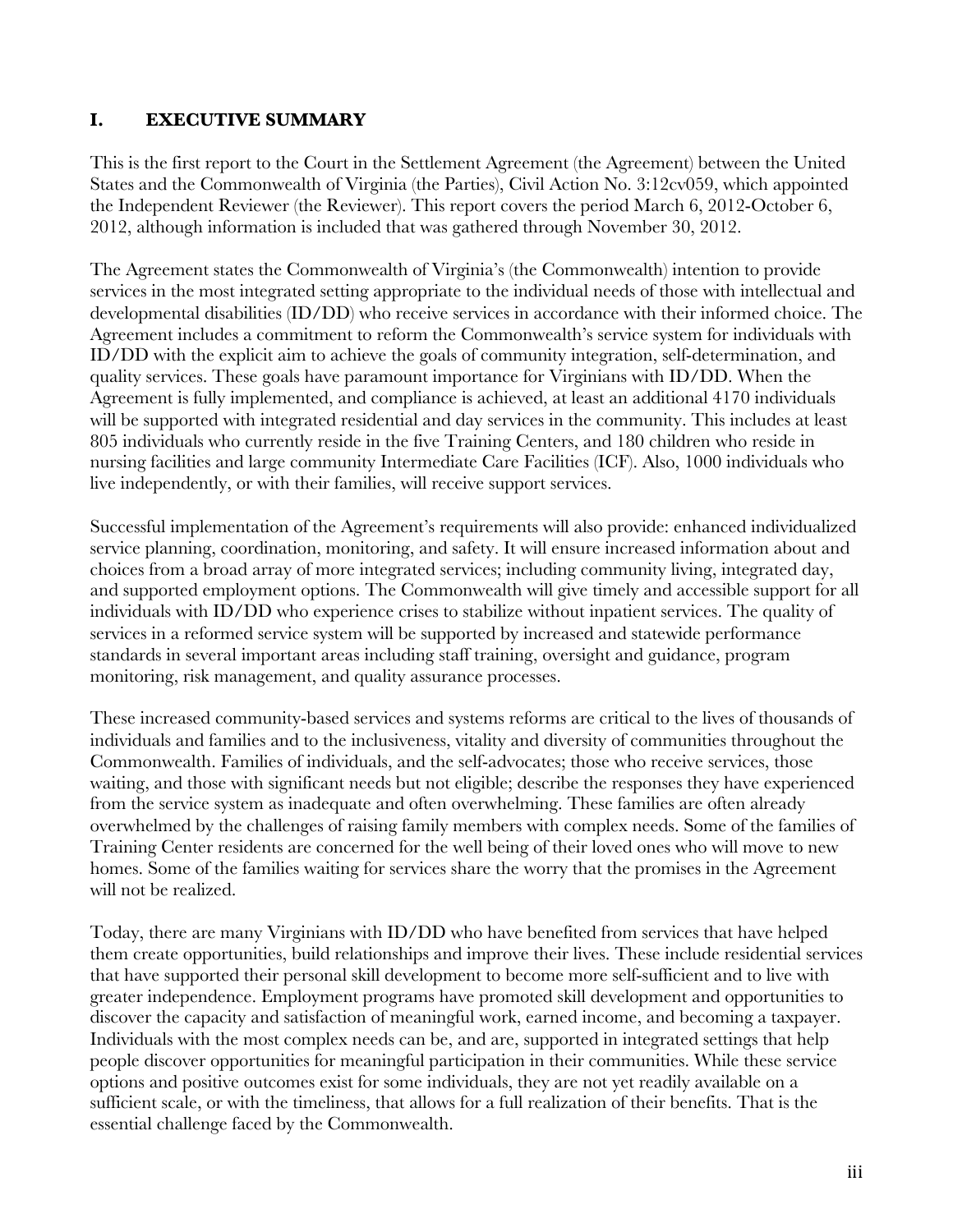## I. EXECUTIVE SUMMARY

This is the first report to the Court in the Settlement Agreement (the Agreement) between the United States and the Commonwealth of Virginia (the Parties), Civil Action No. 3:12cv059, which appointed the Independent Reviewer (the Reviewer). This report covers the period March 6, 2012-October 6, 2012, although information is included that was gathered through November 30, 2012.

The Agreement states the Commonwealth of Virginia's (the Commonwealth) intention to provide services in the most integrated setting appropriate to the individual needs of those with intellectual and developmental disabilities (ID/DD) who receive services in accordance with their informed choice. The Agreement includes a commitment to reform the Commonwealth's service system for individuals with ID/DD with the explicit aim to achieve the goals of community integration, self-determination, and quality services. These goals have paramount importance for Virginians with ID/DD. When the Agreement is fully implemented, and compliance is achieved, at least an additional 4170 individuals will be supported with integrated residential and day services in the community. This includes at least 805 individuals who currently reside in the five Training Centers, and 180 children who reside in nursing facilities and large community Intermediate Care Facilities (ICF). Also, 1000 individuals who live independently, or with their families, will receive support services.

Successful implementation of the Agreement's requirements will also provide: enhanced individualized service planning, coordination, monitoring, and safety. It will ensure increased information about and choices from a broad array of more integrated services; including community living, integrated day, and supported employment options. The Commonwealth will give timely and accessible support for all individuals with ID/DD who experience crises to stabilize without inpatient services. The quality of services in a reformed service system will be supported by increased and statewide performance standards in several important areas including staff training, oversight and guidance, program monitoring, risk management, and quality assurance processes.

These increased community-based services and systems reforms are critical to the lives of thousands of individuals and families and to the inclusiveness, vitality and diversity of communities throughout the Commonwealth. Families of individuals, and the self-advocates; those who receive services, those waiting, and those with significant needs but not eligible; describe the responses they have experienced from the service system as inadequate and often overwhelming. These families are often already overwhelmed by the challenges of raising family members with complex needs. Some of the families of Training Center residents are concerned for the well being of their loved ones who will move to new homes. Some of the families waiting for services share the worry that the promises in the Agreement will not be realized.

Today, there are many Virginians with ID/DD who have benefited from services that have helped them create opportunities, build relationships and improve their lives. These include residential services that have supported their personal skill development to become more self-sufficient and to live with greater independence. Employment programs have promoted skill development and opportunities to discover the capacity and satisfaction of meaningful work, earned income, and becoming a taxpayer. Individuals with the most complex needs can be, and are, supported in integrated settings that help people discover opportunities for meaningful participation in their communities. While these service options and positive outcomes exist for some individuals, they are not yet readily available on a sufficient scale, or with the timeliness, that allows for a full realization of their benefits. That is the essential challenge faced by the Commonwealth.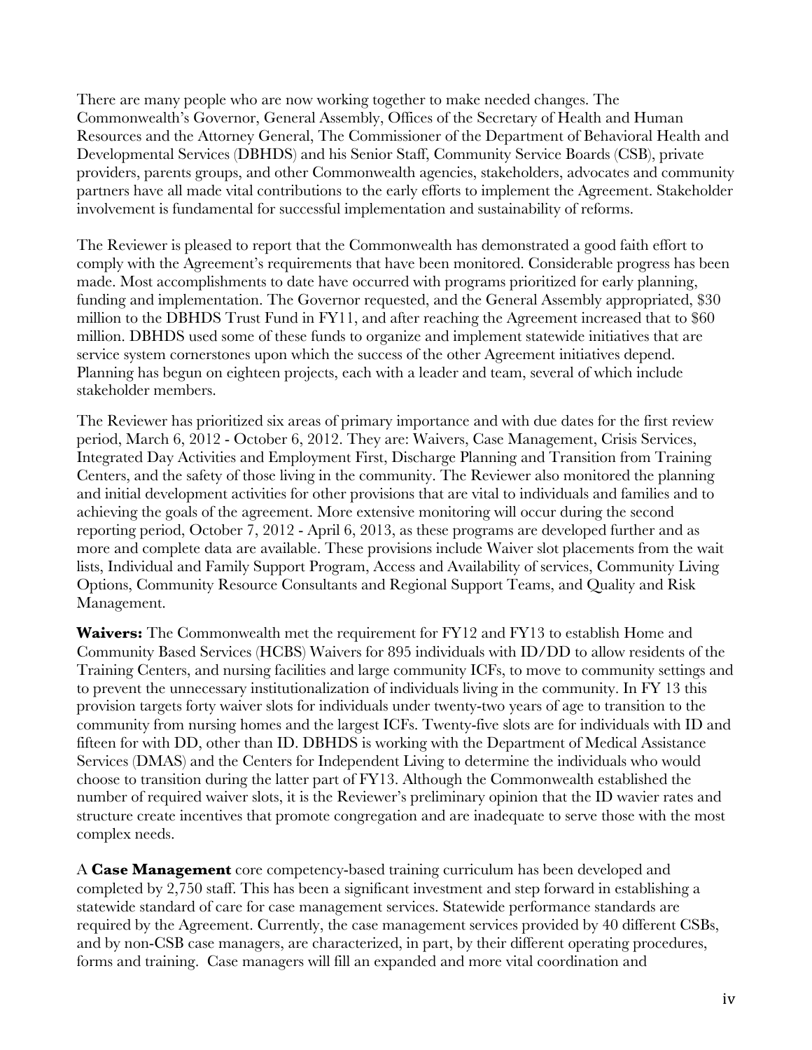There are many people who are now working together to make needed changes. The Commonwealth's Governor, General Assembly, Offices of the Secretary of Health and Human Resources and the Attorney General, The Commissioner of the Department of Behavioral Health and Developmental Services (DBHDS) and his Senior Staff, Community Service Boards (CSB), private providers, parents groups, and other Commonwealth agencies, stakeholders, advocates and community partners have all made vital contributions to the early efforts to implement the Agreement. Stakeholder involvement is fundamental for successful implementation and sustainability of reforms.

The Reviewer is pleased to report that the Commonwealth has demonstrated a good faith effort to comply with the Agreement's requirements that have been monitored. Considerable progress has been made. Most accomplishments to date have occurred with programs prioritized for early planning, funding and implementation. The Governor requested, and the General Assembly appropriated, $30 million to the DBHDS Trust Fund in FY11, and after reaching the Agreement increased that to $60 million. DBHDS used some of these funds to organize and implement statewide initiatives that are service system cornerstones upon which the success of the other Agreement initiatives depend. Planning has begun on eighteen projects, each with a leader and team, several of which include stakeholder members.

The Reviewer has prioritized six areas of primary importance and with due dates for the first review period, March 6, 2012 - October 6, 2012. They are: Waivers, Case Management, Crisis Services, Integrated Day Activities and Employment First, Discharge Planning and Transition from Training Centers, and the safety of those living in the community. The Reviewer also monitored the planning and initial development activities for other provisions that are vital to individuals and families and to achieving the goals of the agreement. More extensive monitoring will occur during the second reporting period, October 7, 2012 - April 6, 2013, as these programs are developed further and as more and complete data are available. These provisions include Waiver slot placements from the wait lists, Individual and Family Support Program, Access and Availability of services, Community Living Options, Community Resource Consultants and Regional Support Teams, and Quality and Risk Management.

**Waivers:** The Commonwealth met the requirement for FY12 and FY13 to establish Home and Community Based Services (HCBS) Waivers for 895 individuals with ID/DD to allow residents of the Training Centers, and nursing facilities and large community ICFs, to move to community settings and to prevent the unnecessary institutionalization of individuals living in the community. In FY 13 this provision targets forty waiver slots for individuals under twenty-two years of age to transition to the community from nursing homes and the largest ICFs. Twenty-five slots are for individuals with ID and fifteen for with DD, other than ID. DBHDS is working with the Department of Medical Assistance Services (DMAS) and the Centers for Independent Living to determine the individuals who would choose to transition during the latter part of FY13. Although the Commonwealth established the number of required waiver slots, it is the Reviewer's preliminary opinion that the ID wavier rates and structure create incentives that promote congregation and are inadequate to serve those with the most complex needs.

A **Case Management** core competency-based training curriculum has been developed and completed by 2,750 staff. This has been a significant investment and step forward in establishing a statewide standard of care for case management services. Statewide performance standards are required by the Agreement. Currently, the case management services provided by 40 different CSBs, and by non-CSB case managers, are characterized, in part, by their different operating procedures, forms and training. Case managers will fill an expanded and more vital coordination and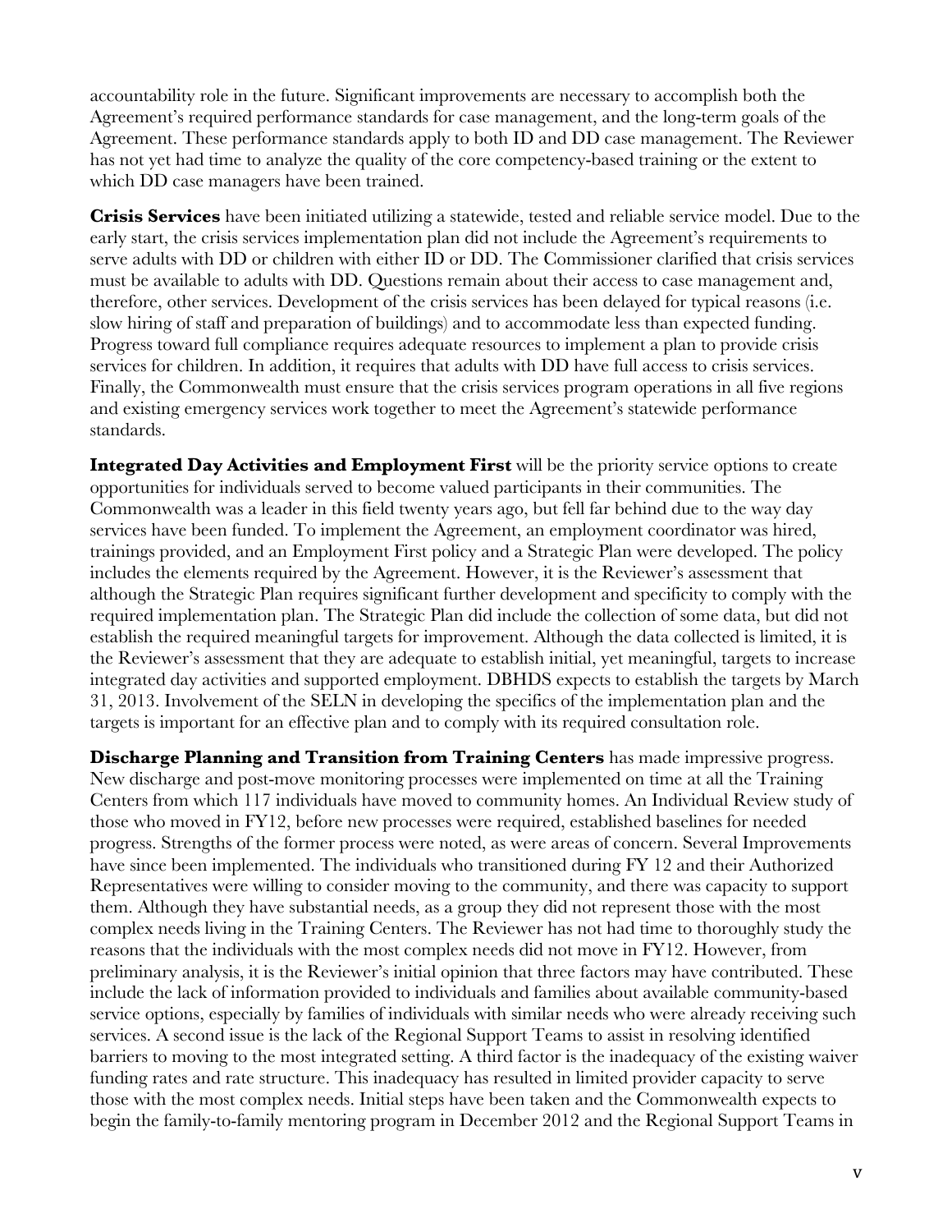accountability role in the future. Significant improvements are necessary to accomplish both the Agreement's required performance standards for case management, and the long-term goals of the Agreement. These performance standards apply to both ID and DD case management. The Reviewer has not yet had time to analyze the quality of the core competency-based training or the extent to which DD case managers have been trained.

**Crisis Services** have been initiated utilizing a statewide, tested and reliable service model. Due to the early start, the crisis services implementation plan did not include the Agreement's requirements to serve adults with DD or children with either ID or DD. The Commissioner clarified that crisis services must be available to adults with DD. Questions remain about their access to case management and, therefore, other services. Development of the crisis services has been delayed for typical reasons (i.e. slow hiring of staff and preparation of buildings) and to accommodate less than expected funding. Progress toward full compliance requires adequate resources to implement a plan to provide crisis services for children. In addition, it requires that adults with DD have full access to crisis services. Finally, the Commonwealth must ensure that the crisis services program operations in all five regions and existing emergency services work together to meet the Agreement's statewide performance standards.

**Integrated Day Activities and Employment First** will be the priority service options to create opportunities for individuals served to become valued participants in their communities. The Commonwealth was a leader in this field twenty years ago, but fell far behind due to the way day services have been funded. To implement the Agreement, an employment coordinator was hired, trainings provided, and an Employment First policy and a Strategic Plan were developed. The policy includes the elements required by the Agreement. However, it is the Reviewer's assessment that although the Strategic Plan requires significant further development and specificity to comply with the required implementation plan. The Strategic Plan did include the collection of some data, but did not establish the required meaningful targets for improvement. Although the data collected is limited, it is the Reviewer's assessment that they are adequate to establish initial, yet meaningful, targets to increase integrated day activities and supported employment. DBHDS expects to establish the targets by March 31, 2013. Involvement of the SELN in developing the specifics of the implementation plan and the targets is important for an effective plan and to comply with its required consultation role.

**Discharge Planning and Transition from Training Centers** has made impressive progress. New discharge and post-move monitoring processes were implemented on time at all the Training Centers from which 117 individuals have moved to community homes. An Individual Review study of those who moved in FY12, before new processes were required, established baselines for needed progress. Strengths of the former process were noted, as were areas of concern. Several Improvements have since been implemented. The individuals who transitioned during FY 12 and their Authorized Representatives were willing to consider moving to the community, and there was capacity to support them. Although they have substantial needs, as a group they did not represent those with the most complex needs living in the Training Centers. The Reviewer has not had time to thoroughly study the reasons that the individuals with the most complex needs did not move in FY12. However, from preliminary analysis, it is the Reviewer's initial opinion that three factors may have contributed. These include the lack of information provided to individuals and families about available community-based service options, especially by families of individuals with similar needs who were already receiving such services. A second issue is the lack of the Regional Support Teams to assist in resolving identified barriers to moving to the most integrated setting. A third factor is the inadequacy of the existing waiver funding rates and rate structure. This inadequacy has resulted in limited provider capacity to serve those with the most complex needs. Initial steps have been taken and the Commonwealth expects to begin the family-to-family mentoring program in December 2012 and the Regional Support Teams in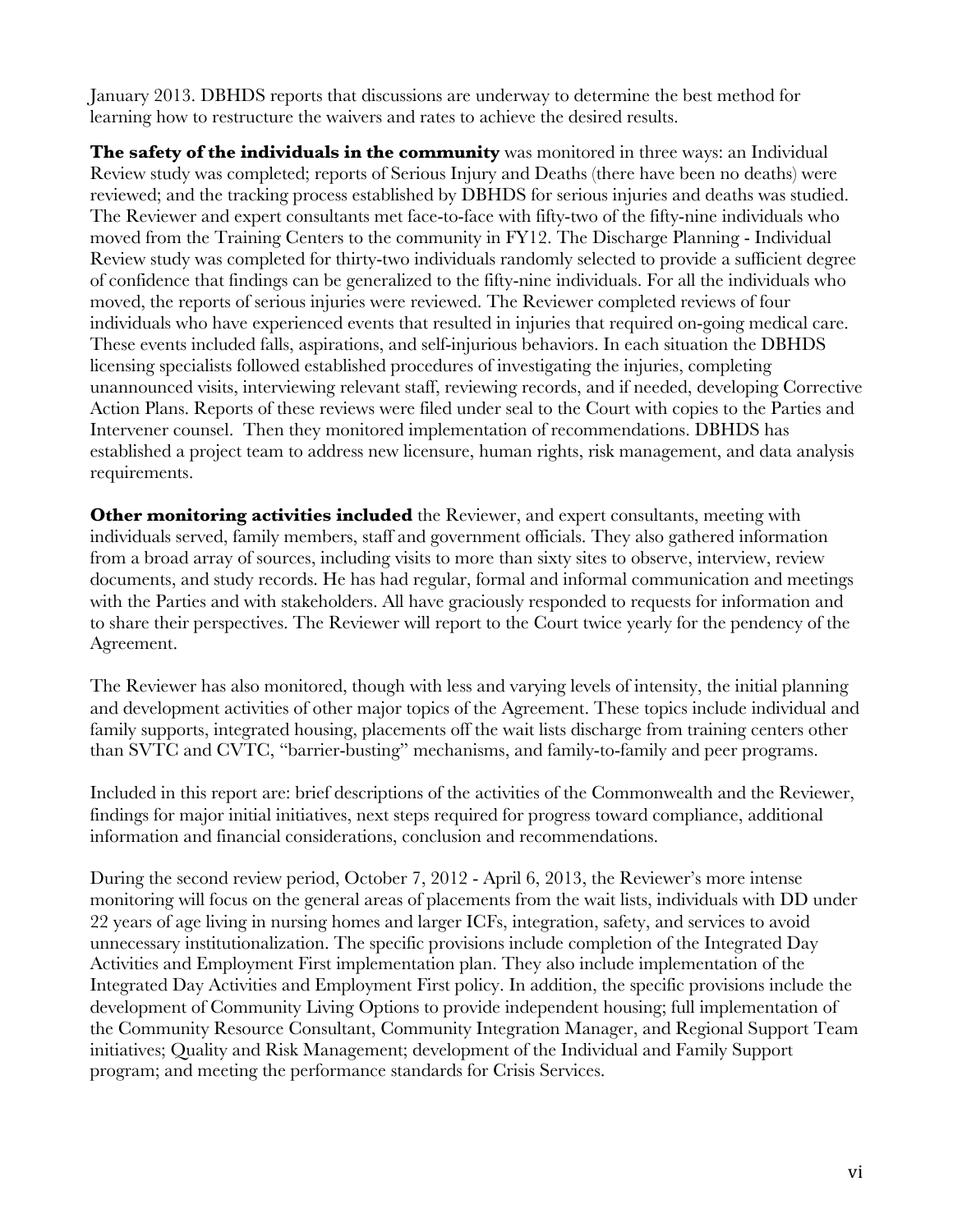January 2013. DBHDS reports that discussions are underway to determine the best method for learning how to restructure the waivers and rates to achieve the desired results.

**The safety of the individuals in the community** was monitored in three ways: an Individual Review study was completed; reports of Serious Injury and Deaths (there have been no deaths) were reviewed; and the tracking process established by DBHDS for serious injuries and deaths was studied. The Reviewer and expert consultants met face-to-face with fifty-two of the fifty-nine individuals who moved from the Training Centers to the community in FY12. The Discharge Planning - Individual Review study was completed for thirty-two individuals randomly selected to provide a sufficient degree of confidence that findings can be generalized to the fifty-nine individuals. For all the individuals who moved, the reports of serious injuries were reviewed. The Reviewer completed reviews of four individuals who have experienced events that resulted in injuries that required on-going medical care. These events included falls, aspirations, and self-injurious behaviors. In each situation the DBHDS licensing specialists followed established procedures of investigating the injuries, completing unannounced visits, interviewing relevant staff, reviewing records, and if needed, developing Corrective Action Plans. Reports of these reviews were filed under seal to the Court with copies to the Parties and Intervener counsel. Then they monitored implementation of recommendations. DBHDS has established a project team to address new licensure, human rights, risk management, and data analysis requirements.

**Other monitoring activities included** the Reviewer, and expert consultants, meeting with individuals served, family members, staff and government officials. They also gathered information from a broad array of sources, including visits to more than sixty sites to observe, interview, review documents, and study records. He has had regular, formal and informal communication and meetings with the Parties and with stakeholders. All have graciously responded to requests for information and to share their perspectives. The Reviewer will report to the Court twice yearly for the pendency of the Agreement.

The Reviewer has also monitored, though with less and varying levels of intensity, the initial planning and development activities of other major topics of the Agreement. These topics include individual and family supports, integrated housing, placements off the wait lists discharge from training centers other than SVTC and CVTC, "barrier-busting" mechanisms, and family-to-family and peer programs.

Included in this report are: brief descriptions of the activities of the Commonwealth and the Reviewer, findings for major initial initiatives, next steps required for progress toward compliance, additional information and financial considerations, conclusion and recommendations.

During the second review period, October 7, 2012 - April 6, 2013, the Reviewer's more intense monitoring will focus on the general areas of placements from the wait lists, individuals with DD under 22 years of age living in nursing homes and larger ICFs, integration, safety, and services to avoid unnecessary institutionalization. The specific provisions include completion of the Integrated Day Activities and Employment First implementation plan. They also include implementation of the Integrated Day Activities and Employment First policy. In addition, the specific provisions include the development of Community Living Options to provide independent housing; full implementation of the Community Resource Consultant, Community Integration Manager, and Regional Support Team initiatives; Quality and Risk Management; development of the Individual and Family Support program; and meeting the performance standards for Crisis Services.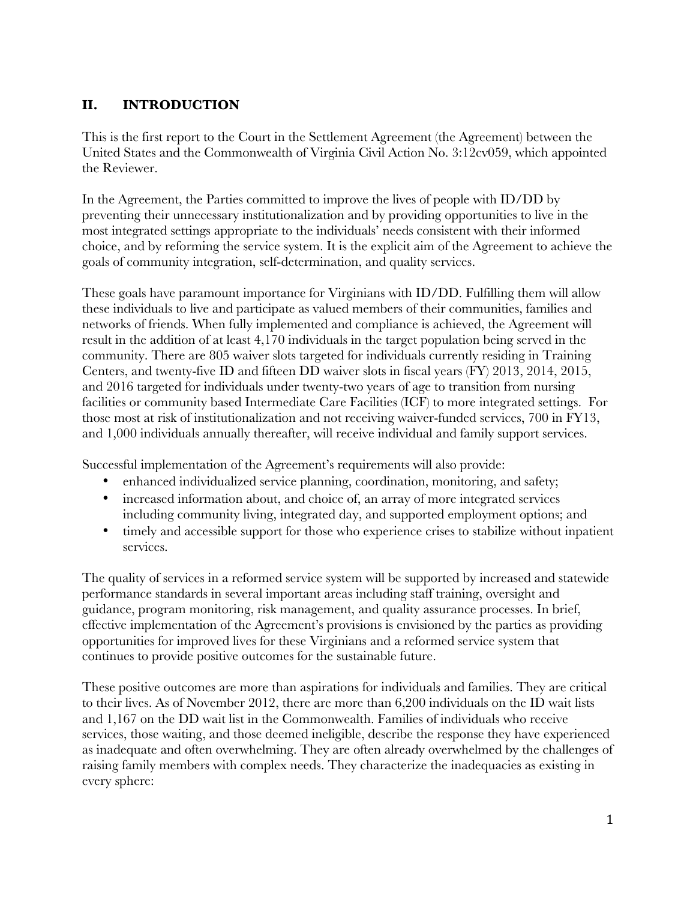## II. INTRODUCTION

This is the first report to the Court in the Settlement Agreement (the Agreement) between the United States and the Commonwealth of Virginia Civil Action No. 3:12cv059, which appointed the Reviewer.

In the Agreement, the Parties committed to improve the lives of people with ID/DD by preventing their unnecessary institutionalization and by providing opportunities to live in the most integrated settings appropriate to the individuals' needs consistent with their informed choice, and by reforming the service system. It is the explicit aim of the Agreement to achieve the goals of community integration, self-determination, and quality services.

These goals have paramount importance for Virginians with ID/DD. Fulfilling them will allow these individuals to live and participate as valued members of their communities, families and networks of friends. When fully implemented and compliance is achieved, the Agreement will result in the addition of at least 4,170 individuals in the target population being served in the community. There are 805 waiver slots targeted for individuals currently residing in Training Centers, and twenty-five ID and fifteen DD waiver slots in fiscal years (FY) 2013, 2014, 2015, and 2016 targeted for individuals under twenty-two years of age to transition from nursing facilities or community based Intermediate Care Facilities (ICF) to more integrated settings. For those most at risk of institutionalization and not receiving waiver-funded services, 700 in FY13, and 1,000 individuals annually thereafter, will receive individual and family support services.

Successful implementation of the Agreement's requirements will also provide:

- enhanced individualized service planning, coordination, monitoring, and safety;
- increased information about, and choice of, an array of more integrated services including community living, integrated day, and supported employment options; and
- timely and accessible support for those who experience crises to stabilize without inpatient services.

The quality of services in a reformed service system will be supported by increased and statewide performance standards in several important areas including staff training, oversight and guidance, program monitoring, risk management, and quality assurance processes. In brief, effective implementation of the Agreement's provisions is envisioned by the parties as providing opportunities for improved lives for these Virginians and a reformed service system that continues to provide positive outcomes for the sustainable future.

These positive outcomes are more than aspirations for individuals and families. They are critical to their lives. As of November 2012, there are more than 6,200 individuals on the ID wait lists and 1,167 on the DD wait list in the Commonwealth. Families of individuals who receive services, those waiting, and those deemed ineligible, describe the response they have experienced as inadequate and often overwhelming. They are often already overwhelmed by the challenges of raising family members with complex needs. They characterize the inadequacies as existing in every sphere: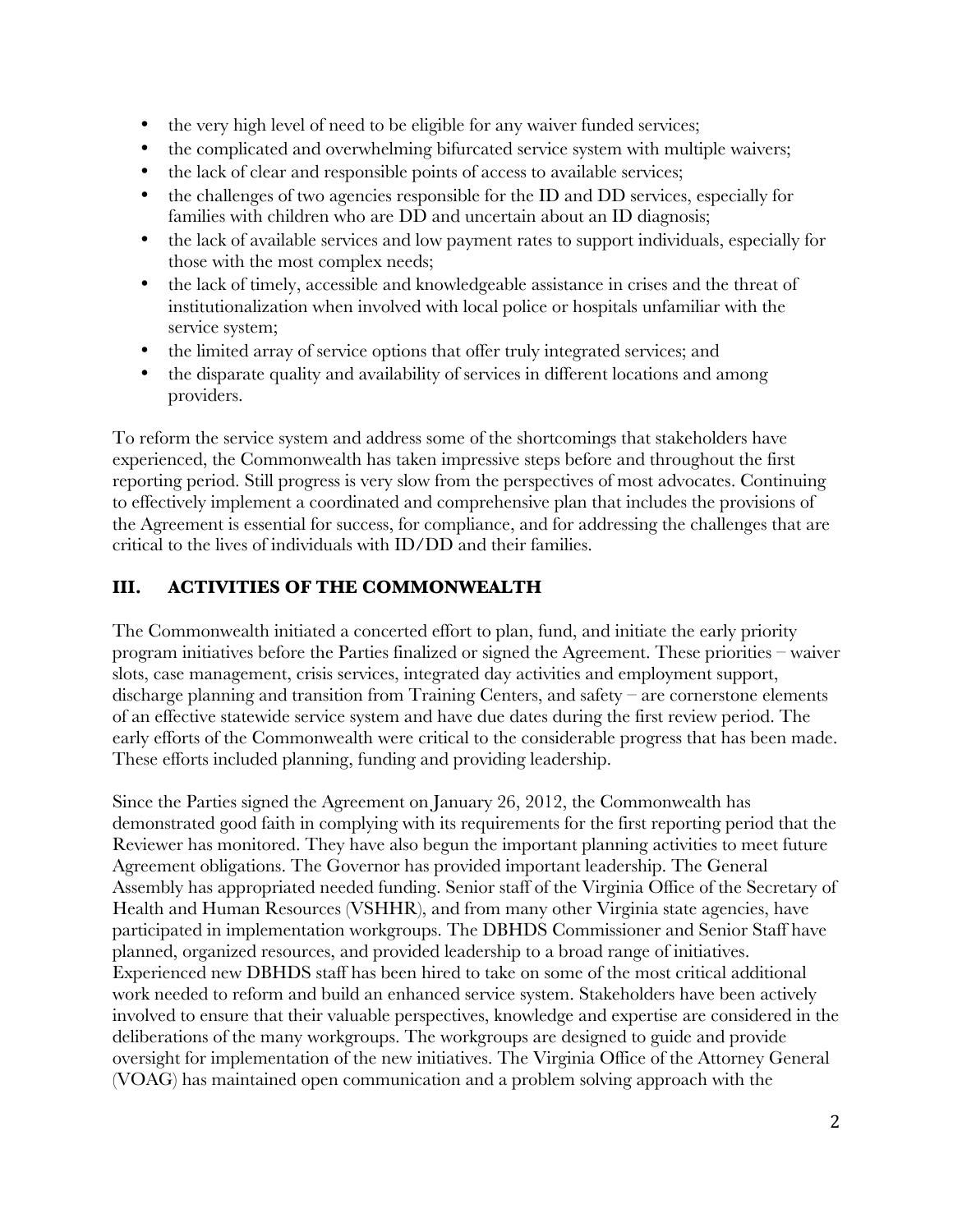- the very high level of need to be eligible for any waiver funded services;
- the complicated and overwhelming bifurcated service system with multiple waivers;
- the lack of clear and responsible points of access to available services;
- the challenges of two agencies responsible for the ID and DD services, especially for families with children who are DD and uncertain about an ID diagnosis;
- the lack of available services and low payment rates to support individuals, especially for those with the most complex needs;
- the lack of timely, accessible and knowledgeable assistance in crises and the threat of institutionalization when involved with local police or hospitals unfamiliar with the service system;
- the limited array of service options that offer truly integrated services; and
- the disparate quality and availability of services in different locations and among providers.

To reform the service system and address some of the shortcomings that stakeholders have experienced, the Commonwealth has taken impressive steps before and throughout the first reporting period. Still progress is very slow from the perspectives of most advocates. Continuing to effectively implement a coordinated and comprehensive plan that includes the provisions of the Agreement is essential for success, for compliance, and for addressing the challenges that are critical to the lives of individuals with ID/DD and their families.

## III. ACTIVITIES OF THE COMMONWEALTH

The Commonwealth initiated a concerted effort to plan, fund, and initiate the early priority program initiatives before the Parties finalized or signed the Agreement. These priorities – waiver slots, case management, crisis services, integrated day activities and employment support, discharge planning and transition from Training Centers, and safety – are cornerstone elements of an effective statewide service system and have due dates during the first review period. The early efforts of the Commonwealth were critical to the considerable progress that has been made. These efforts included planning, funding and providing leadership.

Since the Parties signed the Agreement on January 26, 2012, the Commonwealth has demonstrated good faith in complying with its requirements for the first reporting period that the Reviewer has monitored. They have also begun the important planning activities to meet future Agreement obligations. The Governor has provided important leadership. The General Assembly has appropriated needed funding. Senior staff of the Virginia Office of the Secretary of Health and Human Resources (VSHHR), and from many other Virginia state agencies, have participated in implementation workgroups. The DBHDS Commissioner and Senior Staff have planned, organized resources, and provided leadership to a broad range of initiatives. Experienced new DBHDS staff has been hired to take on some of the most critical additional work needed to reform and build an enhanced service system. Stakeholders have been actively involved to ensure that their valuable perspectives, knowledge and expertise are considered in the deliberations of the many workgroups. The workgroups are designed to guide and provide oversight for implementation of the new initiatives. The Virginia Office of the Attorney General (VOAG) has maintained open communication and a problem solving approach with the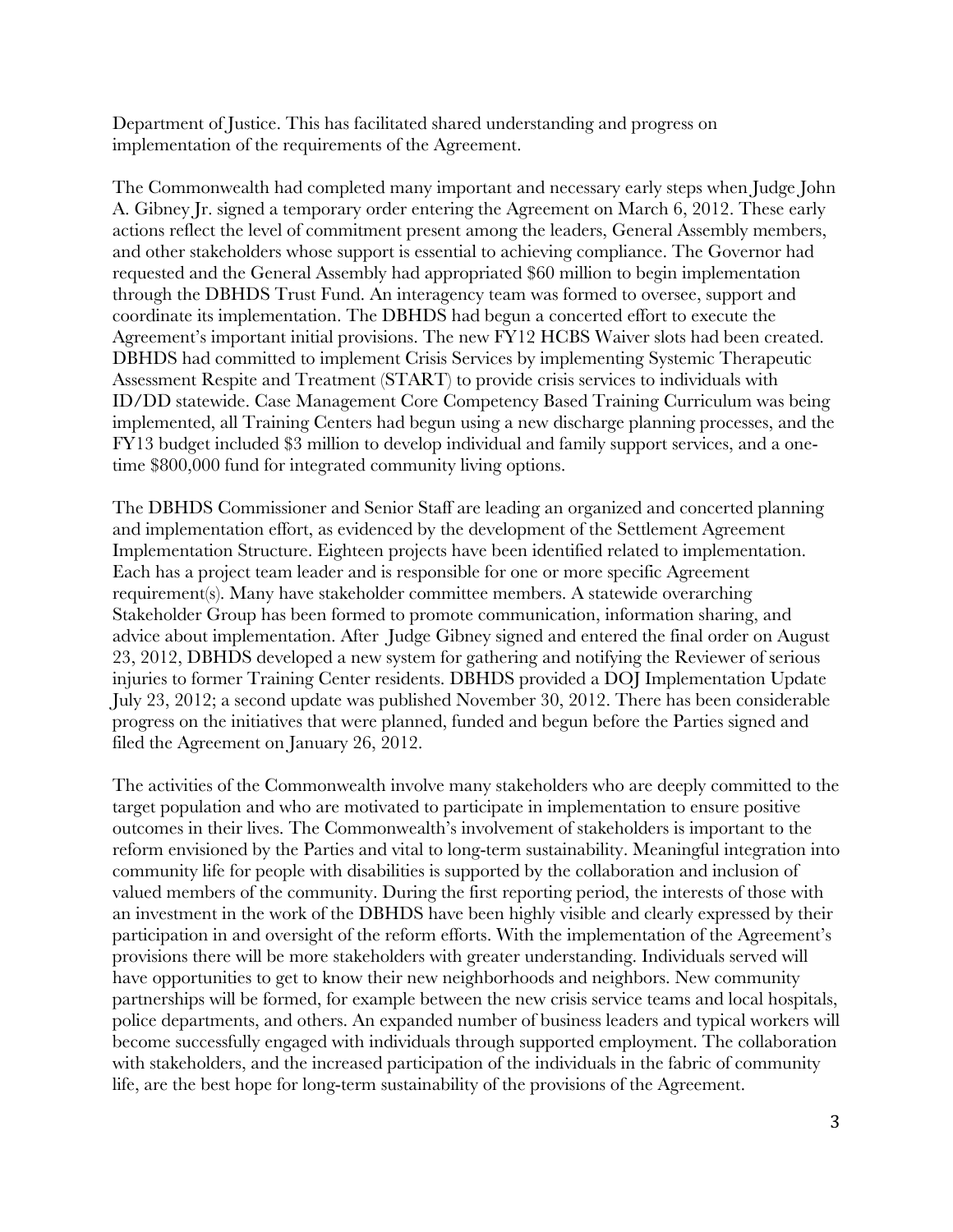Department of Justice. This has facilitated shared understanding and progress on implementation of the requirements of the Agreement.

The Commonwealth had completed many important and necessary early steps when Judge John A. Gibney Jr. signed a temporary order entering the Agreement on March 6, 2012. These early actions reflect the level of commitment present among the leaders, General Assembly members, and other stakeholders whose support is essential to achieving compliance. The Governor had requested and the General Assembly had appropriated $60 million to begin implementation through the DBHDS Trust Fund. An interagency team was formed to oversee, support and coordinate its implementation. The DBHDS had begun a concerted effort to execute the Agreement's important initial provisions. The new FY12 HCBS Waiver slots had been created. DBHDS had committed to implement Crisis Services by implementing Systemic Therapeutic Assessment Respite and Treatment (START) to provide crisis services to individuals with ID/DD statewide. Case Management Core Competency Based Training Curriculum was being implemented, all Training Centers had begun using a new discharge planning processes, and the FY13 budget included $3 million to develop individual and family support services, and a one-time $800,000 fund for integrated community living options.

The DBHDS Commissioner and Senior Staff are leading an organized and concerted planning and implementation effort, as evidenced by the development of the Settlement Agreement Implementation Structure. Eighteen projects have been identified related to implementation. Each has a project team leader and is responsible for one or more specific Agreement requirement(s). Many have stakeholder committee members. A statewide overarching Stakeholder Group has been formed to promote communication, information sharing, and advice about implementation. After Judge Gibney signed and entered the final order on August 23, 2012, DBHDS developed a new system for gathering and notifying the Reviewer of serious injuries to former Training Center residents. DBHDS provided a DOJ Implementation Update July 23, 2012; a second update was published November 30, 2012. There has been considerable progress on the initiatives that were planned, funded and begun before the Parties signed and filed the Agreement on January 26, 2012.

The activities of the Commonwealth involve many stakeholders who are deeply committed to the target population and who are motivated to participate in implementation to ensure positive outcomes in their lives. The Commonwealth's involvement of stakeholders is important to the reform envisioned by the Parties and vital to long-term sustainability. Meaningful integration into community life for people with disabilities is supported by the collaboration and inclusion of valued members of the community. During the first reporting period, the interests of those with an investment in the work of the DBHDS have been highly visible and clearly expressed by their participation in and oversight of the reform efforts. With the implementation of the Agreement's provisions there will be more stakeholders with greater understanding. Individuals served will have opportunities to get to know their new neighborhoods and neighbors. New community partnerships will be formed, for example between the new crisis service teams and local hospitals, police departments, and others. An expanded number of business leaders and typical workers will become successfully engaged with individuals through supported employment. The collaboration with stakeholders, and the increased participation of the individuals in the fabric of community life, are the best hope for long-term sustainability of the provisions of the Agreement.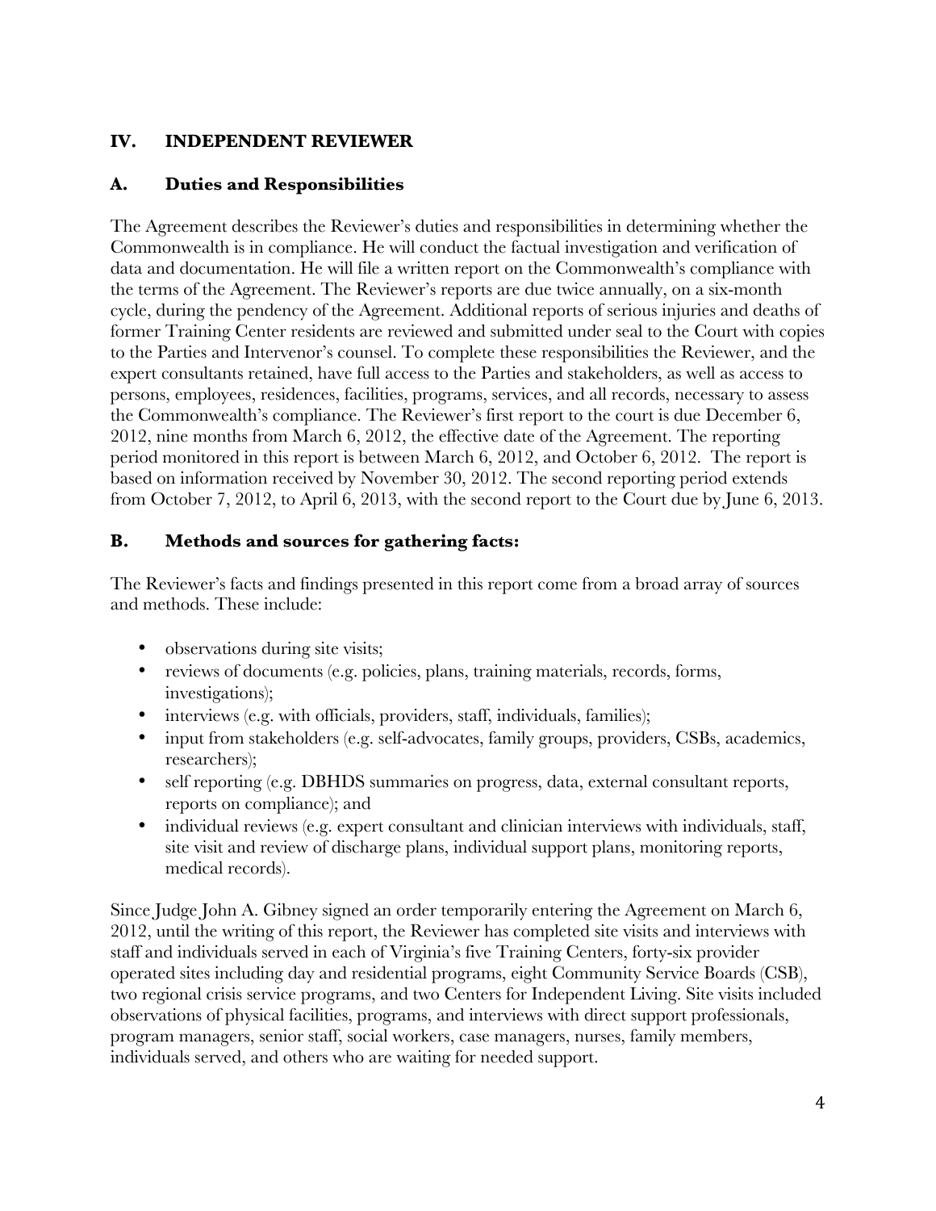## IV. INDEPENDENT REVIEWER

### A. Duties and Responsibilities

The Agreement describes the Reviewer's duties and responsibilities in determining whether the Commonwealth is in compliance. He will conduct the factual investigation and verification of data and documentation. He will file a written report on the Commonwealth's compliance with the terms of the Agreement. The Reviewer's reports are due twice annually, on a six-month cycle, during the pendency of the Agreement. Additional reports of serious injuries and deaths of former Training Center residents are reviewed and submitted under seal to the Court with copies to the Parties and Intervenor's counsel. To complete these responsibilities the Reviewer, and the expert consultants retained, have full access to the Parties and stakeholders, as well as access to persons, employees, residences, facilities, programs, services, and all records, necessary to assess the Commonwealth's compliance. The Reviewer's first report to the court is due December 6, 2012, nine months from March 6, 2012, the effective date of the Agreement. The reporting period monitored in this report is between March 6, 2012, and October 6, 2012. The report is based on information received by November 30, 2012. The second reporting period extends from October 7, 2012, to April 6, 2013, with the second report to the Court due by June 6, 2013.

### B. Methods and sources for gathering facts:

The Reviewer's facts and findings presented in this report come from a broad array of sources and methods. These include:

- observations during site visits;
- reviews of documents (e.g. policies, plans, training materials, records, forms, investigations);
- interviews (e.g. with officials, providers, staff, individuals, families);
- input from stakeholders (e.g. self-advocates, family groups, providers, CSBs, academics, researchers);
- self reporting (e.g. DBHDS summaries on progress, data, external consultant reports, reports on compliance); and
- individual reviews (e.g. expert consultant and clinician interviews with individuals, staff, site visit and review of discharge plans, individual support plans, monitoring reports, medical records).

Since Judge John A. Gibney signed an order temporarily entering the Agreement on March 6, 2012, until the writing of this report, the Reviewer has completed site visits and interviews with staff and individuals served in each of Virginia's five Training Centers, forty-six provider operated sites including day and residential programs, eight Community Service Boards (CSB), two regional crisis service programs, and two Centers for Independent Living. Site visits included observations of physical facilities, programs, and interviews with direct support professionals, program managers, senior staff, social workers, case managers, nurses, family members, individuals served, and others who are waiting for needed support.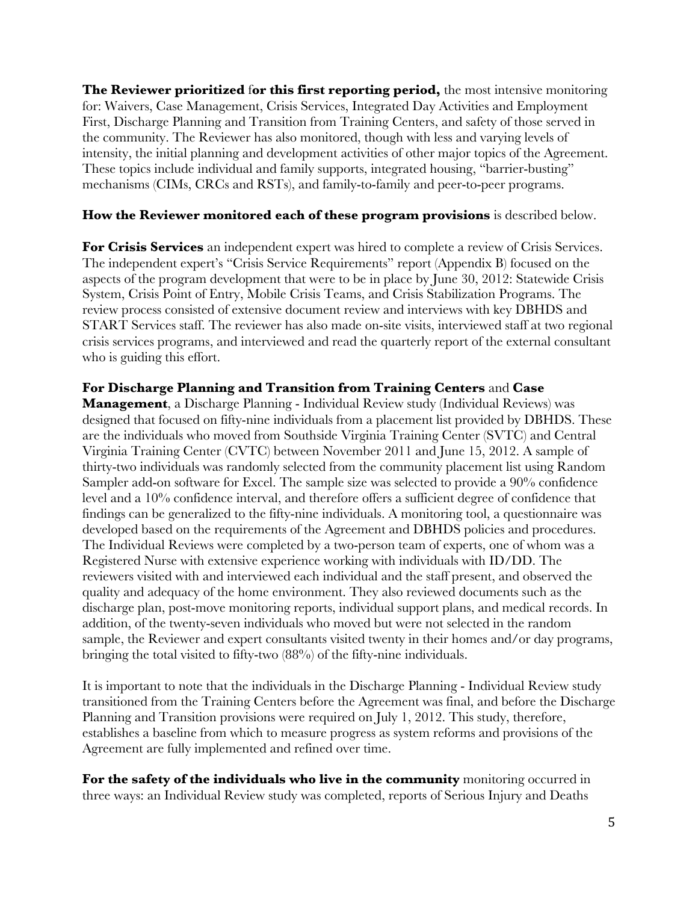**The Reviewer prioritized for this first reporting period,** the most intensive monitoring for: Waivers, Case Management, Crisis Services, Integrated Day Activities and Employment First, Discharge Planning and Transition from Training Centers, and safety of those served in the community. The Reviewer has also monitored, though with less and varying levels of intensity, the initial planning and development activities of other major topics of the Agreement. These topics include individual and family supports, integrated housing, "barrier-busting" mechanisms (CIMs, CRCs and RSTs), and family-to-family and peer-to-peer programs.

**How the Reviewer monitored each of these program provisions** is described below.

**For Crisis Services** an independent expert was hired to complete a review of Crisis Services. The independent expert's "Crisis Service Requirements" report (Appendix B) focused on the aspects of the program development that were to be in place by June 30, 2012: Statewide Crisis System, Crisis Point of Entry, Mobile Crisis Teams, and Crisis Stabilization Programs. The review process consisted of extensive document review and interviews with key DBHDS and START Services staff. The reviewer has also made on-site visits, interviewed staff at two regional crisis services programs, and interviewed and read the quarterly report of the external consultant who is guiding this effort.

**For Discharge Planning and Transition from Training Centers** and **Case Management**, a Discharge Planning - Individual Review study (Individual Reviews) was designed that focused on fifty-nine individuals from a placement list provided by DBHDS. These are the individuals who moved from Southside Virginia Training Center (SVTC) and Central Virginia Training Center (CVTC) between November 2011 and June 15, 2012. A sample of thirty-two individuals was randomly selected from the community placement list using Random Sampler add-on software for Excel. The sample size was selected to provide a 90% confidence level and a 10% confidence interval, and therefore offers a sufficient degree of confidence that findings can be generalized to the fifty-nine individuals. A monitoring tool, a questionnaire was developed based on the requirements of the Agreement and DBHDS policies and procedures. The Individual Reviews were completed by a two-person team of experts, one of whom was a Registered Nurse with extensive experience working with individuals with ID/DD. The reviewers visited with and interviewed each individual and the staff present, and observed the quality and adequacy of the home environment. They also reviewed documents such as the discharge plan, post-move monitoring reports, individual support plans, and medical records. In addition, of the twenty-seven individuals who moved but were not selected in the random sample, the Reviewer and expert consultants visited twenty in their homes and/or day programs, bringing the total visited to fifty-two (88%) of the fifty-nine individuals.

It is important to note that the individuals in the Discharge Planning - Individual Review study transitioned from the Training Centers before the Agreement was final, and before the Discharge Planning and Transition provisions were required on July 1, 2012. This study, therefore, establishes a baseline from which to measure progress as system reforms and provisions of the Agreement are fully implemented and refined over time.

**For the safety of the individuals who live in the community** monitoring occurred in three ways: an Individual Review study was completed, reports of Serious Injury and Deaths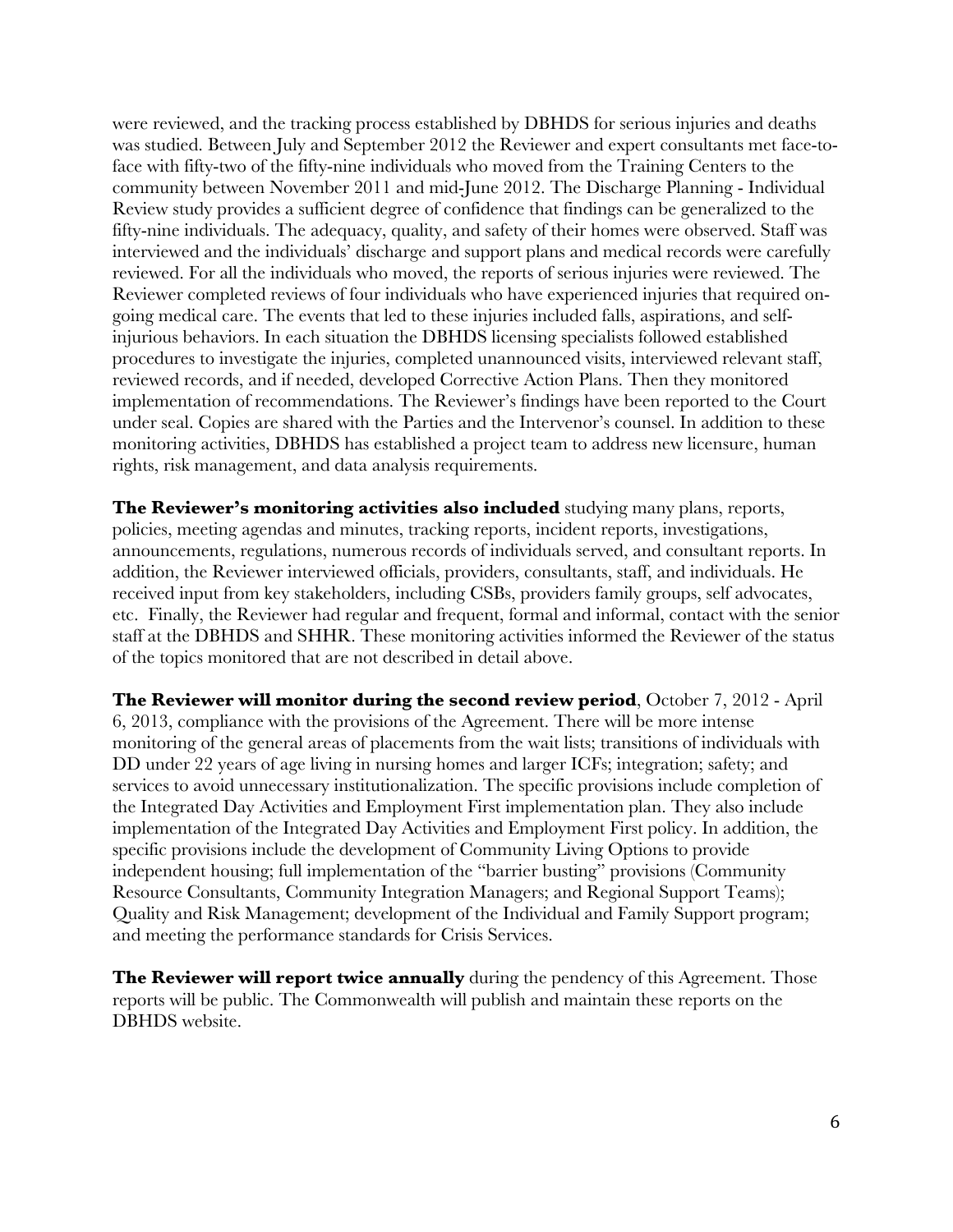were reviewed, and the tracking process established by DBHDS for serious injuries and deaths was studied. Between July and September 2012 the Reviewer and expert consultants met face-to-face with fifty-two of the fifty-nine individuals who moved from the Training Centers to the community between November 2011 and mid-June 2012. The Discharge Planning - Individual Review study provides a sufficient degree of confidence that findings can be generalized to the fifty-nine individuals. The adequacy, quality, and safety of their homes were observed. Staff was interviewed and the individuals' discharge and support plans and medical records were carefully reviewed. For all the individuals who moved, the reports of serious injuries were reviewed. The Reviewer completed reviews of four individuals who have experienced injuries that required on-going medical care. The events that led to these injuries included falls, aspirations, and self-injurious behaviors. In each situation the DBHDS licensing specialists followed established procedures to investigate the injuries, completed unannounced visits, interviewed relevant staff, reviewed records, and if needed, developed Corrective Action Plans. Then they monitored implementation of recommendations. The Reviewer's findings have been reported to the Court under seal. Copies are shared with the Parties and the Intervenor's counsel. In addition to these monitoring activities, DBHDS has established a project team to address new licensure, human rights, risk management, and data analysis requirements.

**The Reviewer's monitoring activities also included** studying many plans, reports, policies, meeting agendas and minutes, tracking reports, incident reports, investigations, announcements, regulations, numerous records of individuals served, and consultant reports. In addition, the Reviewer interviewed officials, providers, consultants, staff, and individuals. He received input from key stakeholders, including CSBs, providers family groups, self advocates, etc. Finally, the Reviewer had regular and frequent, formal and informal, contact with the senior staff at the DBHDS and SHHR. These monitoring activities informed the Reviewer of the status of the topics monitored that are not described in detail above.

**The Reviewer will monitor during the second review period**, October 7, 2012 - April 6, 2013, compliance with the provisions of the Agreement. There will be more intense monitoring of the general areas of placements from the wait lists; transitions of individuals with DD under 22 years of age living in nursing homes and larger ICFs; integration; safety; and services to avoid unnecessary institutionalization. The specific provisions include completion of the Integrated Day Activities and Employment First implementation plan. They also include implementation of the Integrated Day Activities and Employment First policy. In addition, the specific provisions include the development of Community Living Options to provide independent housing; full implementation of the "barrier busting" provisions (Community Resource Consultants, Community Integration Managers; and Regional Support Teams); Quality and Risk Management; development of the Individual and Family Support program; and meeting the performance standards for Crisis Services.

**The Reviewer will report twice annually** during the pendency of this Agreement. Those reports will be public. The Commonwealth will publish and maintain these reports on the DBHDS website.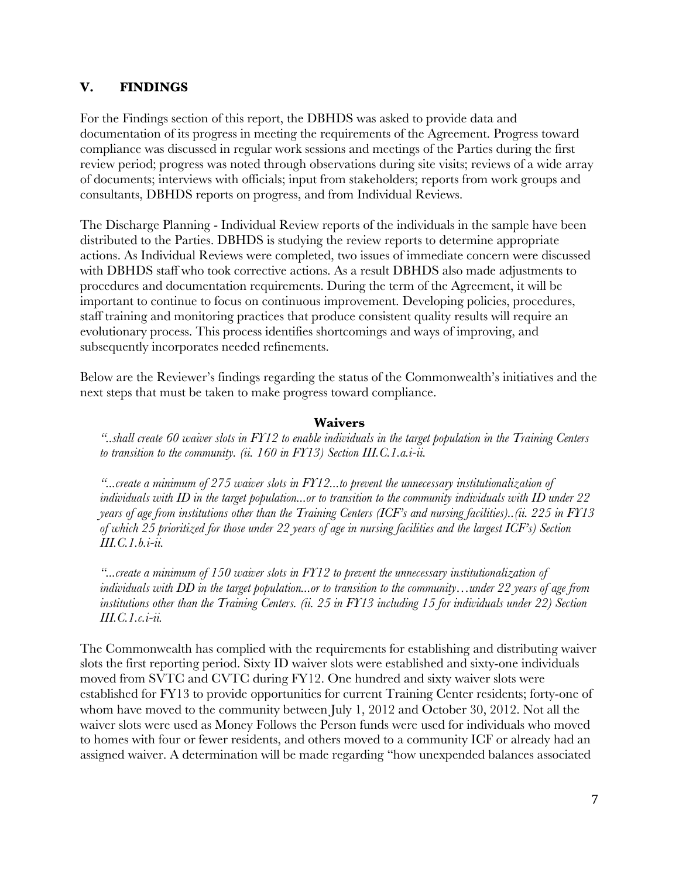## V. FINDINGS

For the Findings section of this report, the DBHDS was asked to provide data and documentation of its progress in meeting the requirements of the Agreement. Progress toward compliance was discussed in regular work sessions and meetings of the Parties during the first review period; progress was noted through observations during site visits; reviews of a wide array of documents; interviews with officials; input from stakeholders; reports from work groups and consultants, DBHDS reports on progress, and from Individual Reviews.

The Discharge Planning - Individual Review reports of the individuals in the sample have been distributed to the Parties. DBHDS is studying the review reports to determine appropriate actions. As Individual Reviews were completed, two issues of immediate concern were discussed with DBHDS staff who took corrective actions. As a result DBHDS also made adjustments to procedures and documentation requirements. During the term of the Agreement, it will be important to continue to focus on continuous improvement. Developing policies, procedures, staff training and monitoring practices that produce consistent quality results will require an evolutionary process. This process identifies shortcomings and ways of improving, and subsequently incorporates needed refinements.

Below are the Reviewer's findings regarding the status of the Commonwealth's initiatives and the next steps that must be taken to make progress toward compliance.

### Waivers

*"..shall create 60 waiver slots in FY12 to enable individuals in the target population in the Training Centers to transition to the community. (ii. 160 in FY13) Section III.C.1.a.i-ii.*

*"...create a minimum of 275 waiver slots in FY12...to prevent the unnecessary institutionalization of individuals with ID in the target population...or to transition to the community individuals with ID under 22 years of age from institutions other than the Training Centers (ICF's and nursing facilities)..(ii. 225 in FY13 of which 25 prioritized for those under 22 years of age in nursing facilities and the largest ICF's) Section III.C.1.b.i-ii.*

*"...create a minimum of 150 waiver slots in FY12 to prevent the unnecessary institutionalization of individuals with DD in the target population...or to transition to the community…under 22 years of age from institutions other than the Training Centers. (ii. 25 in FY13 including 15 for individuals under 22) Section III.C.1.c.i-ii.*

The Commonwealth has complied with the requirements for establishing and distributing waiver slots the first reporting period. Sixty ID waiver slots were established and sixty-one individuals moved from SVTC and CVTC during FY12. One hundred and sixty waiver slots were established for FY13 to provide opportunities for current Training Center residents; forty-one of whom have moved to the community between July 1, 2012 and October 30, 2012. Not all the waiver slots were used as Money Follows the Person funds were used for individuals who moved to homes with four or fewer residents, and others moved to a community ICF or already had an assigned waiver. A determination will be made regarding "how unexpended balances associated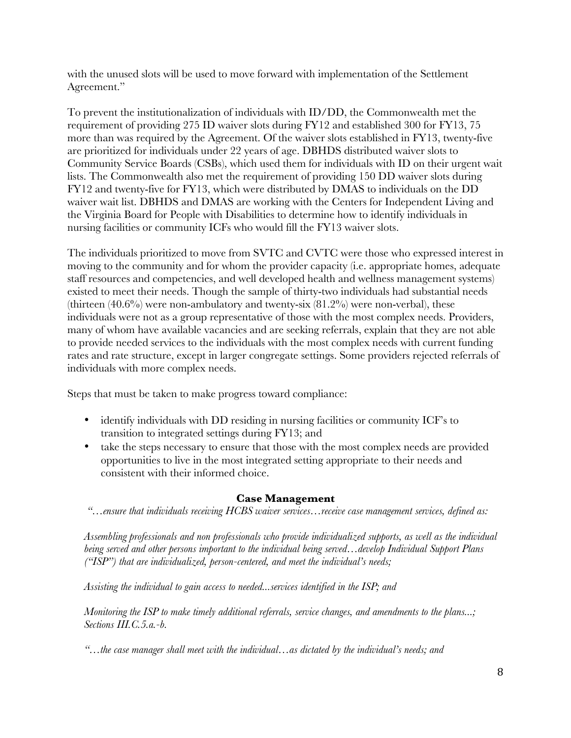with the unused slots will be used to move forward with implementation of the Settlement Agreement."

To prevent the institutionalization of individuals with ID/DD, the Commonwealth met the requirement of providing 275 ID waiver slots during FY12 and established 300 for FY13, 75 more than was required by the Agreement. Of the waiver slots established in FY13, twenty-five are prioritized for individuals under 22 years of age. DBHDS distributed waiver slots to Community Service Boards (CSBs), which used them for individuals with ID on their urgent wait lists. The Commonwealth also met the requirement of providing 150 DD waiver slots during FY12 and twenty-five for FY13, which were distributed by DMAS to individuals on the DD waiver wait list. DBHDS and DMAS are working with the Centers for Independent Living and the Virginia Board for People with Disabilities to determine how to identify individuals in nursing facilities or community ICFs who would fill the FY13 waiver slots.

The individuals prioritized to move from SVTC and CVTC were those who expressed interest in moving to the community and for whom the provider capacity (i.e. appropriate homes, adequate staff resources and competencies, and well developed health and wellness management systems) existed to meet their needs. Though the sample of thirty-two individuals had substantial needs (thirteen (40.6%) were non-ambulatory and twenty-six (81.2%) were non-verbal), these individuals were not as a group representative of those with the most complex needs. Providers, many of whom have available vacancies and are seeking referrals, explain that they are not able to provide needed services to the individuals with the most complex needs with current funding rates and rate structure, except in larger congregate settings. Some providers rejected referrals of individuals with more complex needs.

Steps that must be taken to make progress toward compliance:

- identify individuals with DD residing in nursing facilities or community ICF's to transition to integrated settings during FY13; and
- take the steps necessary to ensure that those with the most complex needs are provided opportunities to live in the most integrated setting appropriate to their needs and consistent with their informed choice.

### Case Management

*"…ensure that individuals receiving HCBS waiver services…receive case management services, defined as:*

*Assembling professionals and non professionals who provide individualized supports, as well as the individual being served and other persons important to the individual being served…develop Individual Support Plans ("ISP") that are individualized, person-centered, and meet the individual's needs;*

*Assisting the individual to gain access to needed...services identified in the ISP; and*

*Monitoring the ISP to make timely additional referrals, service changes, and amendments to the plans...; Sections III.C.5.a.-b.*

*"…the case manager shall meet with the individual…as dictated by the individual's needs; and*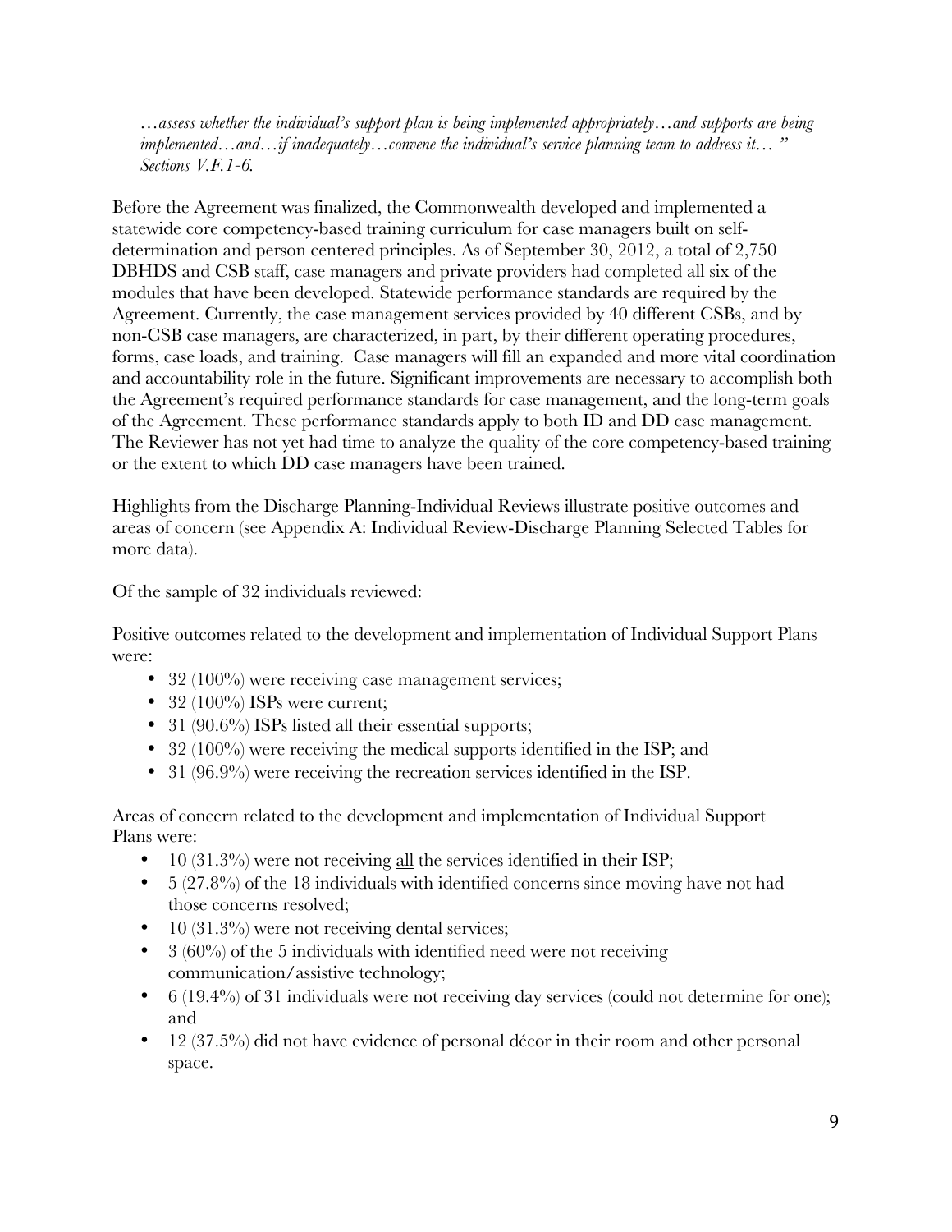*…assess whether the individual's support plan is being implemented appropriately…and supports are being implemented…and…if inadequately…convene the individual's service planning team to address it… " Sections V.F.1-6.*

Before the Agreement was finalized, the Commonwealth developed and implemented a statewide core competency-based training curriculum for case managers built on self-determination and person centered principles. As of September 30, 2012, a total of 2,750 DBHDS and CSB staff, case managers and private providers had completed all six of the modules that have been developed. Statewide performance standards are required by the Agreement. Currently, the case management services provided by 40 different CSBs, and by non-CSB case managers, are characterized, in part, by their different operating procedures, forms, case loads, and training. Case managers will fill an expanded and more vital coordination and accountability role in the future. Significant improvements are necessary to accomplish both the Agreement's required performance standards for case management, and the long-term goals of the Agreement. These performance standards apply to both ID and DD case management. The Reviewer has not yet had time to analyze the quality of the core competency-based training or the extent to which DD case managers have been trained.

Highlights from the Discharge Planning-Individual Reviews illustrate positive outcomes and areas of concern (see Appendix A: Individual Review-Discharge Planning Selected Tables for more data).

Of the sample of 32 individuals reviewed:

Positive outcomes related to the development and implementation of Individual Support Plans were:

- 32 (100%) were receiving case management services;
- 32 (100%) ISPs were current;
- 31 (90.6%) ISPs listed all their essential supports;
- 32 (100%) were receiving the medical supports identified in the ISP; and
- 31 (96.9%) were receiving the recreation services identified in the ISP.

Areas of concern related to the development and implementation of Individual Support Plans were:

- 10 (31.3%) were not receiving all the services identified in their ISP;
- 5 (27.8%) of the 18 individuals with identified concerns since moving have not had those concerns resolved;
- 10 (31.3%) were not receiving dental services;
- 3 (60%) of the 5 individuals with identified need were not receiving communication/assistive technology;
- 6 (19.4%) of 31 individuals were not receiving day services (could not determine for one); and
- 12 (37.5%) did not have evidence of personal décor in their room and other personal space.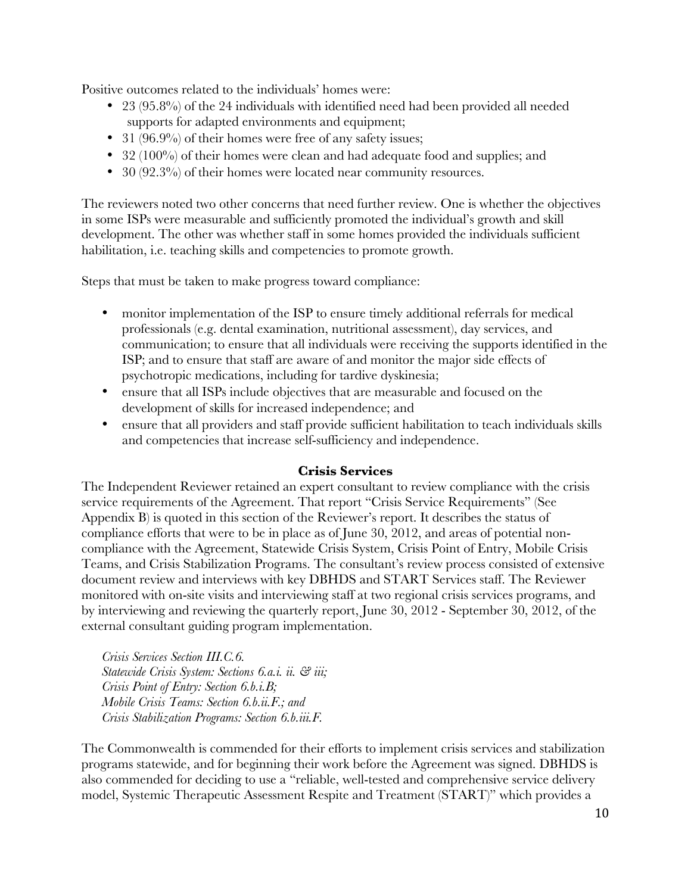Positive outcomes related to the individuals' homes were:

- 23 (95.8%) of the 24 individuals with identified need had been provided all needed supports for adapted environments and equipment;
- 31 (96.9%) of their homes were free of any safety issues;
- 32 (100%) of their homes were clean and had adequate food and supplies; and
- 30 (92.3%) of their homes were located near community resources.

The reviewers noted two other concerns that need further review. One is whether the objectives in some ISPs were measurable and sufficiently promoted the individual's growth and skill development. The other was whether staff in some homes provided the individuals sufficient habilitation, i.e. teaching skills and competencies to promote growth.

Steps that must be taken to make progress toward compliance:

- monitor implementation of the ISP to ensure timely additional referrals for medical professionals (e.g. dental examination, nutritional assessment), day services, and communication; to ensure that all individuals were receiving the supports identified in the ISP; and to ensure that staff are aware of and monitor the major side effects of psychotropic medications, including for tardive dyskinesia;
- ensure that all ISPs include objectives that are measurable and focused on the development of skills for increased independence; and
- ensure that all providers and staff provide sufficient habilitation to teach individuals skills and competencies that increase self-sufficiency and independence.

**Crisis Services**

The Independent Reviewer retained an expert consultant to review compliance with the crisis service requirements of the Agreement. That report "Crisis Service Requirements" (See Appendix B) is quoted in this section of the Reviewer's report. It describes the status of compliance efforts that were to be in place as of June 30, 2012, and areas of potential non-compliance with the Agreement, Statewide Crisis System, Crisis Point of Entry, Mobile Crisis Teams, and Crisis Stabilization Programs. The consultant's review process consisted of extensive document review and interviews with key DBHDS and START Services staff. The Reviewer monitored with on-site visits and interviewing staff at two regional crisis services programs, and by interviewing and reviewing the quarterly report, June 30, 2012 - September 30, 2012, of the external consultant guiding program implementation.

*Crisis Services Section III.C.6.*
*Statewide Crisis System: Sections 6.a.i. ii. & iii;*
*Crisis Point of Entry: Section 6.b.i.B;*
*Mobile Crisis Teams: Section 6.b.ii.F.; and*
*Crisis Stabilization Programs: Section 6.b.iii.F.*

The Commonwealth is commended for their efforts to implement crisis services and stabilization programs statewide, and for beginning their work before the Agreement was signed. DBHDS is also commended for deciding to use a "reliable, well-tested and comprehensive service delivery model, Systemic Therapeutic Assessment Respite and Treatment (START)" which provides a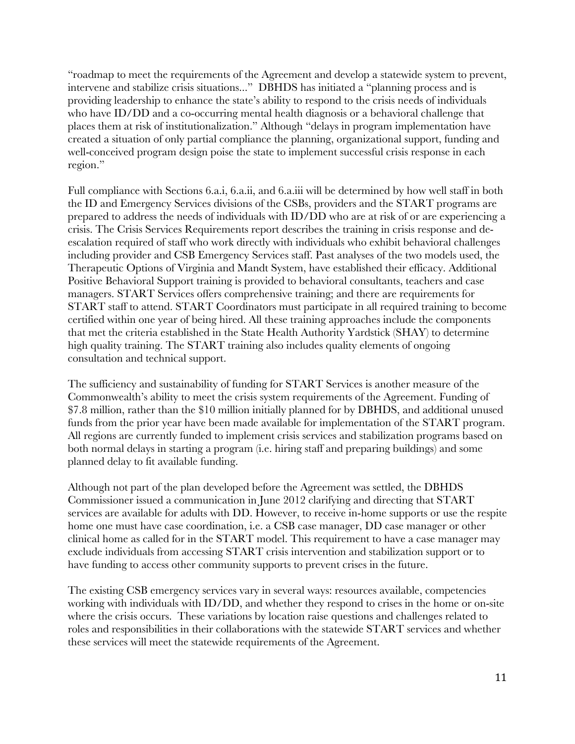"roadmap to meet the requirements of the Agreement and develop a statewide system to prevent, intervene and stabilize crisis situations..." DBHDS has initiated a "planning process and is providing leadership to enhance the state's ability to respond to the crisis needs of individuals who have ID/DD and a co-occurring mental health diagnosis or a behavioral challenge that places them at risk of institutionalization." Although "delays in program implementation have created a situation of only partial compliance the planning, organizational support, funding and well-conceived program design poise the state to implement successful crisis response in each region."

Full compliance with Sections 6.a.i, 6.a.ii, and 6.a.iii will be determined by how well staff in both the ID and Emergency Services divisions of the CSBs, providers and the START programs are prepared to address the needs of individuals with ID/DD who are at risk of or are experiencing a crisis. The Crisis Services Requirements report describes the training in crisis response and de-escalation required of staff who work directly with individuals who exhibit behavioral challenges including provider and CSB Emergency Services staff. Past analyses of the two models used, the Therapeutic Options of Virginia and Mandt System, have established their efficacy. Additional Positive Behavioral Support training is provided to behavioral consultants, teachers and case managers. START Services offers comprehensive training; and there are requirements for START staff to attend. START Coordinators must participate in all required training to become certified within one year of being hired. All these training approaches include the components that met the criteria established in the State Health Authority Yardstick (SHAY) to determine high quality training. The START training also includes quality elements of ongoing consultation and technical support.

The sufficiency and sustainability of funding for START Services is another measure of the Commonwealth's ability to meet the crisis system requirements of the Agreement. Funding of $7.8 million, rather than the $10 million initially planned for by DBHDS, and additional unused funds from the prior year have been made available for implementation of the START program. All regions are currently funded to implement crisis services and stabilization programs based on both normal delays in starting a program (i.e. hiring staff and preparing buildings) and some planned delay to fit available funding.

Although not part of the plan developed before the Agreement was settled, the DBHDS Commissioner issued a communication in June 2012 clarifying and directing that START services are available for adults with DD. However, to receive in-home supports or use the respite home one must have case coordination, i.e. a CSB case manager, DD case manager or other clinical home as called for in the START model. This requirement to have a case manager may exclude individuals from accessing START crisis intervention and stabilization support or to have funding to access other community supports to prevent crises in the future.

The existing CSB emergency services vary in several ways: resources available, competencies working with individuals with ID/DD, and whether they respond to crises in the home or on-site where the crisis occurs. These variations by location raise questions and challenges related to roles and responsibilities in their collaborations with the statewide START services and whether these services will meet the statewide requirements of the Agreement.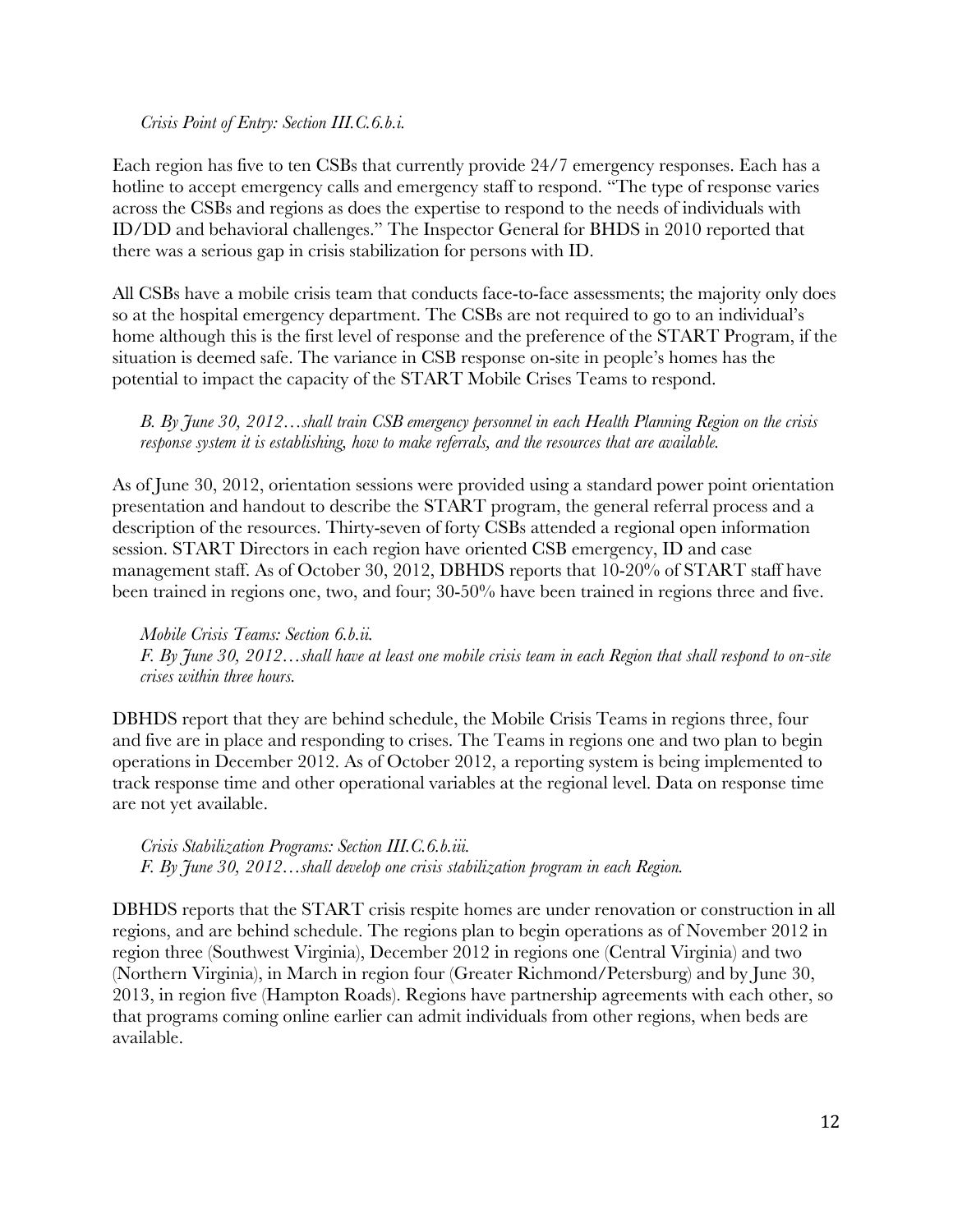*Crisis Point of Entry: Section III.C.6.b.i.*

Each region has five to ten CSBs that currently provide 24/7 emergency responses. Each has a hotline to accept emergency calls and emergency staff to respond. "The type of response varies across the CSBs and regions as does the expertise to respond to the needs of individuals with ID/DD and behavioral challenges." The Inspector General for BHDS in 2010 reported that there was a serious gap in crisis stabilization for persons with ID.

All CSBs have a mobile crisis team that conducts face-to-face assessments; the majority only does so at the hospital emergency department. The CSBs are not required to go to an individual's home although this is the first level of response and the preference of the START Program, if the situation is deemed safe. The variance in CSB response on-site in people's homes has the potential to impact the capacity of the START Mobile Crises Teams to respond.

*B. By June 30, 2012…shall train CSB emergency personnel in each Health Planning Region on the crisis response system it is establishing, how to make referrals, and the resources that are available.*

As of June 30, 2012, orientation sessions were provided using a standard power point orientation presentation and handout to describe the START program, the general referral process and a description of the resources. Thirty-seven of forty CSBs attended a regional open information session. START Directors in each region have oriented CSB emergency, ID and case management staff. As of October 30, 2012, DBHDS reports that 10-20% of START staff have been trained in regions one, two, and four; 30-50% have been trained in regions three and five.

*Mobile Crisis Teams: Section 6.b.ii.*
*F. By June 30, 2012…shall have at least one mobile crisis team in each Region that shall respond to on-site crises within three hours.*

DBHDS report that they are behind schedule, the Mobile Crisis Teams in regions three, four and five are in place and responding to crises. The Teams in regions one and two plan to begin operations in December 2012. As of October 2012, a reporting system is being implemented to track response time and other operational variables at the regional level. Data on response time are not yet available.

*Crisis Stabilization Programs: Section III.C.6.b.iii.*
*F. By June 30, 2012…shall develop one crisis stabilization program in each Region.*

DBHDS reports that the START crisis respite homes are under renovation or construction in all regions, and are behind schedule. The regions plan to begin operations as of November 2012 in region three (Southwest Virginia), December 2012 in regions one (Central Virginia) and two (Northern Virginia), in March in region four (Greater Richmond/Petersburg) and by June 30, 2013, in region five (Hampton Roads). Regions have partnership agreements with each other, so that programs coming online earlier can admit individuals from other regions, when beds are available.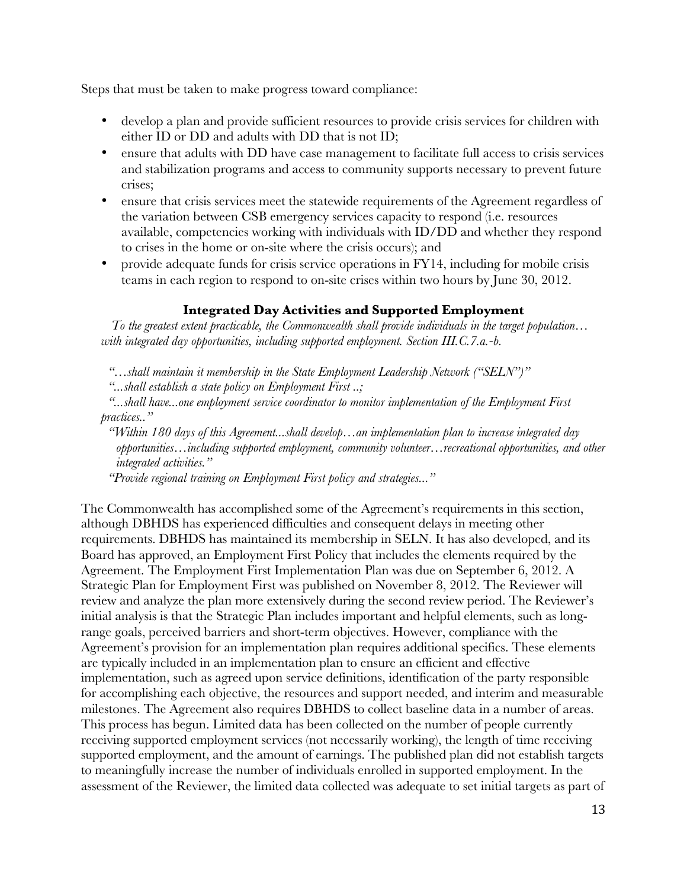Steps that must be taken to make progress toward compliance:

- develop a plan and provide sufficient resources to provide crisis services for children with either ID or DD and adults with DD that is not ID;
- ensure that adults with DD have case management to facilitate full access to crisis services and stabilization programs and access to community supports necessary to prevent future crises;
- ensure that crisis services meet the statewide requirements of the Agreement regardless of the variation between CSB emergency services capacity to respond (i.e. resources available, competencies working with individuals with ID/DD and whether they respond to crises in the home or on-site where the crisis occurs); and
- provide adequate funds for crisis service operations in FY14, including for mobile crisis teams in each region to respond to on-site crises within two hours by June 30, 2012.

### Integrated Day Activities and Supported Employment

*To the greatest extent practicable, the Commonwealth shall provide individuals in the target population… with integrated day opportunities, including supported employment. Section III.C.7.a.-b.*

*"…shall maintain it membership in the State Employment Leadership Network ("SELN")"*

*"...shall establish a state policy on Employment First ..;*

*"...shall have...one employment service coordinator to monitor implementation of the Employment First practices.."*

*"Within 180 days of this Agreement...shall develop…an implementation plan to increase integrated day opportunities…including supported employment, community volunteer…recreational opportunities, and other integrated activities."*

*"Provide regional training on Employment First policy and strategies..."*

The Commonwealth has accomplished some of the Agreement's requirements in this section, although DBHDS has experienced difficulties and consequent delays in meeting other requirements. DBHDS has maintained its membership in SELN. It has also developed, and its Board has approved, an Employment First Policy that includes the elements required by the Agreement. The Employment First Implementation Plan was due on September 6, 2012. A Strategic Plan for Employment First was published on November 8, 2012. The Reviewer will review and analyze the plan more extensively during the second review period. The Reviewer's initial analysis is that the Strategic Plan includes important and helpful elements, such as long-range goals, perceived barriers and short-term objectives. However, compliance with the Agreement's provision for an implementation plan requires additional specifics. These elements are typically included in an implementation plan to ensure an efficient and effective implementation, such as agreed upon service definitions, identification of the party responsible for accomplishing each objective, the resources and support needed, and interim and measurable milestones. The Agreement also requires DBHDS to collect baseline data in a number of areas. This process has begun. Limited data has been collected on the number of people currently receiving supported employment services (not necessarily working), the length of time receiving supported employment, and the amount of earnings. The published plan did not establish targets to meaningfully increase the number of individuals enrolled in supported employment. In the assessment of the Reviewer, the limited data collected was adequate to set initial targets as part of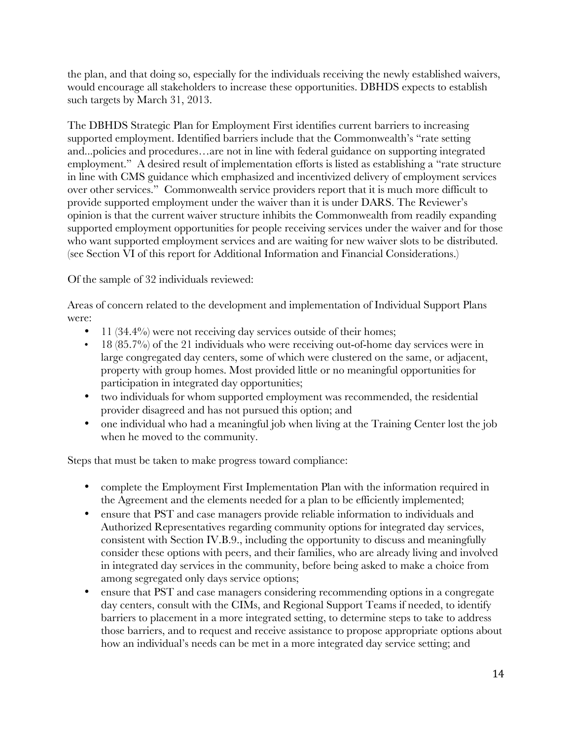the plan, and that doing so, especially for the individuals receiving the newly established waivers, would encourage all stakeholders to increase these opportunities. DBHDS expects to establish such targets by March 31, 2013.

The DBHDS Strategic Plan for Employment First identifies current barriers to increasing supported employment. Identified barriers include that the Commonwealth's "rate setting and...policies and procedures…are not in line with federal guidance on supporting integrated employment." A desired result of implementation efforts is listed as establishing a "rate structure in line with CMS guidance which emphasized and incentivized delivery of employment services over other services." Commonwealth service providers report that it is much more difficult to provide supported employment under the waiver than it is under DARS. The Reviewer's opinion is that the current waiver structure inhibits the Commonwealth from readily expanding supported employment opportunities for people receiving services under the waiver and for those who want supported employment services and are waiting for new waiver slots to be distributed. (see Section VI of this report for Additional Information and Financial Considerations.)

Of the sample of 32 individuals reviewed:

Areas of concern related to the development and implementation of Individual Support Plans were:

- 11 (34.4%) were not receiving day services outside of their homes;
- 18 (85.7%) of the 21 individuals who were receiving out-of-home day services were in large congregated day centers, some of which were clustered on the same, or adjacent, property with group homes. Most provided little or no meaningful opportunities for participation in integrated day opportunities;
- two individuals for whom supported employment was recommended, the residential provider disagreed and has not pursued this option; and
- one individual who had a meaningful job when living at the Training Center lost the job when he moved to the community.

Steps that must be taken to make progress toward compliance:

- complete the Employment First Implementation Plan with the information required in the Agreement and the elements needed for a plan to be efficiently implemented;
- ensure that PST and case managers provide reliable information to individuals and Authorized Representatives regarding community options for integrated day services, consistent with Section IV.B.9., including the opportunity to discuss and meaningfully consider these options with peers, and their families, who are already living and involved in integrated day services in the community, before being asked to make a choice from among segregated only days service options;
- ensure that PST and case managers considering recommending options in a congregate day centers, consult with the CIMs, and Regional Support Teams if needed, to identify barriers to placement in a more integrated setting, to determine steps to take to address those barriers, and to request and receive assistance to propose appropriate options about how an individual's needs can be met in a more integrated day service setting; and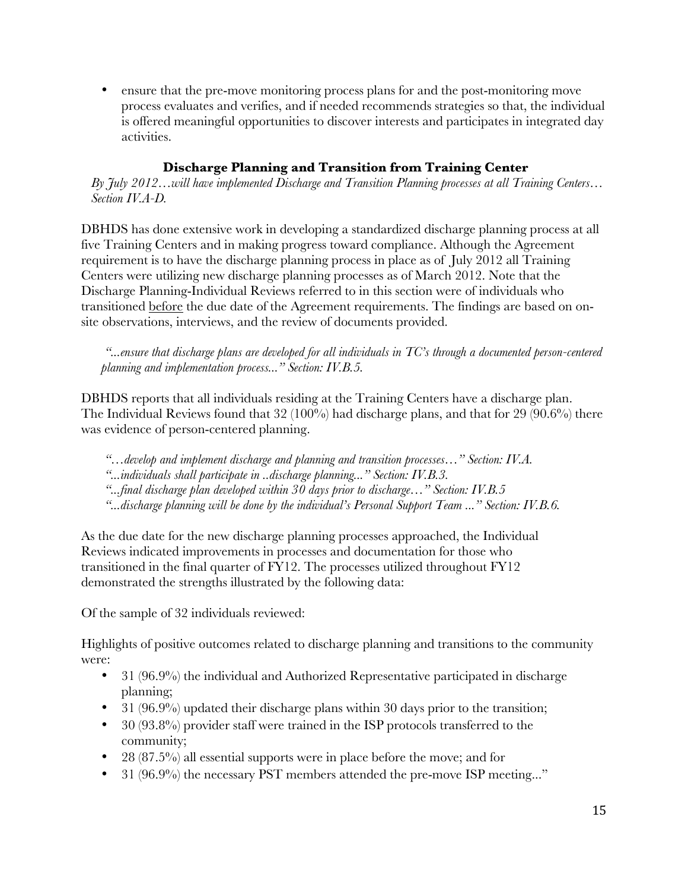- ensure that the pre-move monitoring process plans for and the post-monitoring move process evaluates and verifies, and if needed recommends strategies so that, the individual is offered meaningful opportunities to discover interests and participates in integrated day activities.

## Discharge Planning and Transition from Training Center

*By July 2012…will have implemented Discharge and Transition Planning processes at all Training Centers… Section IV.A-D.*

DBHDS has done extensive work in developing a standardized discharge planning process at all five Training Centers and in making progress toward compliance. Although the Agreement requirement is to have the discharge planning process in place as of July 2012 all Training Centers were utilizing new discharge planning processes as of March 2012. Note that the Discharge Planning-Individual Reviews referred to in this section were of individuals who transitioned <u>before</u> the due date of the Agreement requirements. The findings are based on on-site observations, interviews, and the review of documents provided.

*"...ensure that discharge plans are developed for all individuals in TC's through a documented person-centered planning and implementation process..." Section: IV.B.5.*

DBHDS reports that all individuals residing at the Training Centers have a discharge plan. The Individual Reviews found that 32 (100%) had discharge plans, and that for 29 (90.6%) there was evidence of person-centered planning.

*"…develop and implement discharge and planning and transition processes…" Section: IV.A.*
*"...individuals shall participate in ..discharge planning..." Section: IV.B.3.*
*"...final discharge plan developed within 30 days prior to discharge…" Section: IV.B.5*
*"...discharge planning will be done by the individual's Personal Support Team ..." Section: IV.B.6.*

As the due date for the new discharge planning processes approached, the Individual Reviews indicated improvements in processes and documentation for those who transitioned in the final quarter of FY12. The processes utilized throughout FY12 demonstrated the strengths illustrated by the following data:

Of the sample of 32 individuals reviewed:

Highlights of positive outcomes related to discharge planning and transitions to the community were:

- 31 (96.9%) the individual and Authorized Representative participated in discharge planning;
- 31 (96.9%) updated their discharge plans within 30 days prior to the transition;
- 30 (93.8%) provider staff were trained in the ISP protocols transferred to the community;
- 28 (87.5%) all essential supports were in place before the move; and for
- 31 (96.9%) the necessary PST members attended the pre-move ISP meeting..."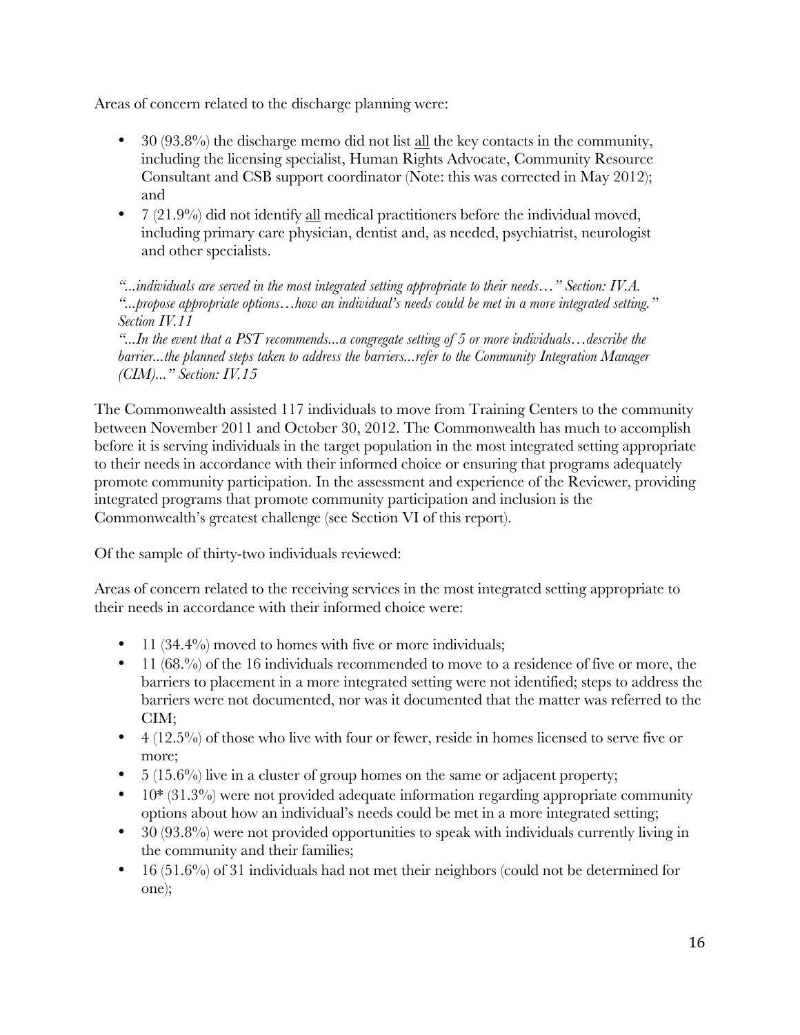Areas of concern related to the discharge planning were:

- 30 (93.8%) the discharge memo did not list all the key contacts in the community, including the licensing specialist, Human Rights Advocate, Community Resource Consultant and CSB support coordinator (Note: this was corrected in May 2012); and
- 7 (21.9%) did not identify all medical practitioners before the individual moved, including primary care physician, dentist and, as needed, psychiatrist, neurologist and other specialists.

*"...individuals are served in the most integrated setting appropriate to their needs…" Section: IV.A.*
*"...propose appropriate options…how an individual's needs could be met in a more integrated setting." Section IV.11*
*"...In the event that a PST recommends...a congregate setting of 5 or more individuals…describe the barrier...the planned steps taken to address the barriers...refer to the Community Integration Manager (CIM)..." Section: IV.15*

The Commonwealth assisted 117 individuals to move from Training Centers to the community between November 2011 and October 30, 2012. The Commonwealth has much to accomplish before it is serving individuals in the target population in the most integrated setting appropriate to their needs in accordance with their informed choice or ensuring that programs adequately promote community participation. In the assessment and experience of the Reviewer, providing integrated programs that promote community participation and inclusion is the Commonwealth's greatest challenge (see Section VI of this report).

Of the sample of thirty-two individuals reviewed:

Areas of concern related to the receiving services in the most integrated setting appropriate to their needs in accordance with their informed choice were:

- 11 (34.4%) moved to homes with five or more individuals;
- 11 (68.%) of the 16 individuals recommended to move to a residence of five or more, the barriers to placement in a more integrated setting were not identified; steps to address the barriers were not documented, nor was it documented that the matter was referred to the CIM;
- 4 (12.5%) of those who live with four or fewer, reside in homes licensed to serve five or more;
- 5 (15.6%) live in a cluster of group homes on the same or adjacent property;
- 10* (31.3%) were not provided adequate information regarding appropriate community options about how an individual's needs could be met in a more integrated setting;
- 30 (93.8%) were not provided opportunities to speak with individuals currently living in the community and their families;
- 16 (51.6%) of 31 individuals had not met their neighbors (could not be determined for one);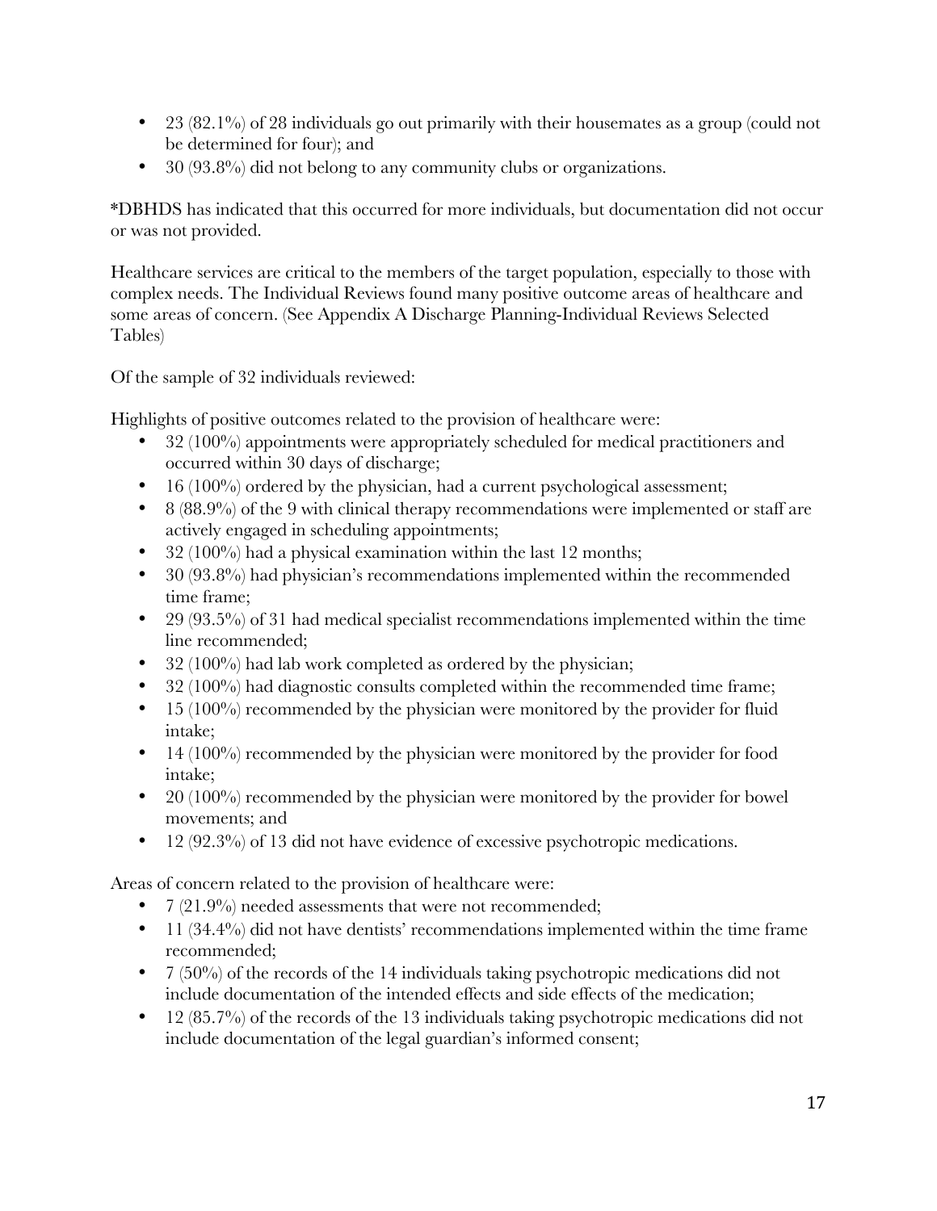- 23 (82.1%) of 28 individuals go out primarily with their housemates as a group (could not be determined for four); and
- 30 (93.8%) did not belong to any community clubs or organizations.

*DBHDS has indicated that this occurred for more individuals, but documentation did not occur or was not provided.

Healthcare services are critical to the members of the target population, especially to those with complex needs. The Individual Reviews found many positive outcome areas of healthcare and some areas of concern. (See Appendix A Discharge Planning-Individual Reviews Selected Tables)

Of the sample of 32 individuals reviewed:

Highlights of positive outcomes related to the provision of healthcare were:

- 32 (100%) appointments were appropriately scheduled for medical practitioners and occurred within 30 days of discharge;
- 16 (100%) ordered by the physician, had a current psychological assessment;
- 8 (88.9%) of the 9 with clinical therapy recommendations were implemented or staff are actively engaged in scheduling appointments;
- 32 (100%) had a physical examination within the last 12 months;
- 30 (93.8%) had physician's recommendations implemented within the recommended time frame;
- 29 (93.5%) of 31 had medical specialist recommendations implemented within the time line recommended;
- 32 (100%) had lab work completed as ordered by the physician;
- 32 (100%) had diagnostic consults completed within the recommended time frame;
- 15 (100%) recommended by the physician were monitored by the provider for fluid intake;
- 14 (100%) recommended by the physician were monitored by the provider for food intake;
- 20 (100%) recommended by the physician were monitored by the provider for bowel movements; and
- 12 (92.3%) of 13 did not have evidence of excessive psychotropic medications.

Areas of concern related to the provision of healthcare were:

- 7 (21.9%) needed assessments that were not recommended;
- 11 (34.4%) did not have dentists' recommendations implemented within the time frame recommended;
- 7 (50%) of the records of the 14 individuals taking psychotropic medications did not include documentation of the intended effects and side effects of the medication;
- 12 (85.7%) of the records of the 13 individuals taking psychotropic medications did not include documentation of the legal guardian's informed consent;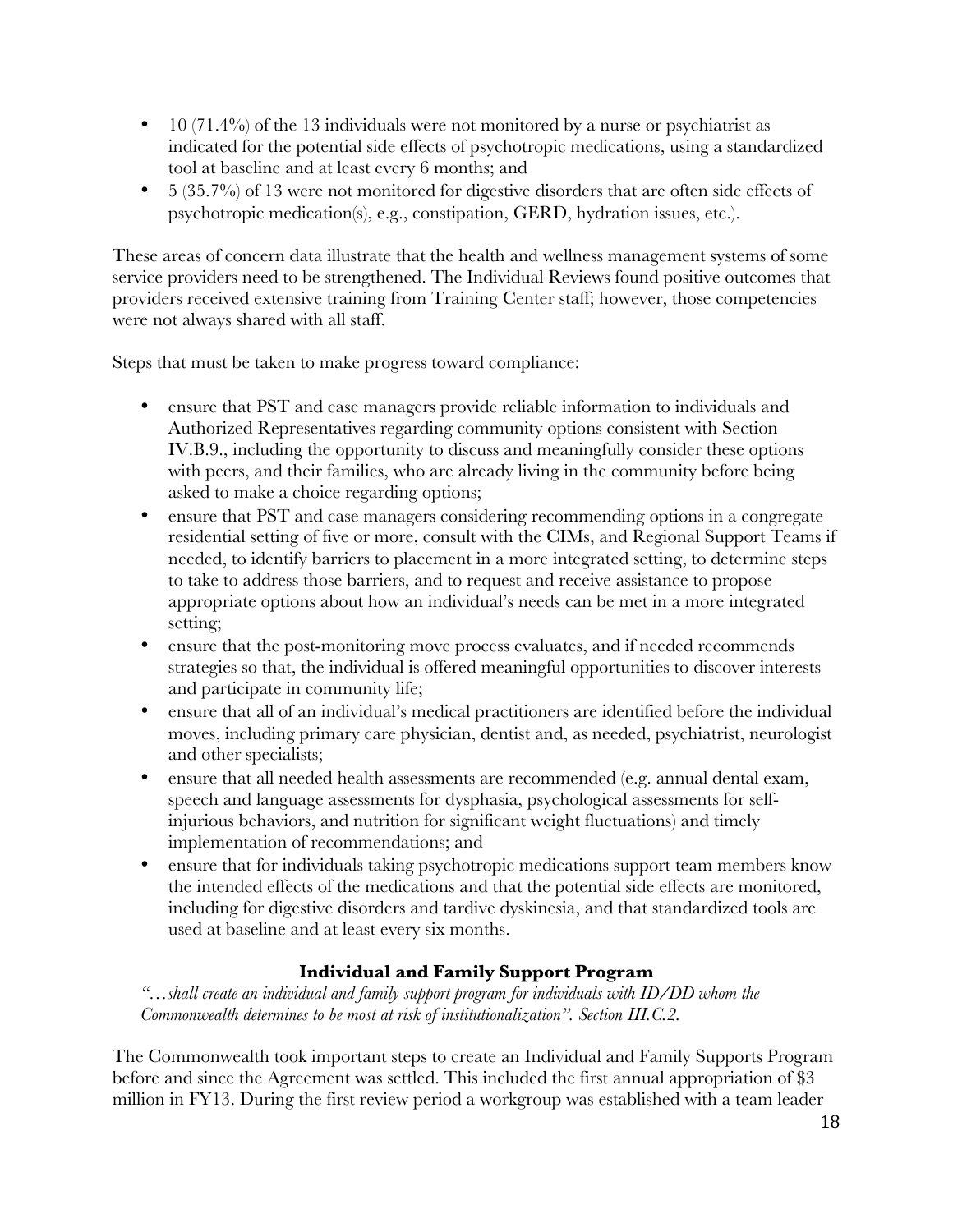- 10 (71.4%) of the 13 individuals were not monitored by a nurse or psychiatrist as indicated for the potential side effects of psychotropic medications, using a standardized tool at baseline and at least every 6 months; and
- 5 (35.7%) of 13 were not monitored for digestive disorders that are often side effects of psychotropic medication(s), e.g., constipation, GERD, hydration issues, etc.).

These areas of concern data illustrate that the health and wellness management systems of some service providers need to be strengthened. The Individual Reviews found positive outcomes that providers received extensive training from Training Center staff; however, those competencies were not always shared with all staff.

Steps that must be taken to make progress toward compliance:

- ensure that PST and case managers provide reliable information to individuals and Authorized Representatives regarding community options consistent with Section IV.B.9., including the opportunity to discuss and meaningfully consider these options with peers, and their families, who are already living in the community before being asked to make a choice regarding options;
- ensure that PST and case managers considering recommending options in a congregate residential setting of five or more, consult with the CIMs, and Regional Support Teams if needed, to identify barriers to placement in a more integrated setting, to determine steps to take to address those barriers, and to request and receive assistance to propose appropriate options about how an individual's needs can be met in a more integrated setting;
- ensure that the post-monitoring move process evaluates, and if needed recommends strategies so that, the individual is offered meaningful opportunities to discover interests and participate in community life;
- ensure that all of an individual's medical practitioners are identified before the individual moves, including primary care physician, dentist and, as needed, psychiatrist, neurologist and other specialists;
- ensure that all needed health assessments are recommended (e.g. annual dental exam, speech and language assessments for dysphasia, psychological assessments for self-injurious behaviors, and nutrition for significant weight fluctuations) and timely implementation of recommendations; and
- ensure that for individuals taking psychotropic medications support team members know the intended effects of the medications and that the potential side effects are monitored, including for digestive disorders and tardive dyskinesia, and that standardized tools are used at baseline and at least every six months.

### Individual and Family Support Program

*"…shall create an individual and family support program for individuals with ID/DD whom the Commonwealth determines to be most at risk of institutionalization". Section III.C.2.*

The Commonwealth took important steps to create an Individual and Family Supports Program before and since the Agreement was settled. This included the first annual appropriation of $3 million in FY13. During the first review period a workgroup was established with a team leader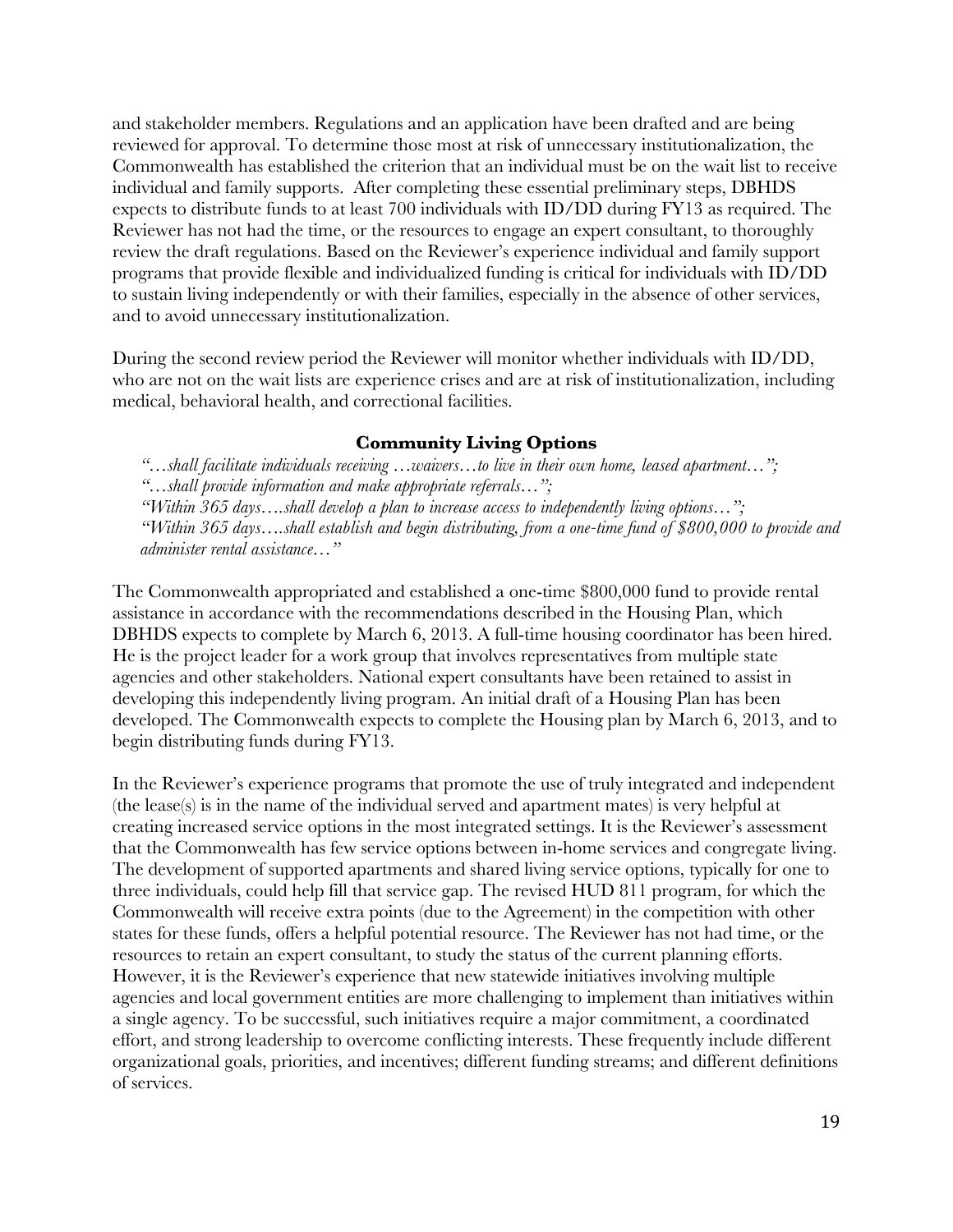and stakeholder members. Regulations and an application have been drafted and are being reviewed for approval. To determine those most at risk of unnecessary institutionalization, the Commonwealth has established the criterion that an individual must be on the wait list to receive individual and family supports. After completing these essential preliminary steps, DBHDS expects to distribute funds to at least 700 individuals with ID/DD during FY13 as required. The Reviewer has not had the time, or the resources to engage an expert consultant, to thoroughly review the draft regulations. Based on the Reviewer's experience individual and family support programs that provide flexible and individualized funding is critical for individuals with ID/DD to sustain living independently or with their families, especially in the absence of other services, and to avoid unnecessary institutionalization.

During the second review period the Reviewer will monitor whether individuals with ID/DD, who are not on the wait lists are experience crises and are at risk of institutionalization, including medical, behavioral health, and correctional facilities.

### Community Living Options

*"…shall facilitate individuals receiving …waivers…to live in their own home, leased apartment…";*
*"…shall provide information and make appropriate referrals…";*
*"Within 365 days….shall develop a plan to increase access to independently living options…";*
*"Within 365 days….shall establish and begin distributing, from a one-time fund of $800,000 to provide and administer rental assistance…"*

The Commonwealth appropriated and established a one-time $800,000 fund to provide rental assistance in accordance with the recommendations described in the Housing Plan, which DBHDS expects to complete by March 6, 2013. A full-time housing coordinator has been hired. He is the project leader for a work group that involves representatives from multiple state agencies and other stakeholders. National expert consultants have been retained to assist in developing this independently living program. An initial draft of a Housing Plan has been developed. The Commonwealth expects to complete the Housing plan by March 6, 2013, and to begin distributing funds during FY13.

In the Reviewer's experience programs that promote the use of truly integrated and independent (the lease(s) is in the name of the individual served and apartment mates) is very helpful at creating increased service options in the most integrated settings. It is the Reviewer's assessment that the Commonwealth has few service options between in-home services and congregate living. The development of supported apartments and shared living service options, typically for one to three individuals, could help fill that service gap. The revised HUD 811 program, for which the Commonwealth will receive extra points (due to the Agreement) in the competition with other states for these funds, offers a helpful potential resource. The Reviewer has not had time, or the resources to retain an expert consultant, to study the status of the current planning efforts. However, it is the Reviewer's experience that new statewide initiatives involving multiple agencies and local government entities are more challenging to implement than initiatives within a single agency. To be successful, such initiatives require a major commitment, a coordinated effort, and strong leadership to overcome conflicting interests. These frequently include different organizational goals, priorities, and incentives; different funding streams; and different definitions of services.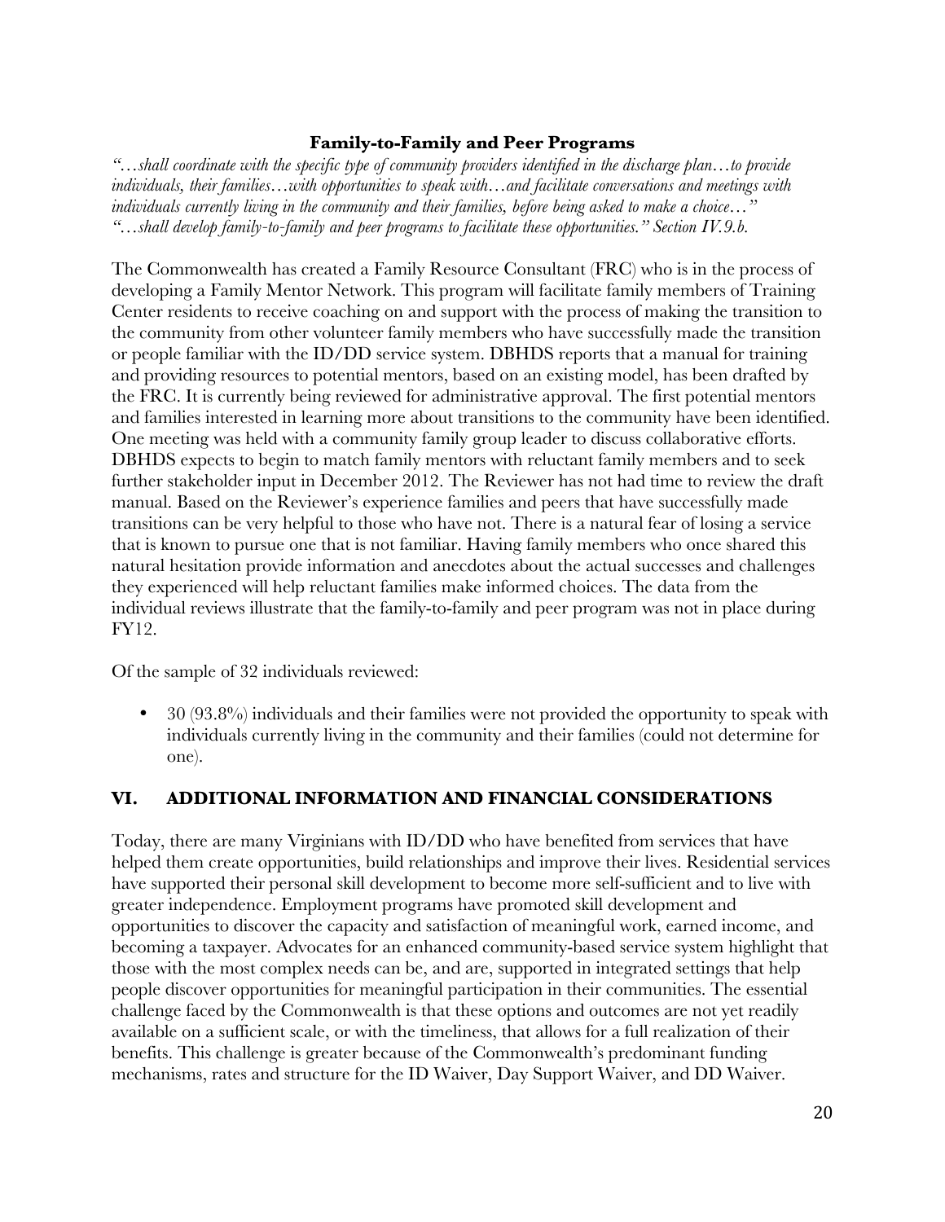**Family-to-Family and Peer Programs**

*"…shall coordinate with the specific type of community providers identified in the discharge plan…to provide individuals, their families…with opportunities to speak with…and facilitate conversations and meetings with individuals currently living in the community and their families, before being asked to make a choice…"*
*"…shall develop family-to-family and peer programs to facilitate these opportunities." Section IV.9.b.*

The Commonwealth has created a Family Resource Consultant (FRC) who is in the process of developing a Family Mentor Network. This program will facilitate family members of Training Center residents to receive coaching on and support with the process of making the transition to the community from other volunteer family members who have successfully made the transition or people familiar with the ID/DD service system. DBHDS reports that a manual for training and providing resources to potential mentors, based on an existing model, has been drafted by the FRC. It is currently being reviewed for administrative approval. The first potential mentors and families interested in learning more about transitions to the community have been identified. One meeting was held with a community family group leader to discuss collaborative efforts. DBHDS expects to begin to match family mentors with reluctant family members and to seek further stakeholder input in December 2012. The Reviewer has not had time to review the draft manual. Based on the Reviewer's experience families and peers that have successfully made transitions can be very helpful to those who have not. There is a natural fear of losing a service that is known to pursue one that is not familiar. Having family members who once shared this natural hesitation provide information and anecdotes about the actual successes and challenges they experienced will help reluctant families make informed choices. The data from the individual reviews illustrate that the family-to-family and peer program was not in place during FY12.

Of the sample of 32 individuals reviewed:

- 30 (93.8%) individuals and their families were not provided the opportunity to speak with individuals currently living in the community and their families (could not determine for one).

## VI. ADDITIONAL INFORMATION AND FINANCIAL CONSIDERATIONS

Today, there are many Virginians with ID/DD who have benefited from services that have helped them create opportunities, build relationships and improve their lives. Residential services have supported their personal skill development to become more self-sufficient and to live with greater independence. Employment programs have promoted skill development and opportunities to discover the capacity and satisfaction of meaningful work, earned income, and becoming a taxpayer. Advocates for an enhanced community-based service system highlight that those with the most complex needs can be, and are, supported in integrated settings that help people discover opportunities for meaningful participation in their communities. The essential challenge faced by the Commonwealth is that these options and outcomes are not yet readily available on a sufficient scale, or with the timeliness, that allows for a full realization of their benefits. This challenge is greater because of the Commonwealth's predominant funding mechanisms, rates and structure for the ID Waiver, Day Support Waiver, and DD Waiver.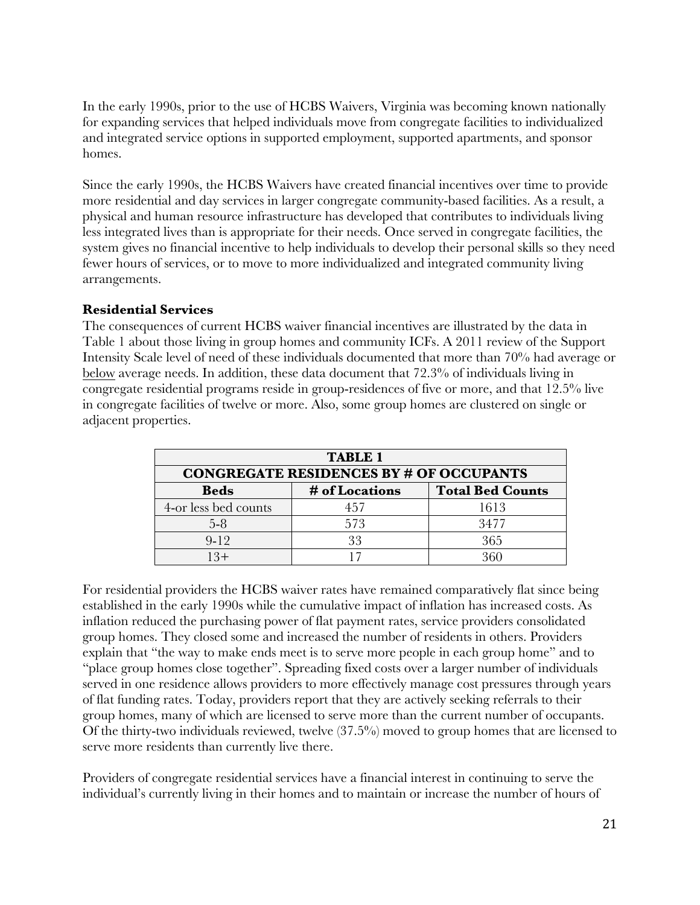In the early 1990s, prior to the use of HCBS Waivers, Virginia was becoming known nationally for expanding services that helped individuals move from congregate facilities to individualized and integrated service options in supported employment, supported apartments, and sponsor homes.

Since the early 1990s, the HCBS Waivers have created financial incentives over time to provide more residential and day services in larger congregate community-based facilities. As a result, a physical and human resource infrastructure has developed that contributes to individuals living less integrated lives than is appropriate for their needs. Once served in congregate facilities, the system gives no financial incentive to help individuals to develop their personal skills so they need fewer hours of services, or to move to more individualized and integrated community living arrangements.

**Residential Services**

The consequences of current HCBS waiver financial incentives are illustrated by the data in Table 1 about those living in group homes and community ICFs. A 2011 review of the Support Intensity Scale level of need of these individuals documented that more than 70% had average or <u>below</u> average needs. In addition, these data document that 72.3% of individuals living in congregate residential programs reside in group-residences of five or more, and that 12.5% live in congregate facilities of twelve or more. Also, some group homes are clustered on single or adjacent properties.

| **TABLE 1** | | |
|---|---|---|
| **CONGREGATE RESIDENCES BY # OF OCCUPANTS** | | |
| **Beds** | **# of Locations** | **Total Bed Counts** |
| 4-or less bed counts | 457 | 1613 |
| 5-8 | 573 | 3477 |
| 9-12 | 33 | 365 |
| 13+ | 17 | 360 |

For residential providers the HCBS waiver rates have remained comparatively flat since being established in the early 1990s while the cumulative impact of inflation has increased costs. As inflation reduced the purchasing power of flat payment rates, service providers consolidated group homes. They closed some and increased the number of residents in others. Providers explain that "the way to make ends meet is to serve more people in each group home" and to "place group homes close together". Spreading fixed costs over a larger number of individuals served in one residence allows providers to more effectively manage cost pressures through years of flat funding rates. Today, providers report that they are actively seeking referrals to their group homes, many of which are licensed to serve more than the current number of occupants. Of the thirty-two individuals reviewed, twelve (37.5%) moved to group homes that are licensed to serve more residents than currently live there.

Providers of congregate residential services have a financial interest in continuing to serve the individual's currently living in their homes and to maintain or increase the number of hours of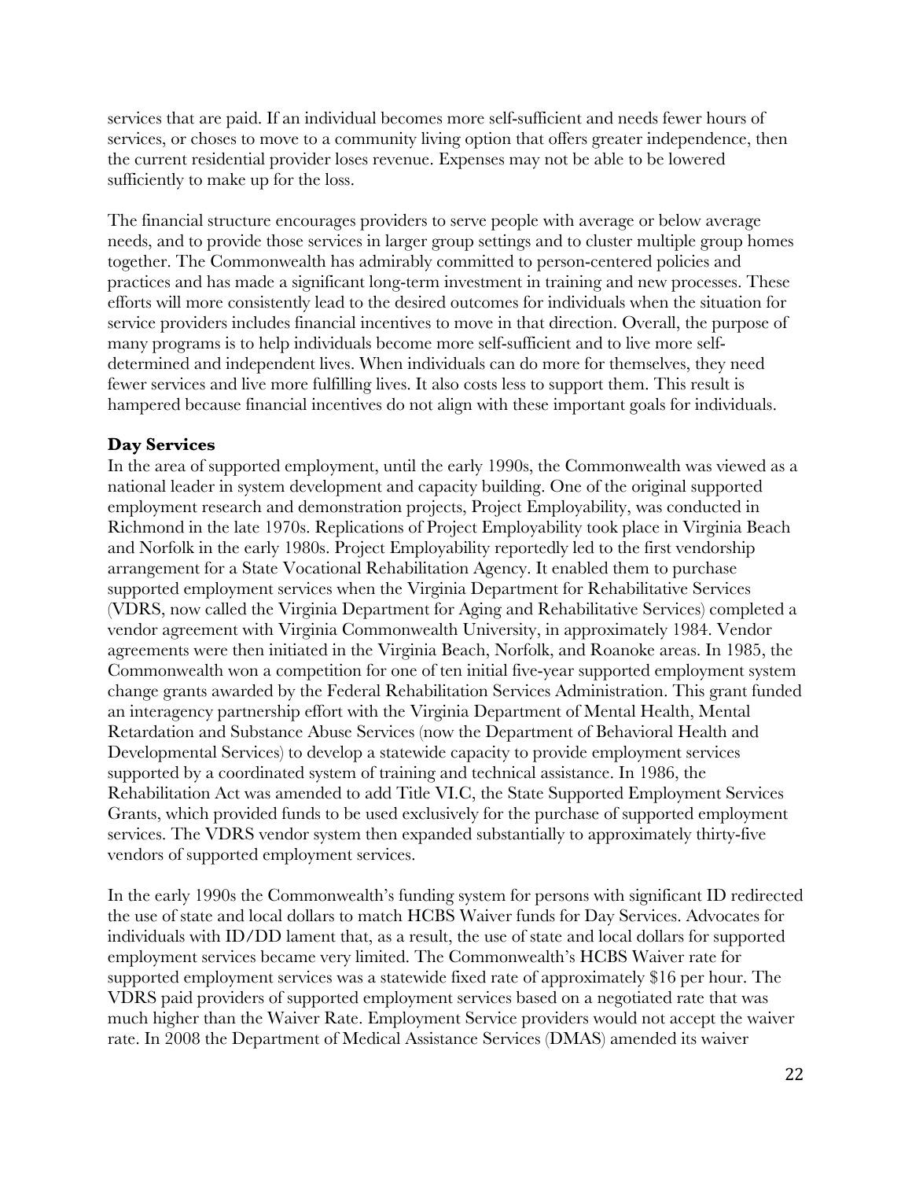services that are paid. If an individual becomes more self-sufficient and needs fewer hours of services, or choses to move to a community living option that offers greater independence, then the current residential provider loses revenue. Expenses may not be able to be lowered sufficiently to make up for the loss.

The financial structure encourages providers to serve people with average or below average needs, and to provide those services in larger group settings and to cluster multiple group homes together. The Commonwealth has admirably committed to person-centered policies and practices and has made a significant long-term investment in training and new processes. These efforts will more consistently lead to the desired outcomes for individuals when the situation for service providers includes financial incentives to move in that direction. Overall, the purpose of many programs is to help individuals become more self-sufficient and to live more self-determined and independent lives. When individuals can do more for themselves, they need fewer services and live more fulfilling lives. It also costs less to support them. This result is hampered because financial incentives do not align with these important goals for individuals.

**Day Services**

In the area of supported employment, until the early 1990s, the Commonwealth was viewed as a national leader in system development and capacity building. One of the original supported employment research and demonstration projects, Project Employability, was conducted in Richmond in the late 1970s. Replications of Project Employability took place in Virginia Beach and Norfolk in the early 1980s. Project Employability reportedly led to the first vendorship arrangement for a State Vocational Rehabilitation Agency. It enabled them to purchase supported employment services when the Virginia Department for Rehabilitative Services (VDRS, now called the Virginia Department for Aging and Rehabilitative Services) completed a vendor agreement with Virginia Commonwealth University, in approximately 1984. Vendor agreements were then initiated in the Virginia Beach, Norfolk, and Roanoke areas. In 1985, the Commonwealth won a competition for one of ten initial five-year supported employment system change grants awarded by the Federal Rehabilitation Services Administration. This grant funded an interagency partnership effort with the Virginia Department of Mental Health, Mental Retardation and Substance Abuse Services (now the Department of Behavioral Health and Developmental Services) to develop a statewide capacity to provide employment services supported by a coordinated system of training and technical assistance. In 1986, the Rehabilitation Act was amended to add Title VI.C, the State Supported Employment Services Grants, which provided funds to be used exclusively for the purchase of supported employment services. The VDRS vendor system then expanded substantially to approximately thirty-five vendors of supported employment services.

In the early 1990s the Commonwealth's funding system for persons with significant ID redirected the use of state and local dollars to match HCBS Waiver funds for Day Services. Advocates for individuals with ID/DD lament that, as a result, the use of state and local dollars for supported employment services became very limited. The Commonwealth's HCBS Waiver rate for supported employment services was a statewide fixed rate of approximately $16 per hour. The VDRS paid providers of supported employment services based on a negotiated rate that was much higher than the Waiver Rate. Employment Service providers would not accept the waiver rate. In 2008 the Department of Medical Assistance Services (DMAS) amended its waiver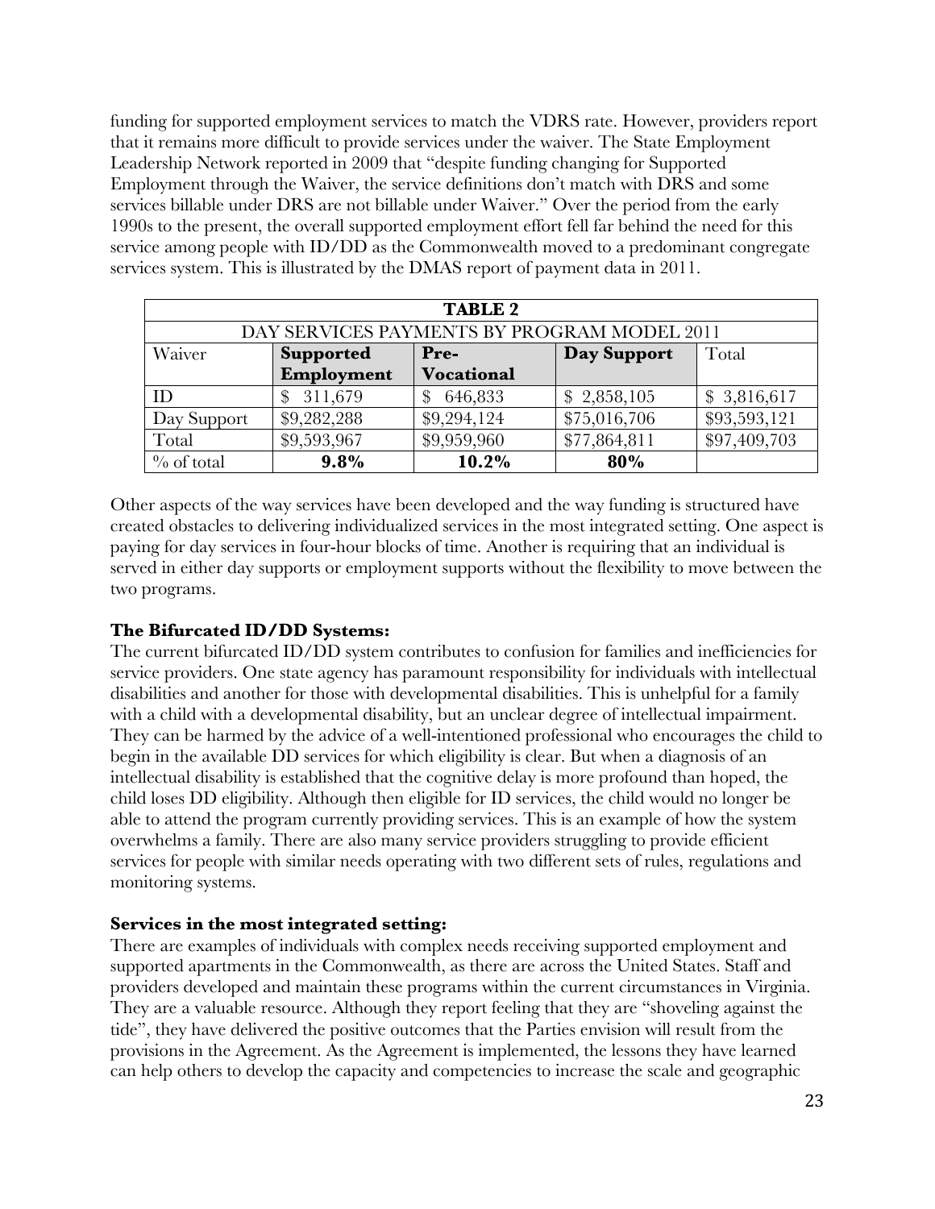funding for supported employment services to match the VDRS rate. However, providers report that it remains more difficult to provide services under the waiver. The State Employment Leadership Network reported in 2009 that "despite funding changing for Supported Employment through the Waiver, the service definitions don't match with DRS and some services billable under DRS are not billable under Waiver." Over the period from the early 1990s to the present, the overall supported employment effort fell far behind the need for this service among people with ID/DD as the Commonwealth moved to a predominant congregate services system. This is illustrated by the DMAS report of payment data in 2011.

| **TABLE 2** | | | | |
|---|---|---|---|---|
| DAY SERVICES PAYMENTS BY PROGRAM MODEL 2011 | | | | |
| Waiver | **Supported Employment** | **Pre-Vocational** | **Day Support** | Total |
| ID | $ 311,679 | $ 646,833 | $ 2,858,105 | $ 3,816,617 |
| Day Support | $9,282,288 | $9,294,124 | $75,016,706 | $93,593,121 |
| Total | $9,593,967 | $9,959,960 | $77,864,811 | $97,409,703 |
| % of total | **9.8%** | **10.2%** | **80%** | |

Other aspects of the way services have been developed and the way funding is structured have created obstacles to delivering individualized services in the most integrated setting. One aspect is paying for day services in four-hour blocks of time. Another is requiring that an individual is served in either day supports or employment supports without the flexibility to move between the two programs.

**The Bifurcated ID/DD Systems:**
The current bifurcated ID/DD system contributes to confusion for families and inefficiencies for service providers. One state agency has paramount responsibility for individuals with intellectual disabilities and another for those with developmental disabilities. This is unhelpful for a family with a child with a developmental disability, but an unclear degree of intellectual impairment. They can be harmed by the advice of a well-intentioned professional who encourages the child to begin in the available DD services for which eligibility is clear. But when a diagnosis of an intellectual disability is established that the cognitive delay is more profound than hoped, the child loses DD eligibility. Although then eligible for ID services, the child would no longer be able to attend the program currently providing services. This is an example of how the system overwhelms a family. There are also many service providers struggling to provide efficient services for people with similar needs operating with two different sets of rules, regulations and monitoring systems.

**Services in the most integrated setting:**
There are examples of individuals with complex needs receiving supported employment and supported apartments in the Commonwealth, as there are across the United States. Staff and providers developed and maintain these programs within the current circumstances in Virginia. They are a valuable resource. Although they report feeling that they are "shoveling against the tide", they have delivered the positive outcomes that the Parties envision will result from the provisions in the Agreement. As the Agreement is implemented, the lessons they have learned can help others to develop the capacity and competencies to increase the scale and geographic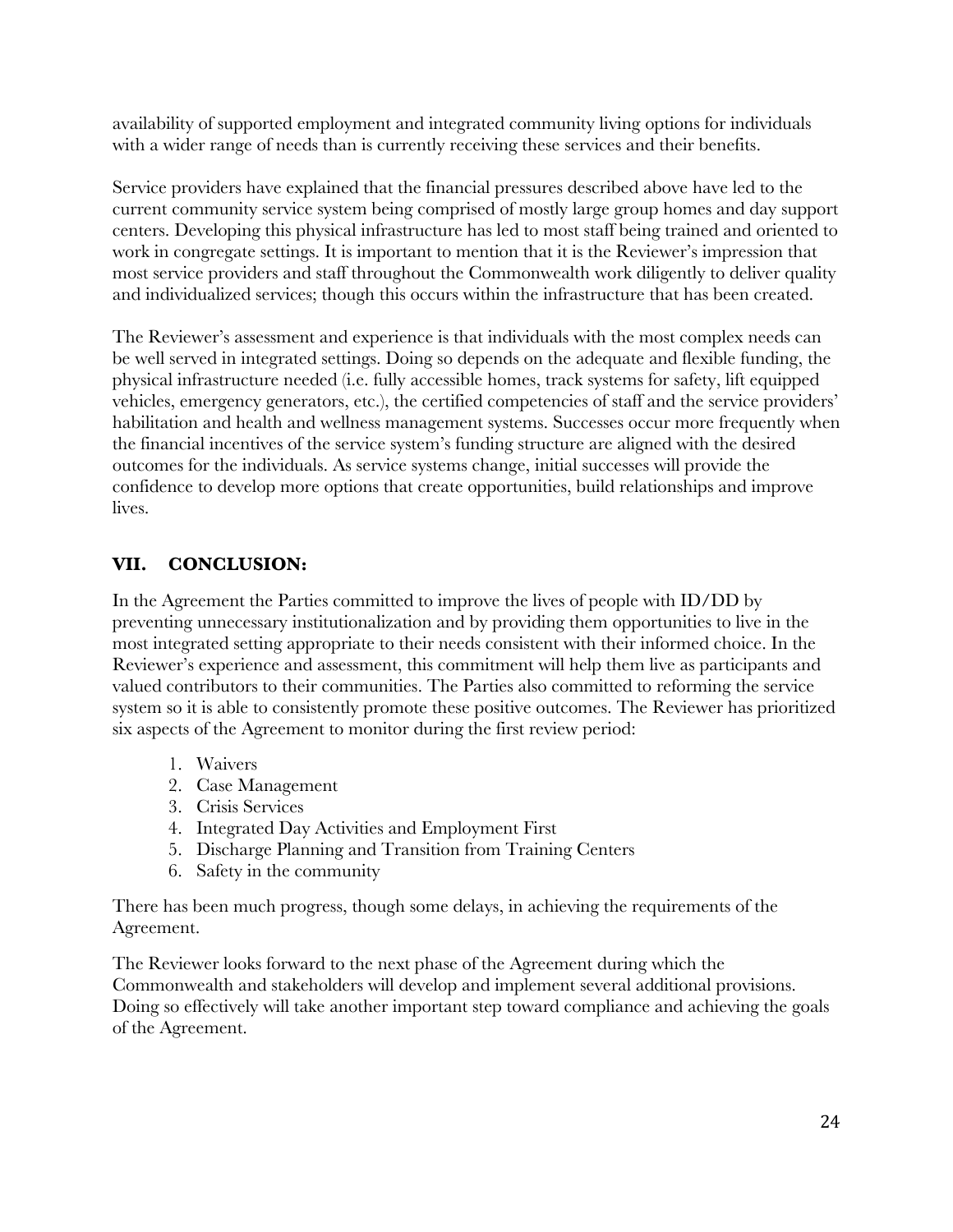availability of supported employment and integrated community living options for individuals with a wider range of needs than is currently receiving these services and their benefits.

Service providers have explained that the financial pressures described above have led to the current community service system being comprised of mostly large group homes and day support centers. Developing this physical infrastructure has led to most staff being trained and oriented to work in congregate settings. It is important to mention that it is the Reviewer's impression that most service providers and staff throughout the Commonwealth work diligently to deliver quality and individualized services; though this occurs within the infrastructure that has been created.

The Reviewer's assessment and experience is that individuals with the most complex needs can be well served in integrated settings. Doing so depends on the adequate and flexible funding, the physical infrastructure needed (i.e. fully accessible homes, track systems for safety, lift equipped vehicles, emergency generators, etc.), the certified competencies of staff and the service providers' habilitation and health and wellness management systems. Successes occur more frequently when the financial incentives of the service system's funding structure are aligned with the desired outcomes for the individuals. As service systems change, initial successes will provide the confidence to develop more options that create opportunities, build relationships and improve lives.

## VII. CONCLUSION:

In the Agreement the Parties committed to improve the lives of people with ID/DD by preventing unnecessary institutionalization and by providing them opportunities to live in the most integrated setting appropriate to their needs consistent with their informed choice. In the Reviewer's experience and assessment, this commitment will help them live as participants and valued contributors to their communities. The Parties also committed to reforming the service system so it is able to consistently promote these positive outcomes. The Reviewer has prioritized six aspects of the Agreement to monitor during the first review period:

1. Waivers
2. Case Management
3. Crisis Services
4. Integrated Day Activities and Employment First
5. Discharge Planning and Transition from Training Centers
6. Safety in the community

There has been much progress, though some delays, in achieving the requirements of the Agreement.

The Reviewer looks forward to the next phase of the Agreement during which the Commonwealth and stakeholders will develop and implement several additional provisions. Doing so effectively will take another important step toward compliance and achieving the goals of the Agreement.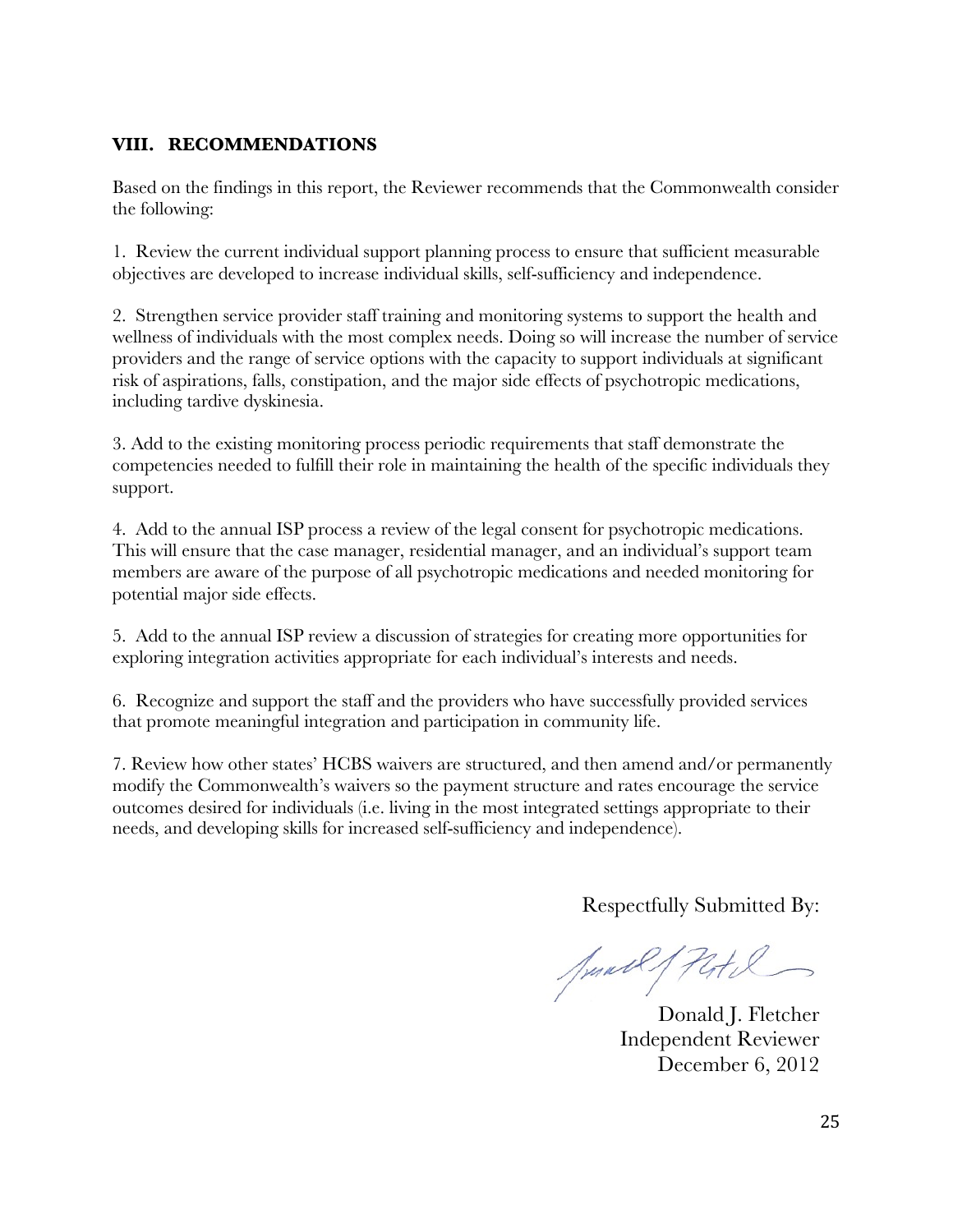## VIII. RECOMMENDATIONS

Based on the findings in this report, the Reviewer recommends that the Commonwealth consider the following:

1. Review the current individual support planning process to ensure that sufficient measurable objectives are developed to increase individual skills, self-sufficiency and independence.

2. Strengthen service provider staff training and monitoring systems to support the health and wellness of individuals with the most complex needs. Doing so will increase the number of service providers and the range of service options with the capacity to support individuals at significant risk of aspirations, falls, constipation, and the major side effects of psychotropic medications, including tardive dyskinesia.

3. Add to the existing monitoring process periodic requirements that staff demonstrate the competencies needed to fulfill their role in maintaining the health of the specific individuals they support.

4. Add to the annual ISP process a review of the legal consent for psychotropic medications. This will ensure that the case manager, residential manager, and an individual's support team members are aware of the purpose of all psychotropic medications and needed monitoring for potential major side effects.

5. Add to the annual ISP review a discussion of strategies for creating more opportunities for exploring integration activities appropriate for each individual's interests and needs.

6. Recognize and support the staff and the providers who have successfully provided services that promote meaningful integration and participation in community life.

7. Review how other states' HCBS waivers are structured, and then amend and/or permanently modify the Commonwealth's waivers so the payment structure and rates encourage the service outcomes desired for individuals (i.e. living in the most integrated settings appropriate to their needs, and developing skills for increased self-sufficiency and independence).

Respectfully Submitted By:

Donald J. Fletcher
Independent Reviewer
December 6, 2012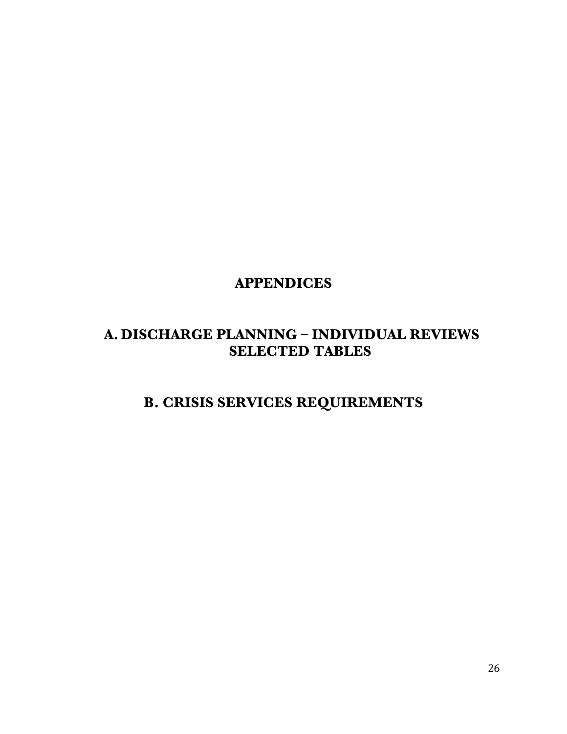# APPENDICES

## A. DISCHARGE PLANNING – INDIVIDUAL REVIEWS SELECTED TABLES

## B. CRISIS SERVICES REQUIREMENTS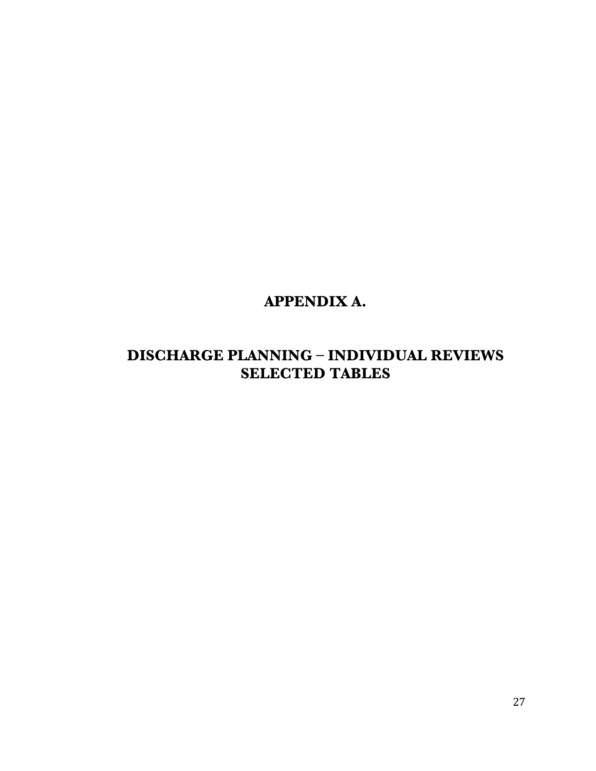# APPENDIX A.

# DISCHARGE PLANNING – INDIVIDUAL REVIEWS SELECTED TABLES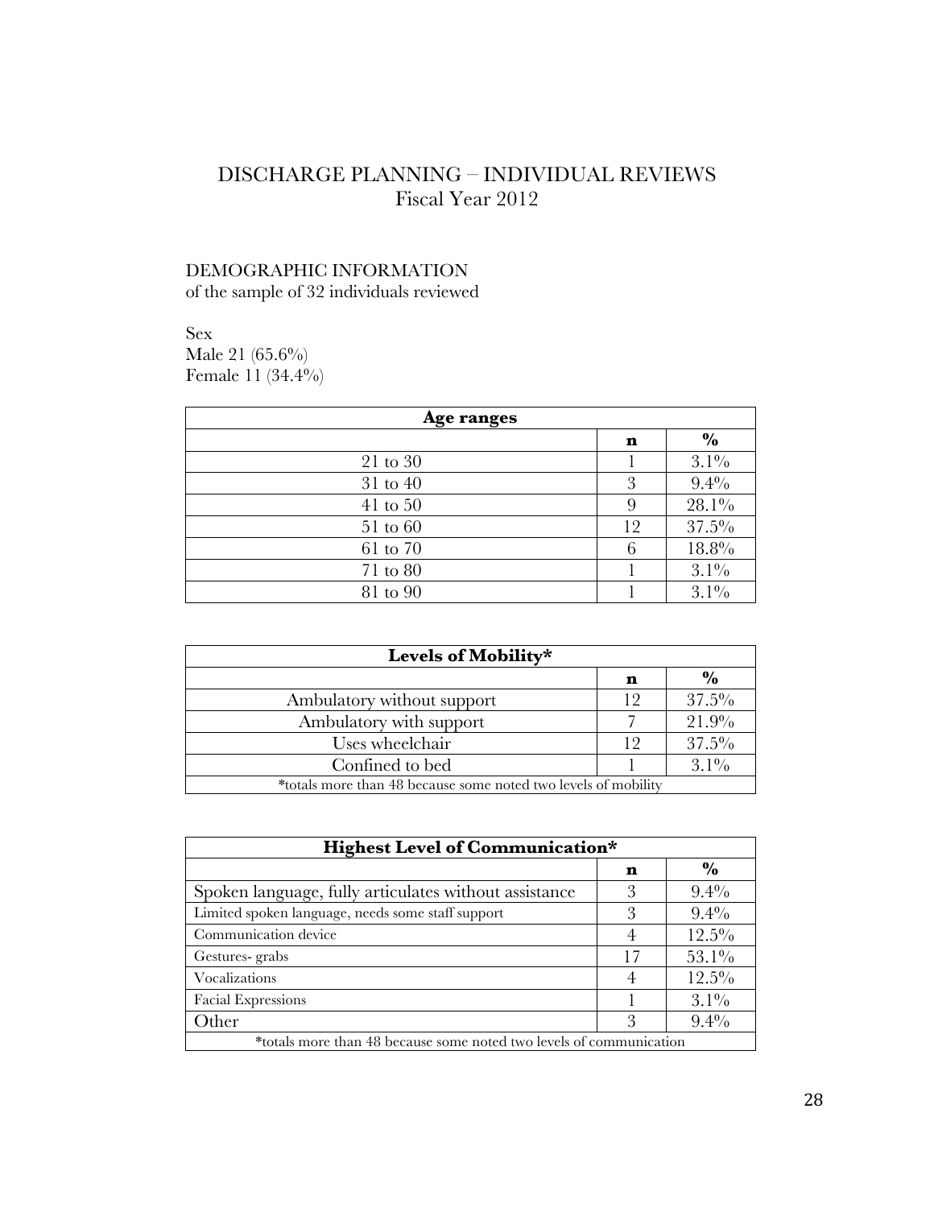# DISCHARGE PLANNING – INDIVIDUAL REVIEWS
Fiscal Year 2012

DEMOGRAPHIC INFORMATION
of the sample of 32 individuals reviewed

Sex
Male 21 (65.6%)
Female 11 (34.4%)

| Age ranges | | |
|---|---|---|
| | **n** | **%** |
| 21 to 30 | 1 | 3.1% |
| 31 to 40 | 3 | 9.4% |
| 41 to 50 | 9 | 28.1% |
| 51 to 60 | 12 | 37.5% |
| 61 to 70 | 6 | 18.8% |
| 71 to 80 | 1 | 3.1% |
| 81 to 90 | 1 | 3.1% |

| Levels of Mobility* | | |
|---|---|---|
| | **n** | **%** |
| Ambulatory without support | 12 | 37.5% |
| Ambulatory with support | 7 | 21.9% |
| Uses wheelchair | 12 | 37.5% |
| Confined to bed | 1 | 3.1% |
| *totals more than 48 because some noted two levels of mobility | | |

| Highest Level of Communication* | | |
|---|---|---|
| | **n** | **%** |
| Spoken language, fully articulates without assistance | 3 | 9.4% |
| Limited spoken language, needs some staff support | 3 | 9.4% |
| Communication device | 4 | 12.5% |
| Gestures- grabs | 17 | 53.1% |
| Vocalizations | 4 | 12.5% |
| Facial Expressions | 1 | 3.1% |
| Other | 3 | 9.4% |
| *totals more than 48 because some noted two levels of communication | | |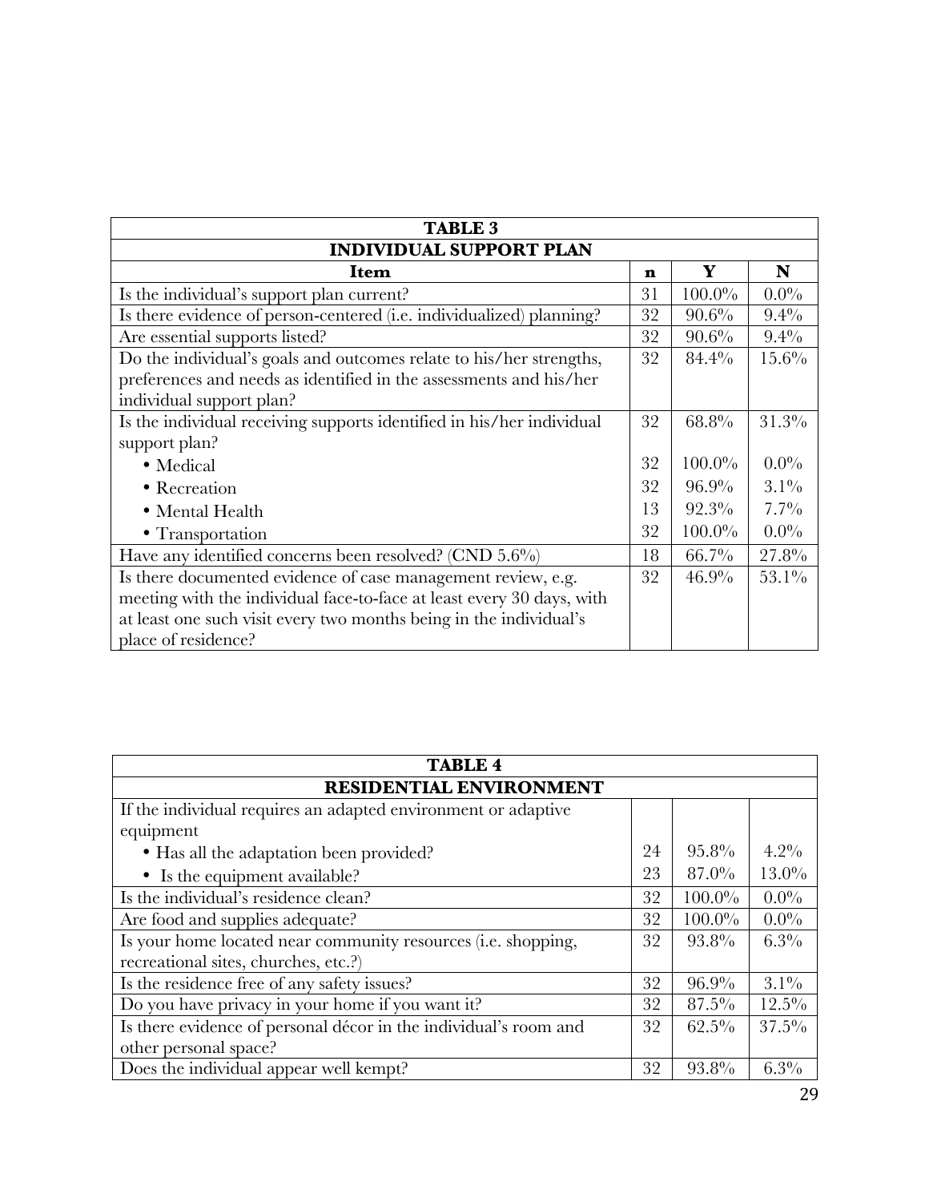| TABLE 3 | | | |
|---|---|---|---|
| **INDIVIDUAL SUPPORT PLAN** | | | |
| **Item** | **n** | **Y** | **N** |
| Is the individual's support plan current? | 31 | 100.0% | 0.0% |
| Is there evidence of person-centered (i.e. individualized) planning? | 32 | 90.6% | 9.4% |
| Are essential supports listed? | 32 | 90.6% | 9.4% |
| Do the individual's goals and outcomes relate to his/her strengths, preferences and needs as identified in the assessments and his/her individual support plan? | 32 | 84.4% | 15.6% |
| Is the individual receiving supports identified in his/her individual support plan? | 32 | 68.8% | 31.3% |
| • Medical | 32 | 100.0% | 0.0% |
| • Recreation | 32 | 96.9% | 3.1% |
| • Mental Health | 13 | 92.3% | 7.7% |
| • Transportation | 32 | 100.0% | 0.0% |
| Have any identified concerns been resolved? (CND 5.6%) | 18 | 66.7% | 27.8% |
| Is there documented evidence of case management review, e.g. meeting with the individual face-to-face at least every 30 days, with at least one such visit every two months being in the individual's place of residence? | 32 | 46.9% | 53.1% |

| TABLE 4 | | | |
|---|---|---|---|
| **RESIDENTIAL ENVIRONMENT** | | | |
| If the individual requires an adapted environment or adaptive equipment | | | |
| • Has all the adaptation been provided? | 24 | 95.8% | 4.2% |
| • Is the equipment available? | 23 | 87.0% | 13.0% |
| Is the individual's residence clean? | 32 | 100.0% | 0.0% |
| Are food and supplies adequate? | 32 | 100.0% | 0.0% |
| Is your home located near community resources (i.e. shopping, recreational sites, churches, etc.?) | 32 | 93.8% | 6.3% |
| Is the residence free of any safety issues? | 32 | 96.9% | 3.1% |
| Do you have privacy in your home if you want it? | 32 | 87.5% | 12.5% |
| Is there evidence of personal décor in the individual's room and other personal space? | 32 | 62.5% | 37.5% |
| Does the individual appear well kempt? | 32 | 93.8% | 6.3% |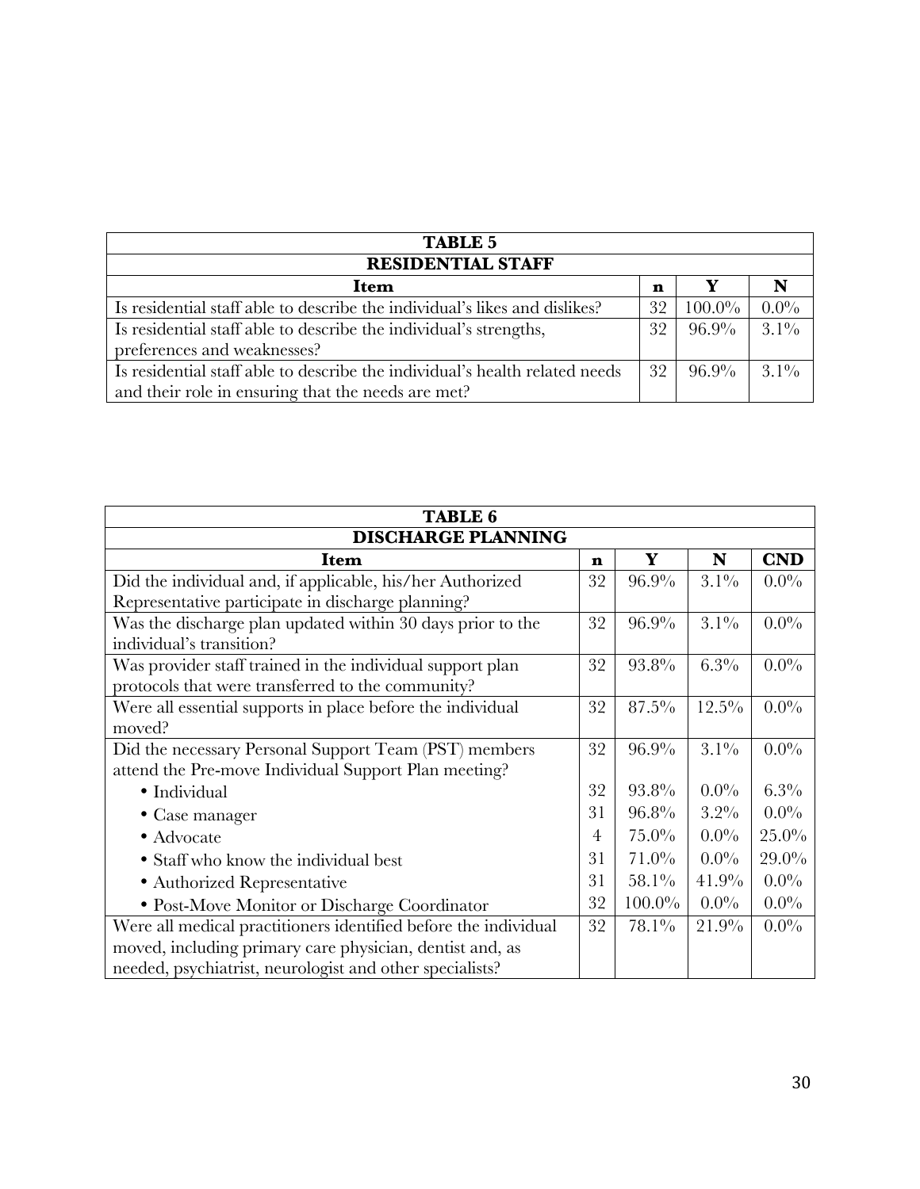| TABLE 5 | | | |
|---|---|---|---|
| **RESIDENTIAL STAFF** | | | |
| **Item** | **n** | **Y** | **N** |
| Is residential staff able to describe the individual's likes and dislikes? | 32 | 100.0% | 0.0% |
| Is residential staff able to describe the individual's strengths, preferences and weaknesses? | 32 | 96.9% | 3.1% |
| Is residential staff able to describe the individual's health related needs and their role in ensuring that the needs are met? | 32 | 96.9% | 3.1% |

| TABLE 6 | | | | |
|---|---|---|---|---|
| **DISCHARGE PLANNING** | | | | |
| **Item** | **n** | **Y** | **N** | **CND** |
| Did the individual and, if applicable, his/her Authorized Representative participate in discharge planning? | 32 | 96.9% | 3.1% | 0.0% |
| Was the discharge plan updated within 30 days prior to the individual's transition? | 32 | 96.9% | 3.1% | 0.0% |
| Was provider staff trained in the individual support plan protocols that were transferred to the community? | 32 | 93.8% | 6.3% | 0.0% |
| Were all essential supports in place before the individual moved? | 32 | 87.5% | 12.5% | 0.0% |
| Did the necessary Personal Support Team (PST) members attend the Pre-move Individual Support Plan meeting? | 32 | 96.9% | 3.1% | 0.0% |
| • Individual | 32 | 93.8% | 0.0% | 6.3% |
| • Case manager | 31 | 96.8% | 3.2% | 0.0% |
| • Advocate | 4 | 75.0% | 0.0% | 25.0% |
| • Staff who know the individual best | 31 | 71.0% | 0.0% | 29.0% |
| • Authorized Representative | 31 | 58.1% | 41.9% | 0.0% |
| • Post-Move Monitor or Discharge Coordinator | 32 | 100.0% | 0.0% | 0.0% |
| Were all medical practitioners identified before the individual moved, including primary care physician, dentist and, as needed, psychiatrist, neurologist and other specialists? | 32 | 78.1% | 21.9% | 0.0% |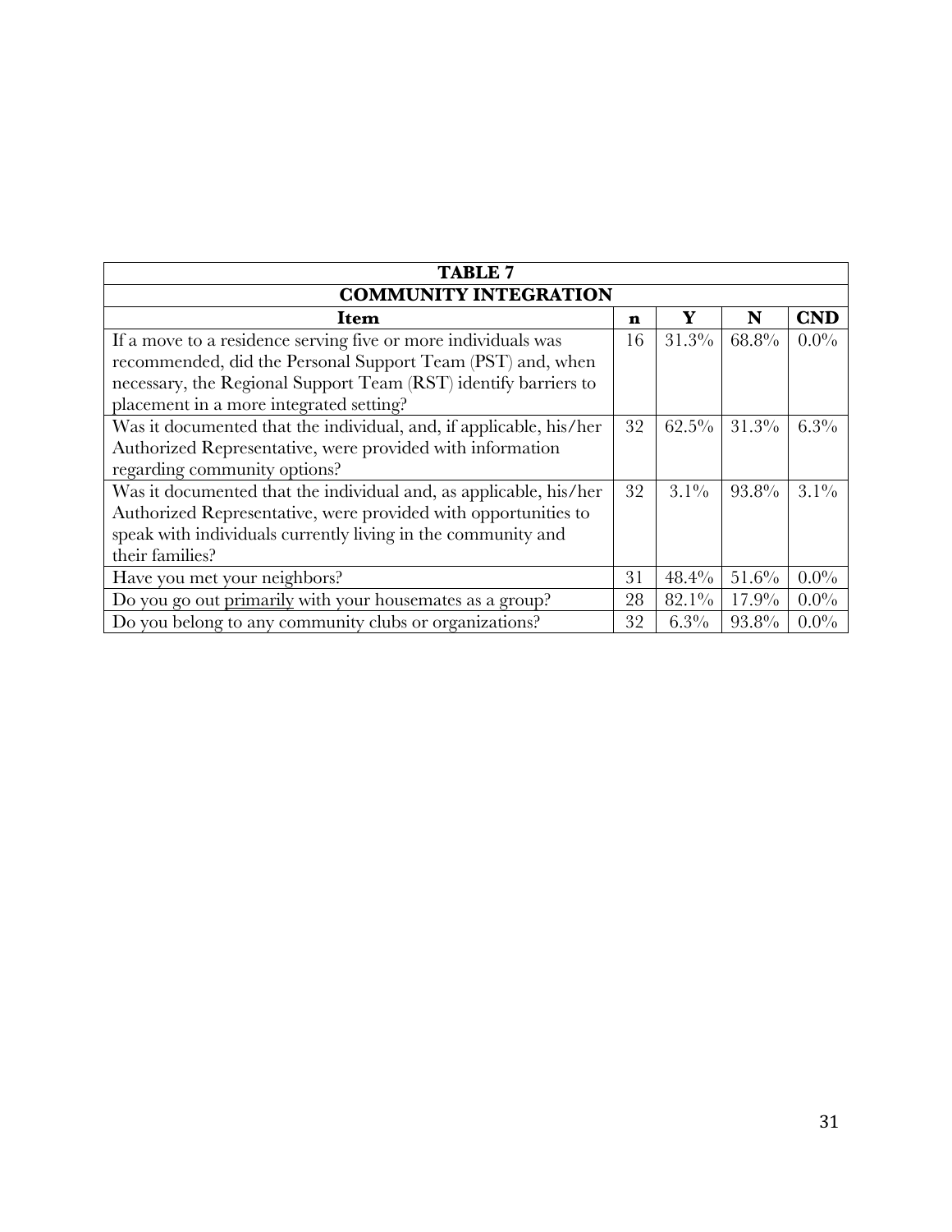| TABLE 7 | | | | |
|---|---|---|---|---|
| **COMMUNITY INTEGRATION** | | | | |
| **Item** | **n** | **Y** | **N** | **CND** |
| If a move to a residence serving five or more individuals was recommended, did the Personal Support Team (PST) and, when necessary, the Regional Support Team (RST) identify barriers to placement in a more integrated setting? | 16 | 31.3% | 68.8% | 0.0% |
| Was it documented that the individual, and, if applicable, his/her Authorized Representative, were provided with information regarding community options? | 32 | 62.5% | 31.3% | 6.3% |
| Was it documented that the individual and, as applicable, his/her Authorized Representative, were provided with opportunities to speak with individuals currently living in the community and their families? | 32 | 3.1% | 93.8% | 3.1% |
| Have you met your neighbors? | 31 | 48.4% | 51.6% | 0.0% |
| Do you go out primarily with your housemates as a group? | 28 | 82.1% | 17.9% | 0.0% |
| Do you belong to any community clubs or organizations? | 32 | 6.3% | 93.8% | 0.0% |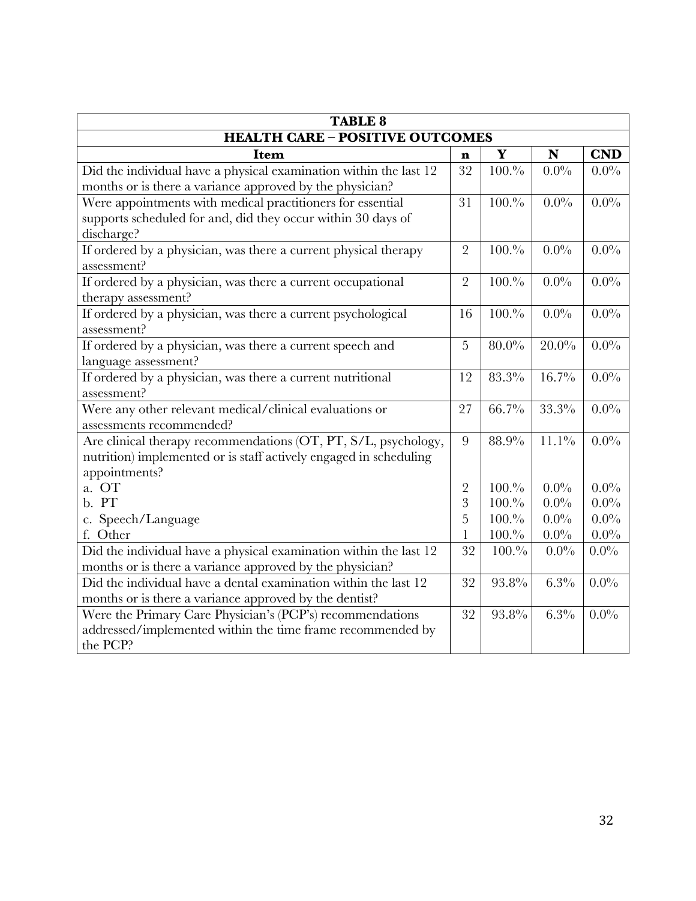| TABLE 8 | | | | |
|---|---|---|---|---|
| **HEALTH CARE – POSITIVE OUTCOMES** | | | | |
| **Item** | **n** | **Y** | **N** | **CND** |
| Did the individual have a physical examination within the last 12 months or is there a variance approved by the physician? | 32 | 100.% | 0.0% | 0.0% |
| Were appointments with medical practitioners for essential supports scheduled for and, did they occur within 30 days of discharge? | 31 | 100.% | 0.0% | 0.0% |
| If ordered by a physician, was there a current physical therapy assessment? | 2 | 100.% | 0.0% | 0.0% |
| If ordered by a physician, was there a current occupational therapy assessment? | 2 | 100.% | 0.0% | 0.0% |
| If ordered by a physician, was there a current psychological assessment? | 16 | 100.% | 0.0% | 0.0% |
| If ordered by a physician, was there a current speech and language assessment? | 5 | 80.0% | 20.0% | 0.0% |
| If ordered by a physician, was there a current nutritional assessment? | 12 | 83.3% | 16.7% | 0.0% |
| Were any other relevant medical/clinical evaluations or assessments recommended? | 27 | 66.7% | 33.3% | 0.0% |
| Are clinical therapy recommendations (OT, PT, S/L, psychology, nutrition) implemented or is staff actively engaged in scheduling appointments? | 9 | 88.9% | 11.1% | 0.0% |
| a. OT | 2 | 100.% | 0.0% | 0.0% |
| b. PT | 3 | 100.% | 0.0% | 0.0% |
| c. Speech/Language | 5 | 100.% | 0.0% | 0.0% |
| f. Other | 1 | 100.% | 0.0% | 0.0% |
| Did the individual have a physical examination within the last 12 months or is there a variance approved by the physician? | 32 | 100.% | 0.0% | 0.0% |
| Did the individual have a dental examination within the last 12 months or is there a variance approved by the dentist? | 32 | 93.8% | 6.3% | 0.0% |
| Were the Primary Care Physician's (PCP's) recommendations addressed/implemented within the time frame recommended by the PCP? | 32 | 93.8% | 6.3% | 0.0% |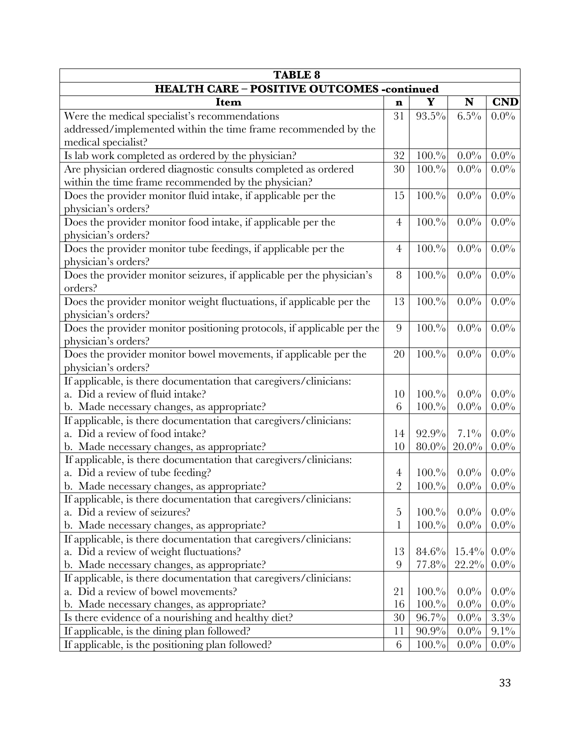| TABLE 8 | | | | |
|---|---|---|---|---|
| **HEALTH CARE – POSITIVE OUTCOMES -continued** | | | | |
| **Item** | **n** | **Y** | **N** | **CND** |
| Were the medical specialist's recommendations addressed/implemented within the time frame recommended by the medical specialist? | 31 | 93.5% | 6.5% | 0.0% |
| Is lab work completed as ordered by the physician? | 32 | 100.% | 0.0% | 0.0% |
| Are physician ordered diagnostic consults completed as ordered within the time frame recommended by the physician? | 30 | 100.% | 0.0% | 0.0% |
| Does the provider monitor fluid intake, if applicable per the physician's orders? | 15 | 100.% | 0.0% | 0.0% |
| Does the provider monitor food intake, if applicable per the physician's orders? | 4 | 100.% | 0.0% | 0.0% |
| Does the provider monitor tube feedings, if applicable per the physician's orders? | 4 | 100.% | 0.0% | 0.0% |
| Does the provider monitor seizures, if applicable per the physician's orders? | 8 | 100.% | 0.0% | 0.0% |
| Does the provider monitor weight fluctuations, if applicable per the physician's orders? | 13 | 100.% | 0.0% | 0.0% |
| Does the provider monitor positioning protocols, if applicable per the physician's orders? | 9 | 100.% | 0.0% | 0.0% |
| Does the provider monitor bowel movements, if applicable per the physician's orders? | 20 | 100.% | 0.0% | 0.0% |
| If applicable, is there documentation that caregivers/clinicians: | | | | |
| a. Did a review of fluid intake? | 10 | 100.% | 0.0% | 0.0% |
| b. Made necessary changes, as appropriate? | 6 | 100.% | 0.0% | 0.0% |
| If applicable, is there documentation that caregivers/clinicians: | | | | |
| a. Did a review of food intake? | 14 | 92.9% | 7.1% | 0.0% |
| b. Made necessary changes, as appropriate? | 10 | 80.0% | 20.0% | 0.0% |
| If applicable, is there documentation that caregivers/clinicians: | | | | |
| a. Did a review of tube feeding? | 4 | 100.% | 0.0% | 0.0% |
| b. Made necessary changes, as appropriate? | 2 | 100.% | 0.0% | 0.0% |
| If applicable, is there documentation that caregivers/clinicians: | | | | |
| a. Did a review of seizures? | 5 | 100.% | 0.0% | 0.0% |
| b. Made necessary changes, as appropriate? | 1 | 100.% | 0.0% | 0.0% |
| If applicable, is there documentation that caregivers/clinicians: | | | | |
| a. Did a review of weight fluctuations? | 13 | 84.6% | 15.4% | 0.0% |
| b. Made necessary changes, as appropriate? | 9 | 77.8% | 22.2% | 0.0% |
| If applicable, is there documentation that caregivers/clinicians: | | | | |
| a. Did a review of bowel movements? | 21 | 100.% | 0.0% | 0.0% |
| b. Made necessary changes, as appropriate? | 16 | 100.% | 0.0% | 0.0% |
| Is there evidence of a nourishing and healthy diet? | 30 | 96.7% | 0.0% | 3.3% |
| If applicable, is the dining plan followed? | 11 | 90.9% | 0.0% | 9.1% |
| If applicable, is the positioning plan followed? | 6 | 100.% | 0.0% | 0.0% |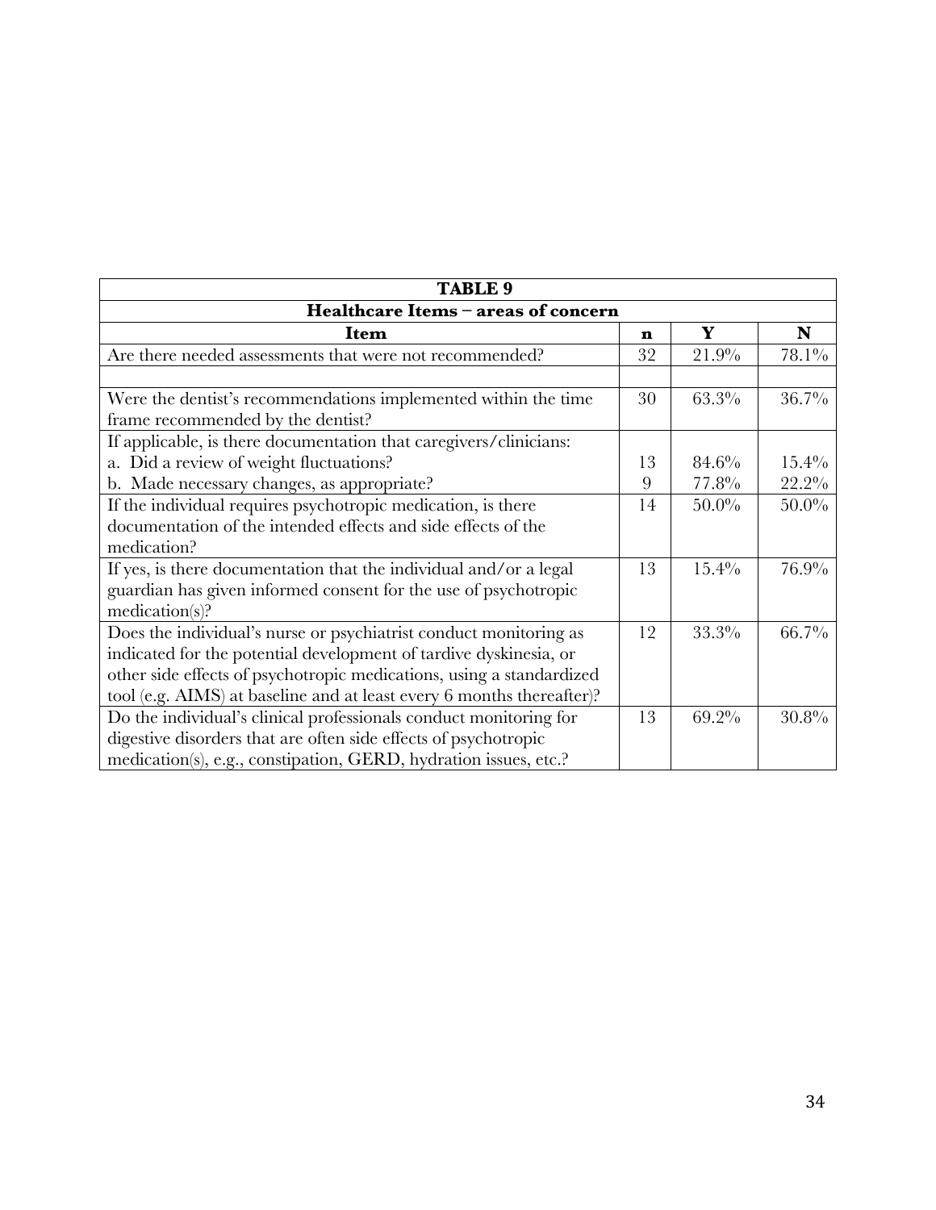| TABLE 9 | | | |
|---|---|---|---|
| **Healthcare Items – areas of concern** | | | |
| **Item** | **n** | **Y** | **N** |
| Are there needed assessments that were not recommended? | 32 | 21.9% | 78.1% |
| | | | |
| Were the dentist's recommendations implemented within the time frame recommended by the dentist? | 30 | 63.3% | 36.7% |
| If applicable, is there documentation that caregivers/clinicians: | | | |
| a. Did a review of weight fluctuations? | 13 | 84.6% | 15.4% |
| b. Made necessary changes, as appropriate? | 9 | 77.8% | 22.2% |
| If the individual requires psychotropic medication, is there documentation of the intended effects and side effects of the medication? | 14 | 50.0% | 50.0% |
| If yes, is there documentation that the individual and/or a legal guardian has given informed consent for the use of psychotropic medication(s)? | 13 | 15.4% | 76.9% |
| Does the individual's nurse or psychiatrist conduct monitoring as indicated for the potential development of tardive dyskinesia, or other side effects of psychotropic medications, using a standardized tool (e.g. AIMS) at baseline and at least every 6 months thereafter)? | 12 | 33.3% | 66.7% |
| Do the individual's clinical professionals conduct monitoring for digestive disorders that are often side effects of psychotropic medication(s), e.g., constipation, GERD, hydration issues, etc.? | 13 | 69.2% | 30.8% |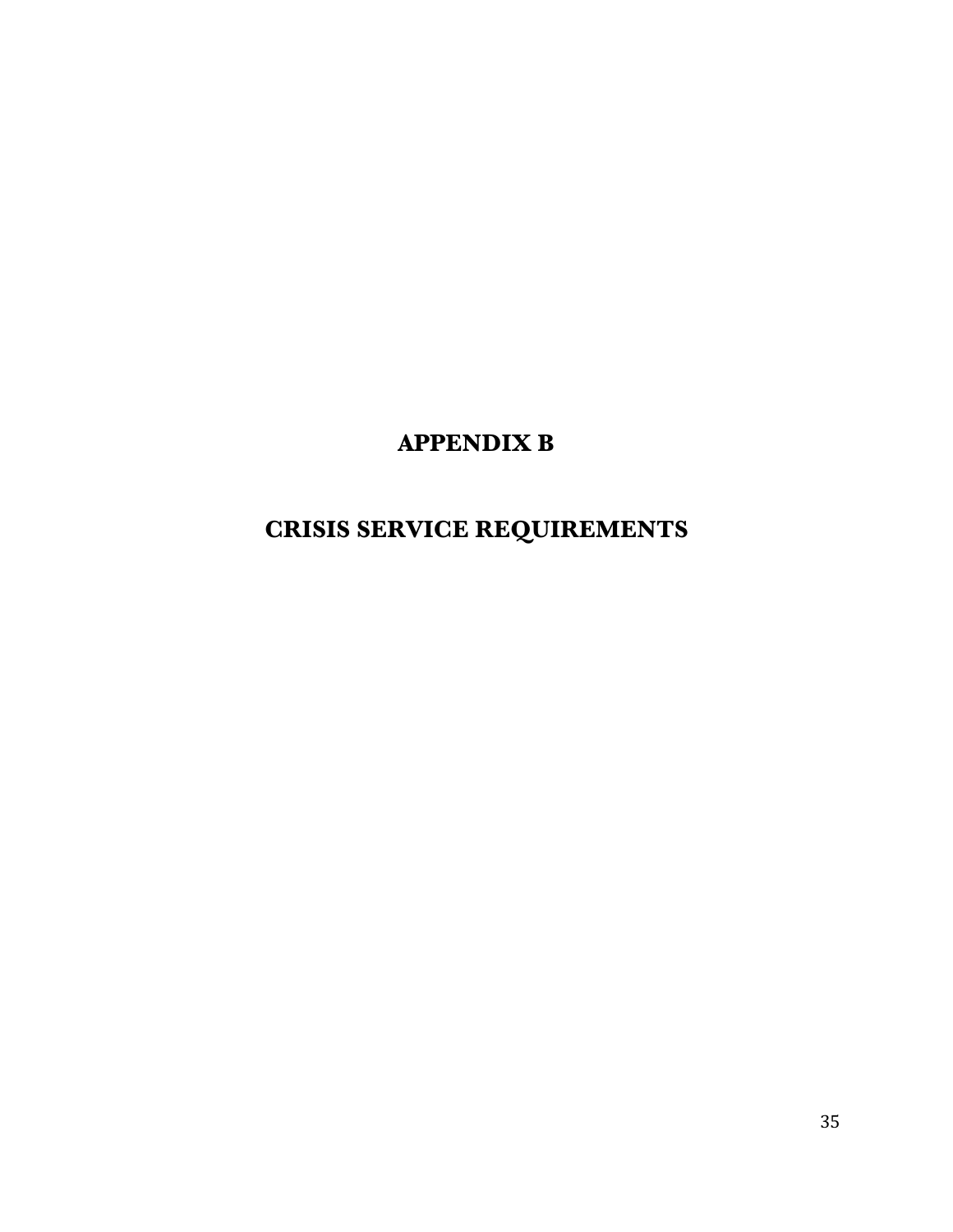# APPENDIX B

# CRISIS SERVICE REQUIREMENTS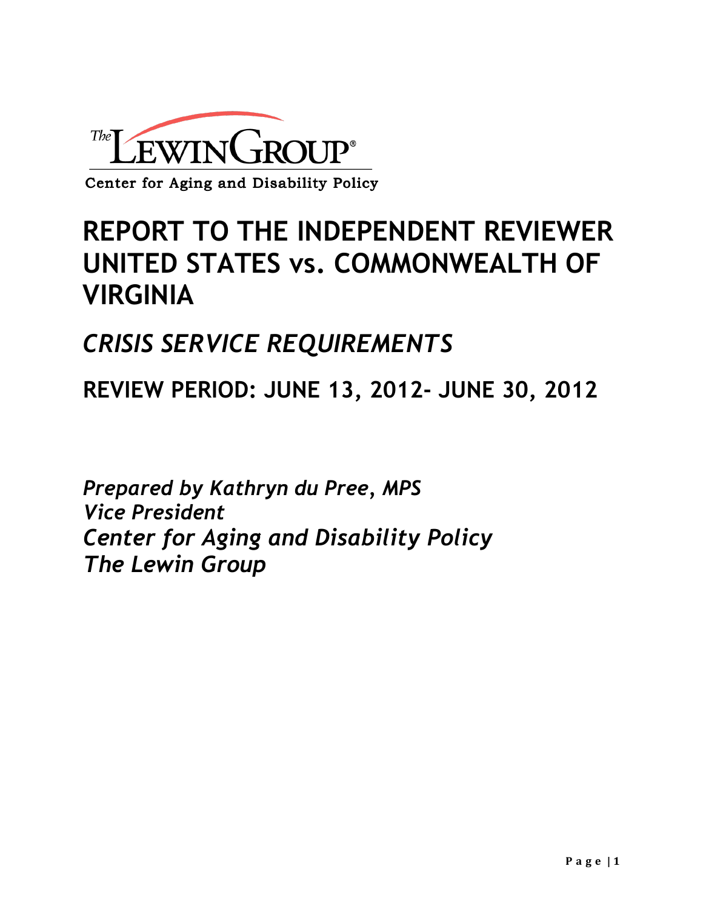The Lewin Group

Center for Aging and Disability Policy

# REPORT TO THE INDEPENDENT REVIEWER UNITED STATES vs. COMMONWEALTH OF VIRGINIA

## *CRISIS SERVICE REQUIREMENTS*

## REVIEW PERIOD: JUNE 13, 2012- JUNE 30, 2012

*Prepared by Kathryn du Pree, MPS*
*Vice President*
*Center for Aging and Disability Policy*
*The Lewin Group*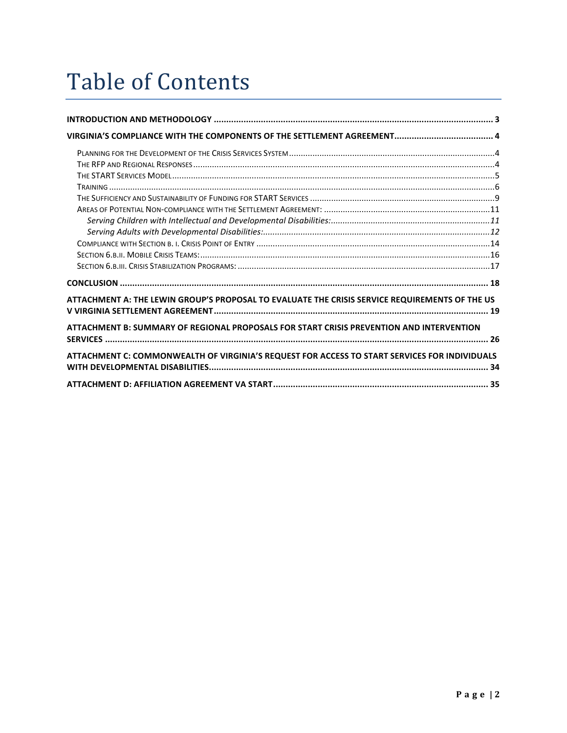# Table of Contents

**INTRODUCTION AND METHODOLOGY ........................................................................................................ 3**

**VIRGINIA'S COMPLIANCE WITH THE COMPONENTS OF THE SETTLEMENT AGREEMENT........................................ 4**

PLANNING FOR THE DEVELOPMENT OF THE CRISIS SERVICES SYSTEM........................................................................................4

THE RFP AND REGIONAL RESPONSES........................................................................................................................................4

THE START SERVICES MODEL..................................................................................................................................................5

TRAINING ..............................................................................................................................................................................6

THE SUFFICIENCY AND SUSTAINABILITY OF FUNDING FOR START SERVICES ..............................................................................9

AREAS OF POTENTIAL NON-COMPLIANCE WITH THE SETTLEMENT AGREEMENT: .......................................................................11

*Serving Children with Intellectual and Developmental Disabilities:..................................................................11*

*Serving Adults with Developmental Disabilities:...............................................................................................12*

COMPLIANCE WITH SECTION B. I. CRISIS POINT OF ENTRY ......................................................................................................14

SECTION 6.B.II. MOBILE CRISIS TEAMS:...................................................................................................................................16

SECTION 6.B.III. CRISIS STABILIZATION PROGRAMS: ................................................................................................................17

**CONCLUSION ................................................................................................................................................. 18**

**ATTACHMENT A: THE LEWIN GROUP'S PROPOSAL TO EVALUATE THE CRISIS SERVICE REQUIREMENTS OF THE US V VIRGINIA SETTLEMENT AGREEMENT................................................................................................ 19**

**ATTACHMENT B: SUMMARY OF REGIONAL PROPOSALS FOR START CRISIS PREVENTION AND INTERVENTION SERVICES ..................................................................................................................................................... 26**

**ATTACHMENT C: COMMONWEALTH OF VIRGINIA'S REQUEST FOR ACCESS TO START SERVICES FOR INDIVIDUALS WITH DEVELOPMENTAL DISABILITIES.............................................................................................................. 34**

**ATTACHMENT D: AFFILIATION AGREEMENT VA START...................................................................................... 35**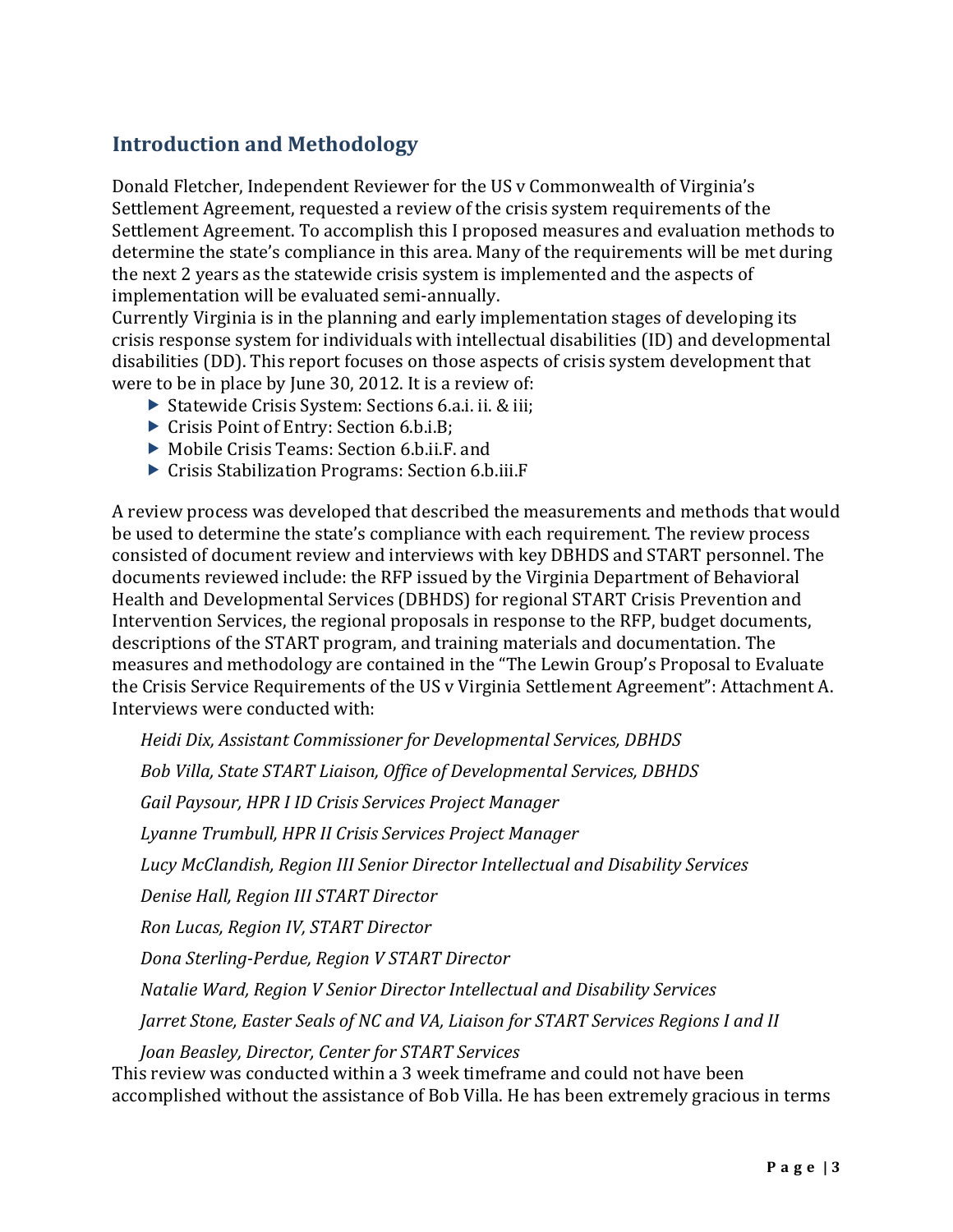## Introduction and Methodology

Donald Fletcher, Independent Reviewer for the US v Commonwealth of Virginia's Settlement Agreement, requested a review of the crisis system requirements of the Settlement Agreement. To accomplish this I proposed measures and evaluation methods to determine the state's compliance in this area. Many of the requirements will be met during the next 2 years as the statewide crisis system is implemented and the aspects of implementation will be evaluated semi-annually.
Currently Virginia is in the planning and early implementation stages of developing its crisis response system for individuals with intellectual disabilities (ID) and developmental disabilities (DD). This report focuses on those aspects of crisis system development that were to be in place by June 30, 2012. It is a review of:

- Statewide Crisis System: Sections 6.a.i. ii. & iii;
- Crisis Point of Entry: Section 6.b.i.B;
- Mobile Crisis Teams: Section 6.b.ii.F. and
- Crisis Stabilization Programs: Section 6.b.iii.F

A review process was developed that described the measurements and methods that would be used to determine the state's compliance with each requirement. The review process consisted of document review and interviews with key DBHDS and START personnel. The documents reviewed include: the RFP issued by the Virginia Department of Behavioral Health and Developmental Services (DBHDS) for regional START Crisis Prevention and Intervention Services, the regional proposals in response to the RFP, budget documents, descriptions of the START program, and training materials and documentation. The measures and methodology are contained in the "The Lewin Group's Proposal to Evaluate the Crisis Service Requirements of the US v Virginia Settlement Agreement": Attachment A. Interviews were conducted with:

*Heidi Dix, Assistant Commissioner for Developmental Services, DBHDS*

*Bob Villa, State START Liaison, Office of Developmental Services, DBHDS*

*Gail Paysour, HPR I ID Crisis Services Project Manager*

*Lyanne Trumbull, HPR II Crisis Services Project Manager*

*Lucy McClandish, Region III Senior Director Intellectual and Disability Services*

*Denise Hall, Region III START Director*

*Ron Lucas, Region IV, START Director*

*Dona Sterling-Perdue, Region V START Director*

*Natalie Ward, Region V Senior Director Intellectual and Disability Services*

*Jarret Stone, Easter Seals of NC and VA, Liaison for START Services Regions I and II*

*Joan Beasley, Director, Center for START Services*

This review was conducted within a 3 week timeframe and could not have been accomplished without the assistance of Bob Villa. He has been extremely gracious in terms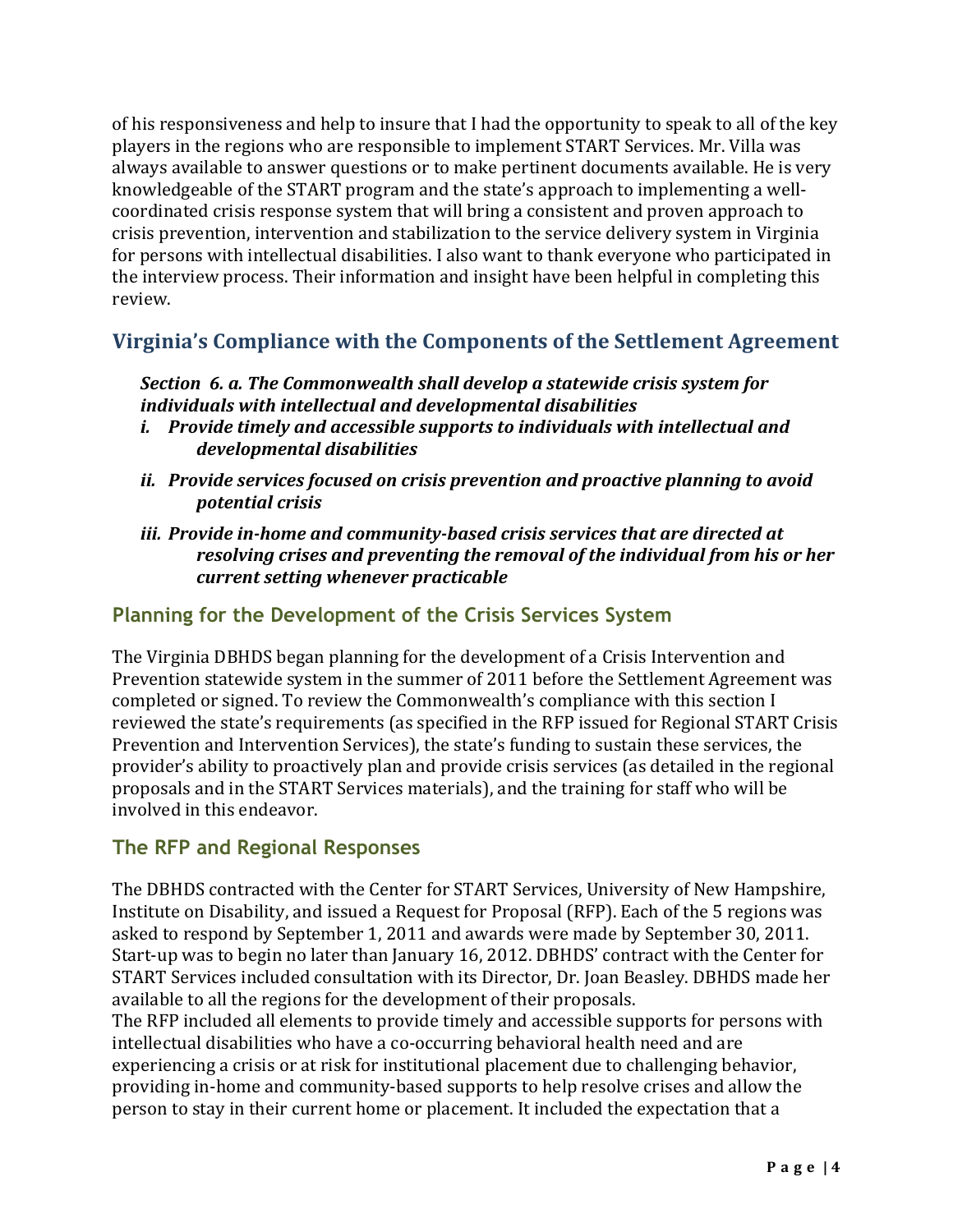of his responsiveness and help to insure that I had the opportunity to speak to all of the key players in the regions who are responsible to implement START Services. Mr. Villa was always available to answer questions or to make pertinent documents available. He is very knowledgeable of the START program and the state's approach to implementing a well-coordinated crisis response system that will bring a consistent and proven approach to crisis prevention, intervention and stabilization to the service delivery system in Virginia for persons with intellectual disabilities. I also want to thank everyone who participated in the interview process. Their information and insight have been helpful in completing this review.

## Virginia's Compliance with the Components of the Settlement Agreement

***Section 6. a. The Commonwealth shall develop a statewide crisis system for individuals with intellectual and developmental disabilities***

- ***i. Provide timely and accessible supports to individuals with intellectual and developmental disabilities***
- ***ii. Provide services focused on crisis prevention and proactive planning to avoid potential crisis***
- ***iii. Provide in-home and community-based crisis services that are directed at resolving crises and preventing the removal of the individual from his or her current setting whenever practicable***

### Planning for the Development of the Crisis Services System

The Virginia DBHDS began planning for the development of a Crisis Intervention and Prevention statewide system in the summer of 2011 before the Settlement Agreement was completed or signed. To review the Commonwealth's compliance with this section I reviewed the state's requirements (as specified in the RFP issued for Regional START Crisis Prevention and Intervention Services), the state's funding to sustain these services, the provider's ability to proactively plan and provide crisis services (as detailed in the regional proposals and in the START Services materials), and the training for staff who will be involved in this endeavor.

### The RFP and Regional Responses

The DBHDS contracted with the Center for START Services, University of New Hampshire, Institute on Disability, and issued a Request for Proposal (RFP). Each of the 5 regions was asked to respond by September 1, 2011 and awards were made by September 30, 2011. Start-up was to begin no later than January 16, 2012. DBHDS' contract with the Center for START Services included consultation with its Director, Dr. Joan Beasley. DBHDS made her available to all the regions for the development of their proposals.

The RFP included all elements to provide timely and accessible supports for persons with intellectual disabilities who have a co-occurring behavioral health need and are experiencing a crisis or at risk for institutional placement due to challenging behavior, providing in-home and community-based supports to help resolve crises and allow the person to stay in their current home or placement. It included the expectation that a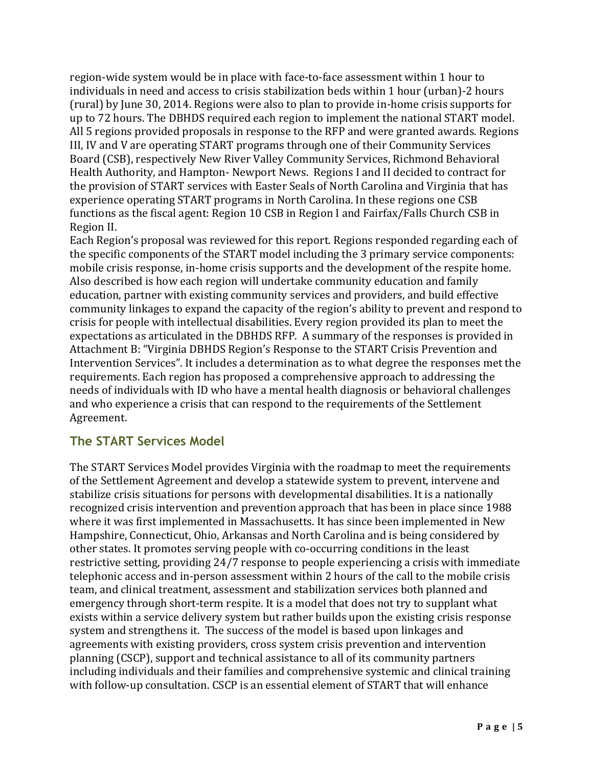region-wide system would be in place with face-to-face assessment within 1 hour to individuals in need and access to crisis stabilization beds within 1 hour (urban)-2 hours (rural) by June 30, 2014. Regions were also to plan to provide in-home crisis supports for up to 72 hours. The DBHDS required each region to implement the national START model. All 5 regions provided proposals in response to the RFP and were granted awards. Regions III, IV and V are operating START programs through one of their Community Services Board (CSB), respectively New River Valley Community Services, Richmond Behavioral Health Authority, and Hampton- Newport News. Regions I and II decided to contract for the provision of START services with Easter Seals of North Carolina and Virginia that has experience operating START programs in North Carolina. In these regions one CSB functions as the fiscal agent: Region 10 CSB in Region I and Fairfax/Falls Church CSB in Region II.

Each Region's proposal was reviewed for this report. Regions responded regarding each of the specific components of the START model including the 3 primary service components: mobile crisis response, in-home crisis supports and the development of the respite home. Also described is how each region will undertake community education and family education, partner with existing community services and providers, and build effective community linkages to expand the capacity of the region's ability to prevent and respond to crisis for people with intellectual disabilities. Every region provided its plan to meet the expectations as articulated in the DBHDS RFP. A summary of the responses is provided in Attachment B: "Virginia DBHDS Region's Response to the START Crisis Prevention and Intervention Services". It includes a determination as to what degree the responses met the requirements. Each region has proposed a comprehensive approach to addressing the needs of individuals with ID who have a mental health diagnosis or behavioral challenges and who experience a crisis that can respond to the requirements of the Settlement Agreement.

## The START Services Model

The START Services Model provides Virginia with the roadmap to meet the requirements of the Settlement Agreement and develop a statewide system to prevent, intervene and stabilize crisis situations for persons with developmental disabilities. It is a nationally recognized crisis intervention and prevention approach that has been in place since 1988 where it was first implemented in Massachusetts. It has since been implemented in New Hampshire, Connecticut, Ohio, Arkansas and North Carolina and is being considered by other states. It promotes serving people with co-occurring conditions in the least restrictive setting, providing 24/7 response to people experiencing a crisis with immediate telephonic access and in-person assessment within 2 hours of the call to the mobile crisis team, and clinical treatment, assessment and stabilization services both planned and emergency through short-term respite. It is a model that does not try to supplant what exists within a service delivery system but rather builds upon the existing crisis response system and strengthens it. The success of the model is based upon linkages and agreements with existing providers, cross system crisis prevention and intervention planning (CSCP), support and technical assistance to all of its community partners including individuals and their families and comprehensive systemic and clinical training with follow-up consultation. CSCP is an essential element of START that will enhance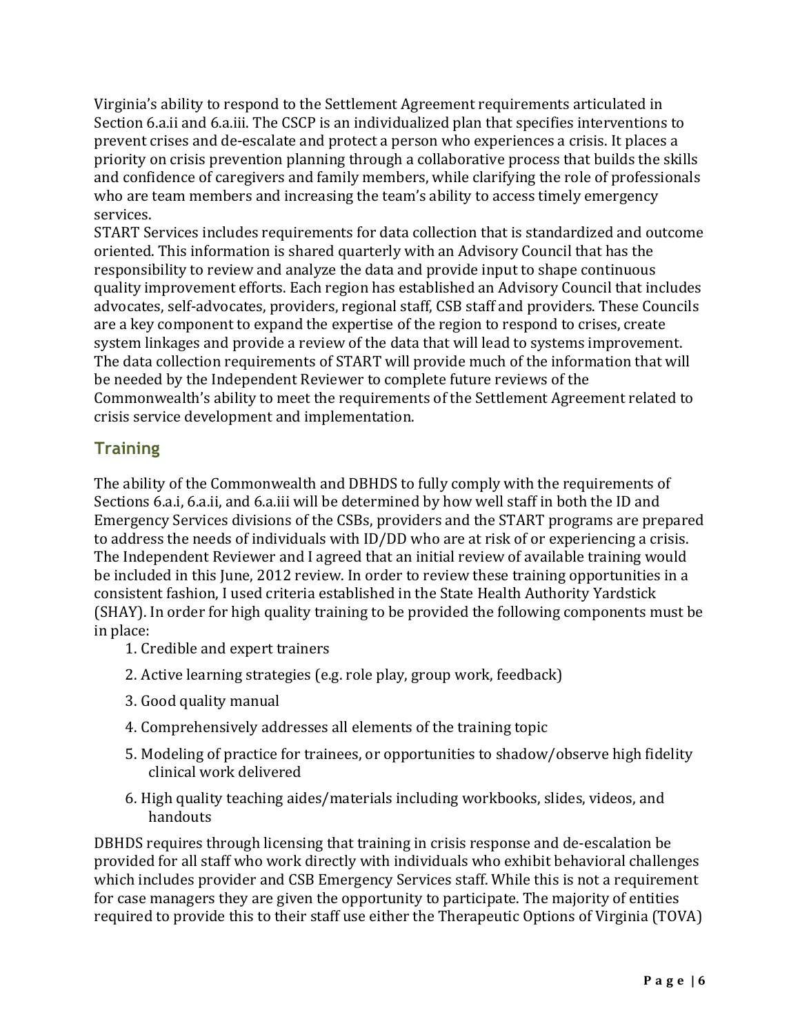Virginia's ability to respond to the Settlement Agreement requirements articulated in Section 6.a.ii and 6.a.iii. The CSCP is an individualized plan that specifies interventions to prevent crises and de-escalate and protect a person who experiences a crisis. It places a priority on crisis prevention planning through a collaborative process that builds the skills and confidence of caregivers and family members, while clarifying the role of professionals who are team members and increasing the team's ability to access timely emergency services.

START Services includes requirements for data collection that is standardized and outcome oriented. This information is shared quarterly with an Advisory Council that has the responsibility to review and analyze the data and provide input to shape continuous quality improvement efforts. Each region has established an Advisory Council that includes advocates, self-advocates, providers, regional staff, CSB staff and providers. These Councils are a key component to expand the expertise of the region to respond to crises, create system linkages and provide a review of the data that will lead to systems improvement. The data collection requirements of START will provide much of the information that will be needed by the Independent Reviewer to complete future reviews of the Commonwealth's ability to meet the requirements of the Settlement Agreement related to crisis service development and implementation.

## Training

The ability of the Commonwealth and DBHDS to fully comply with the requirements of Sections 6.a.i, 6.a.ii, and 6.a.iii will be determined by how well staff in both the ID and Emergency Services divisions of the CSBs, providers and the START programs are prepared to address the needs of individuals with ID/DD who are at risk of or experiencing a crisis. The Independent Reviewer and I agreed that an initial review of available training would be included in this June, 2012 review. In order to review these training opportunities in a consistent fashion, I used criteria established in the State Health Authority Yardstick (SHAY). In order for high quality training to be provided the following components must be in place:

1. Credible and expert trainers
2. Active learning strategies (e.g. role play, group work, feedback)
3. Good quality manual
4. Comprehensively addresses all elements of the training topic
5. Modeling of practice for trainees, or opportunities to shadow/observe high fidelity clinical work delivered
6. High quality teaching aides/materials including workbooks, slides, videos, and handouts

DBHDS requires through licensing that training in crisis response and de-escalation be provided for all staff who work directly with individuals who exhibit behavioral challenges which includes provider and CSB Emergency Services staff. While this is not a requirement for case managers they are given the opportunity to participate. The majority of entities required to provide this to their staff use either the Therapeutic Options of Virginia (TOVA)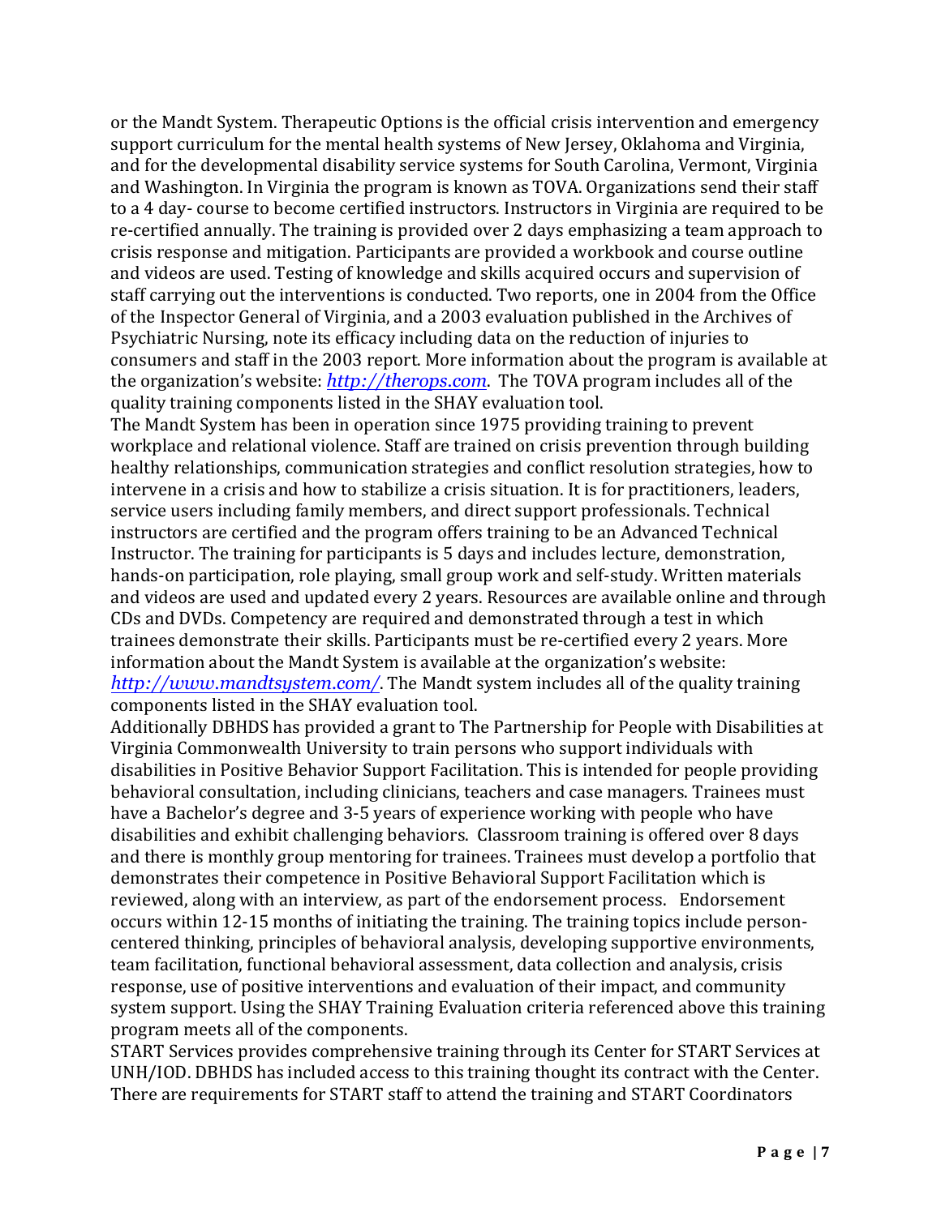or the Mandt System. Therapeutic Options is the official crisis intervention and emergency support curriculum for the mental health systems of New Jersey, Oklahoma and Virginia, and for the developmental disability service systems for South Carolina, Vermont, Virginia and Washington. In Virginia the program is known as TOVA. Organizations send their staff to a 4 day- course to become certified instructors. Instructors in Virginia are required to be re-certified annually. The training is provided over 2 days emphasizing a team approach to crisis response and mitigation. Participants are provided a workbook and course outline and videos are used. Testing of knowledge and skills acquired occurs and supervision of staff carrying out the interventions is conducted. Two reports, one in 2004 from the Office of the Inspector General of Virginia, and a 2003 evaluation published in the Archives of Psychiatric Nursing, note its efficacy including data on the reduction of injuries to consumers and staff in the 2003 report. More information about the program is available at the organization's website: *http://therops.com*. The TOVA program includes all of the quality training components listed in the SHAY evaluation tool.

The Mandt System has been in operation since 1975 providing training to prevent workplace and relational violence. Staff are trained on crisis prevention through building healthy relationships, communication strategies and conflict resolution strategies, how to intervene in a crisis and how to stabilize a crisis situation. It is for practitioners, leaders, service users including family members, and direct support professionals. Technical instructors are certified and the program offers training to be an Advanced Technical Instructor. The training for participants is 5 days and includes lecture, demonstration, hands-on participation, role playing, small group work and self-study. Written materials and videos are used and updated every 2 years. Resources are available online and through CDs and DVDs. Competency are required and demonstrated through a test in which trainees demonstrate their skills. Participants must be re-certified every 2 years. More information about the Mandt System is available at the organization's website: *http://www.mandtsystem.com/*. The Mandt system includes all of the quality training components listed in the SHAY evaluation tool.

Additionally DBHDS has provided a grant to The Partnership for People with Disabilities at Virginia Commonwealth University to train persons who support individuals with disabilities in Positive Behavior Support Facilitation. This is intended for people providing behavioral consultation, including clinicians, teachers and case managers. Trainees must have a Bachelor's degree and 3-5 years of experience working with people who have disabilities and exhibit challenging behaviors. Classroom training is offered over 8 days and there is monthly group mentoring for trainees. Trainees must develop a portfolio that demonstrates their competence in Positive Behavioral Support Facilitation which is reviewed, along with an interview, as part of the endorsement process. Endorsement occurs within 12-15 months of initiating the training. The training topics include person-centered thinking, principles of behavioral analysis, developing supportive environments, team facilitation, functional behavioral assessment, data collection and analysis, crisis response, use of positive interventions and evaluation of their impact, and community system support. Using the SHAY Training Evaluation criteria referenced above this training program meets all of the components.

START Services provides comprehensive training through its Center for START Services at UNH/IOD. DBHDS has included access to this training thought its contract with the Center. There are requirements for START staff to attend the training and START Coordinators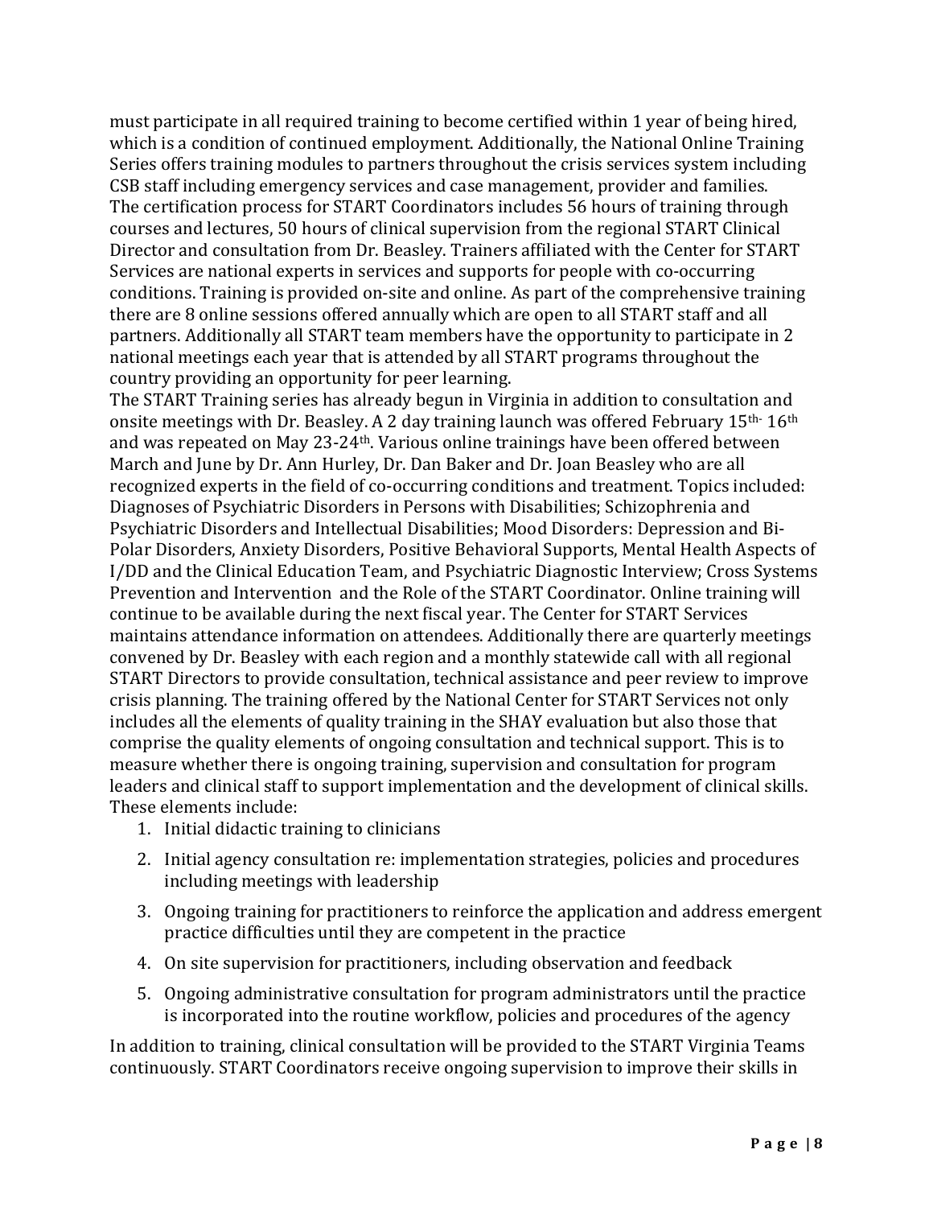must participate in all required training to become certified within 1 year of being hired, which is a condition of continued employment. Additionally, the National Online Training Series offers training modules to partners throughout the crisis services system including CSB staff including emergency services and case management, provider and families. The certification process for START Coordinators includes 56 hours of training through courses and lectures, 50 hours of clinical supervision from the regional START Clinical Director and consultation from Dr. Beasley. Trainers affiliated with the Center for START Services are national experts in services and supports for people with co-occurring conditions. Training is provided on-site and online. As part of the comprehensive training there are 8 online sessions offered annually which are open to all START staff and all partners. Additionally all START team members have the opportunity to participate in 2 national meetings each year that is attended by all START programs throughout the country providing an opportunity for peer learning.

The START Training series has already begun in Virginia in addition to consultation and onsite meetings with Dr. Beasley. A 2 day training launch was offered February 15th- 16th and was repeated on May 23-24th. Various online trainings have been offered between March and June by Dr. Ann Hurley, Dr. Dan Baker and Dr. Joan Beasley who are all recognized experts in the field of co-occurring conditions and treatment. Topics included: Diagnoses of Psychiatric Disorders in Persons with Disabilities; Schizophrenia and Psychiatric Disorders and Intellectual Disabilities; Mood Disorders: Depression and Bi-Polar Disorders, Anxiety Disorders, Positive Behavioral Supports, Mental Health Aspects of I/DD and the Clinical Education Team, and Psychiatric Diagnostic Interview; Cross Systems Prevention and Intervention and the Role of the START Coordinator. Online training will continue to be available during the next fiscal year. The Center for START Services maintains attendance information on attendees. Additionally there are quarterly meetings convened by Dr. Beasley with each region and a monthly statewide call with all regional START Directors to provide consultation, technical assistance and peer review to improve crisis planning. The training offered by the National Center for START Services not only includes all the elements of quality training in the SHAY evaluation but also those that comprise the quality elements of ongoing consultation and technical support. This is to measure whether there is ongoing training, supervision and consultation for program leaders and clinical staff to support implementation and the development of clinical skills. These elements include:

1. Initial didactic training to clinicians
2. Initial agency consultation re: implementation strategies, policies and procedures including meetings with leadership
3. Ongoing training for practitioners to reinforce the application and address emergent practice difficulties until they are competent in the practice
4. On site supervision for practitioners, including observation and feedback
5. Ongoing administrative consultation for program administrators until the practice is incorporated into the routine workflow, policies and procedures of the agency

In addition to training, clinical consultation will be provided to the START Virginia Teams continuously. START Coordinators receive ongoing supervision to improve their skills in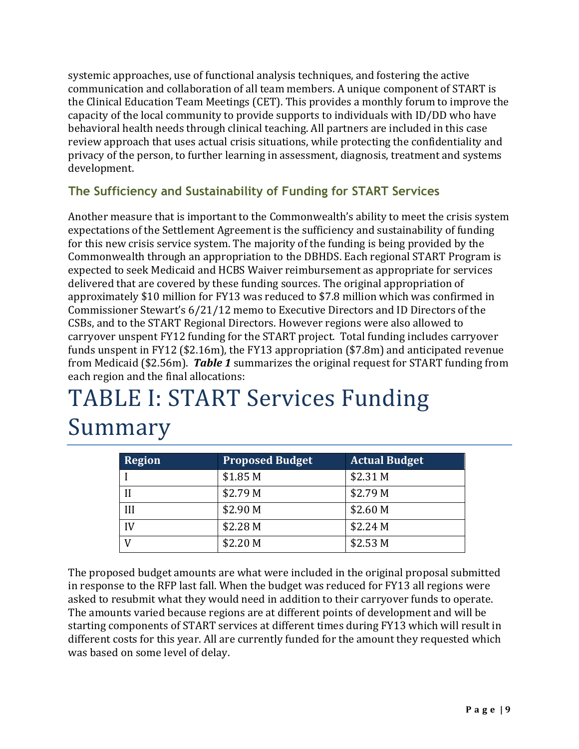systemic approaches, use of functional analysis techniques, and fostering the active communication and collaboration of all team members. A unique component of START is the Clinical Education Team Meetings (CET). This provides a monthly forum to improve the capacity of the local community to provide supports to individuals with ID/DD who have behavioral health needs through clinical teaching. All partners are included in this case review approach that uses actual crisis situations, while protecting the confidentiality and privacy of the person, to further learning in assessment, diagnosis, treatment and systems development.

### The Sufficiency and Sustainability of Funding for START Services

Another measure that is important to the Commonwealth's ability to meet the crisis system expectations of the Settlement Agreement is the sufficiency and sustainability of funding for this new crisis service system. The majority of the funding is being provided by the Commonwealth through an appropriation to the DBHDS. Each regional START Program is expected to seek Medicaid and HCBS Waiver reimbursement as appropriate for services delivered that are covered by these funding sources. The original appropriation of approximately $10 million for FY13 was reduced to $7.8 million which was confirmed in Commissioner Stewart's 6/21/12 memo to Executive Directors and ID Directors of the CSBs, and to the START Regional Directors. However regions were also allowed to carryover unspent FY12 funding for the START project. Total funding includes carryover funds unspent in FY12 ($2.16m), the FY13 appropriation ($7.8m) and anticipated revenue from Medicaid ($2.56m). ***Table 1*** summarizes the original request for START funding from each region and the final allocations:

# TABLE I: START Services Funding Summary

| Region | Proposed Budget | Actual Budget |
|---|---|---|
| I | $1.85 M | $2.31 M |
| II | $2.79 M | $2.79 M |
| III | $2.90 M | $2.60 M |
| IV | $2.28 M | $2.24 M |
| V | $2.20 M | $2.53 M |

The proposed budget amounts are what were included in the original proposal submitted in response to the RFP last fall. When the budget was reduced for FY13 all regions were asked to resubmit what they would need in addition to their carryover funds to operate. The amounts varied because regions are at different points of development and will be starting components of START services at different times during FY13 which will result in different costs for this year. All are currently funded for the amount they requested which was based on some level of delay.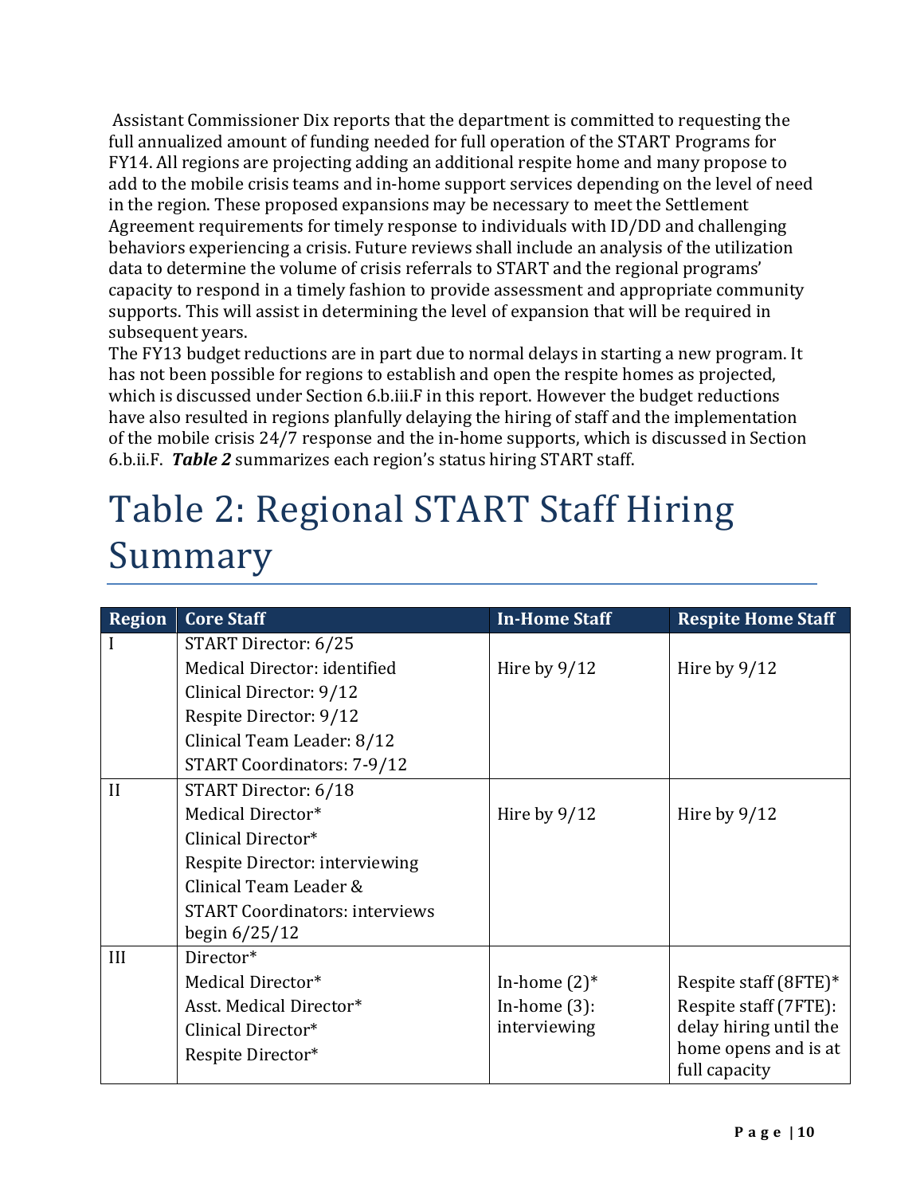Assistant Commissioner Dix reports that the department is committed to requesting the full annualized amount of funding needed for full operation of the START Programs for FY14. All regions are projecting adding an additional respite home and many propose to add to the mobile crisis teams and in-home support services depending on the level of need in the region. These proposed expansions may be necessary to meet the Settlement Agreement requirements for timely response to individuals with ID/DD and challenging behaviors experiencing a crisis. Future reviews shall include an analysis of the utilization data to determine the volume of crisis referrals to START and the regional programs' capacity to respond in a timely fashion to provide assessment and appropriate community supports. This will assist in determining the level of expansion that will be required in subsequent years.

The FY13 budget reductions are in part due to normal delays in starting a new program. It has not been possible for regions to establish and open the respite homes as projected, which is discussed under Section 6.b.iii.F in this report. However the budget reductions have also resulted in regions planfully delaying the hiring of staff and the implementation of the mobile crisis 24/7 response and the in-home supports, which is discussed in Section 6.b.ii.F. ***Table 2*** summarizes each region's status hiring START staff.

# Table 2: Regional START Staff Hiring Summary

| Region | Core Staff | In-Home Staff | Respite Home Staff |
|---|---|---|---|
| I | START Director: 6/25<br>Medical Director: identified<br>Clinical Director: 9/12<br>Respite Director: 9/12<br>Clinical Team Leader: 8/12<br>START Coordinators: 7-9/12 | Hire by 9/12 | Hire by 9/12 |
| II | START Director: 6/18<br>Medical Director*<br>Clinical Director*<br>Respite Director: interviewing<br>Clinical Team Leader &<br>START Coordinators: interviews begin 6/25/12 | Hire by 9/12 | Hire by 9/12 |
| III | Director*<br>Medical Director*<br>Asst. Medical Director*<br>Clinical Director*<br>Respite Director* | In-home (2)*<br>In-home (3): interviewing | Respite staff (8FTE)*<br>Respite staff (7FTE): delay hiring until the home opens and is at full capacity |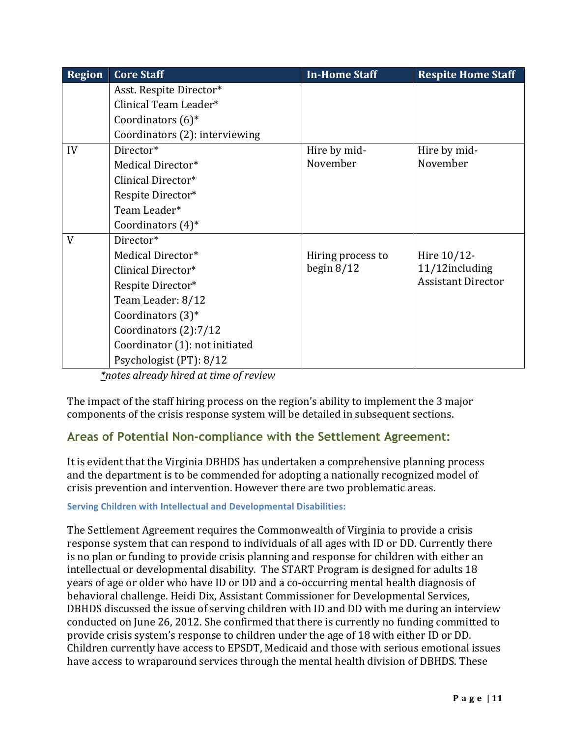| Region | Core Staff | In-Home Staff | Respite Home Staff |
|---|---|---|---|
| | Asst. Respite Director*<br>Clinical Team Leader*<br>Coordinators (6)*<br>Coordinators (2): interviewing | | |
| IV | Director*<br>Medical Director*<br>Clinical Director*<br>Respite Director*<br>Team Leader*<br>Coordinators (4)* | Hire by mid-November | Hire by mid-November |
| V | Director*<br>Medical Director*<br>Clinical Director*<br>Respite Director*<br>Team Leader: 8/12<br>Coordinators (3)*<br>Coordinators (2):7/12<br>Coordinator (1): not initiated<br>Psychologist (PT): 8/12 | Hiring process to begin 8/12 | Hire 10/12-11/12including Assistant Director |

*\*notes already hired at time of review*

The impact of the staff hiring process on the region's ability to implement the 3 major components of the crisis response system will be detailed in subsequent sections.

## Areas of Potential Non-compliance with the Settlement Agreement:

It is evident that the Virginia DBHDS has undertaken a comprehensive planning process and the department is to be commended for adopting a nationally recognized model of crisis prevention and intervention. However there are two problematic areas.

### Serving Children with Intellectual and Developmental Disabilities:

The Settlement Agreement requires the Commonwealth of Virginia to provide a crisis response system that can respond to individuals of all ages with ID or DD. Currently there is no plan or funding to provide crisis planning and response for children with either an intellectual or developmental disability. The START Program is designed for adults 18 years of age or older who have ID or DD and a co-occurring mental health diagnosis of behavioral challenge. Heidi Dix, Assistant Commissioner for Developmental Services, DBHDS discussed the issue of serving children with ID and DD with me during an interview conducted on June 26, 2012. She confirmed that there is currently no funding committed to provide crisis system's response to children under the age of 18 with either ID or DD. Children currently have access to EPSDT, Medicaid and those with serious emotional issues have access to wraparound services through the mental health division of DBHDS. These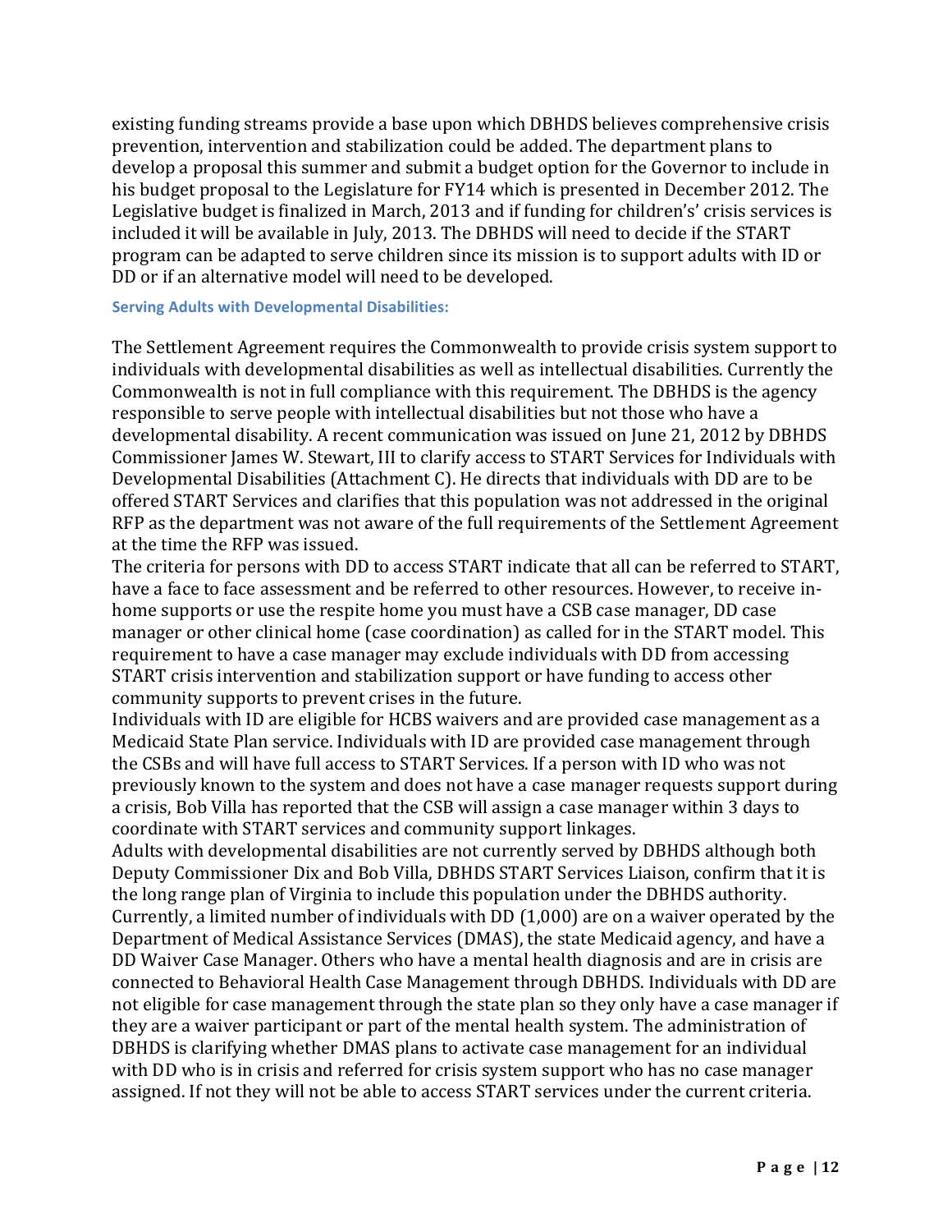existing funding streams provide a base upon which DBHDS believes comprehensive crisis prevention, intervention and stabilization could be added. The department plans to develop a proposal this summer and submit a budget option for the Governor to include in his budget proposal to the Legislature for FY14 which is presented in December 2012. The Legislative budget is finalized in March, 2013 and if funding for children's' crisis services is included it will be available in July, 2013. The DBHDS will need to decide if the START program can be adapted to serve children since its mission is to support adults with ID or DD or if an alternative model will need to be developed.

### Serving Adults with Developmental Disabilities:

The Settlement Agreement requires the Commonwealth to provide crisis system support to individuals with developmental disabilities as well as intellectual disabilities. Currently the Commonwealth is not in full compliance with this requirement. The DBHDS is the agency responsible to serve people with intellectual disabilities but not those who have a developmental disability. A recent communication was issued on June 21, 2012 by DBHDS Commissioner James W. Stewart, III to clarify access to START Services for Individuals with Developmental Disabilities (Attachment C). He directs that individuals with DD are to be offered START Services and clarifies that this population was not addressed in the original RFP as the department was not aware of the full requirements of the Settlement Agreement at the time the RFP was issued.

The criteria for persons with DD to access START indicate that all can be referred to START, have a face to face assessment and be referred to other resources. However, to receive in-home supports or use the respite home you must have a CSB case manager, DD case manager or other clinical home (case coordination) as called for in the START model. This requirement to have a case manager may exclude individuals with DD from accessing START crisis intervention and stabilization support or have funding to access other community supports to prevent crises in the future.

Individuals with ID are eligible for HCBS waivers and are provided case management as a Medicaid State Plan service. Individuals with ID are provided case management through the CSBs and will have full access to START Services. If a person with ID who was not previously known to the system and does not have a case manager requests support during a crisis, Bob Villa has reported that the CSB will assign a case manager within 3 days to coordinate with START services and community support linkages.

Adults with developmental disabilities are not currently served by DBHDS although both Deputy Commissioner Dix and Bob Villa, DBHDS START Services Liaison, confirm that it is the long range plan of Virginia to include this population under the DBHDS authority. Currently, a limited number of individuals with DD (1,000) are on a waiver operated by the Department of Medical Assistance Services (DMAS), the state Medicaid agency, and have a DD Waiver Case Manager. Others who have a mental health diagnosis and are in crisis are connected to Behavioral Health Case Management through DBHDS. Individuals with DD are not eligible for case management through the state plan so they only have a case manager if they are a waiver participant or part of the mental health system. The administration of DBHDS is clarifying whether DMAS plans to activate case management for an individual with DD who is in crisis and referred for crisis system support who has no case manager assigned. If not they will not be able to access START services under the current criteria.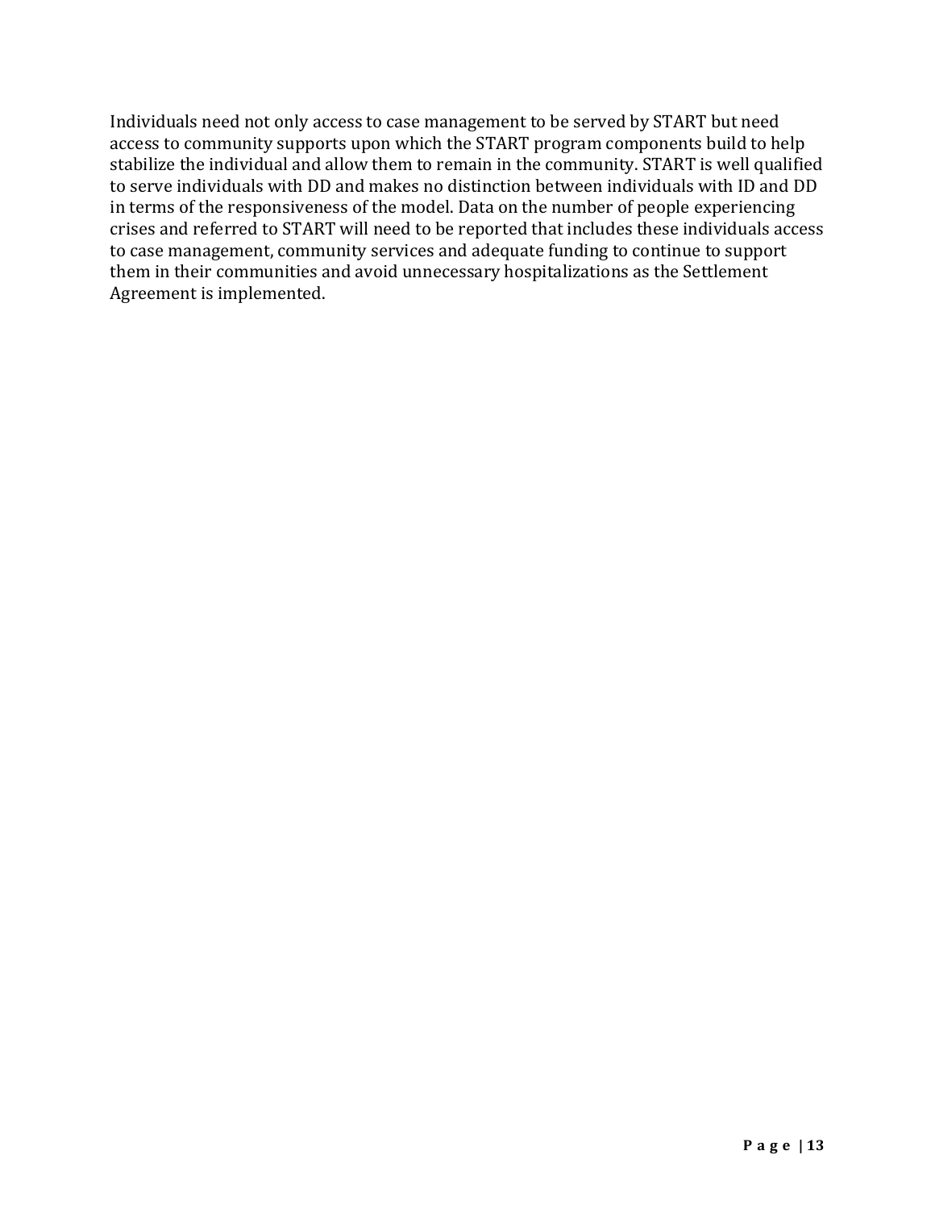Individuals need not only access to case management to be served by START but need access to community supports upon which the START program components build to help stabilize the individual and allow them to remain in the community. START is well qualified to serve individuals with DD and makes no distinction between individuals with ID and DD in terms of the responsiveness of the model. Data on the number of people experiencing crises and referred to START will need to be reported that includes these individuals access to case management, community services and adequate funding to continue to support them in their communities and avoid unnecessary hospitalizations as the Settlement Agreement is implemented.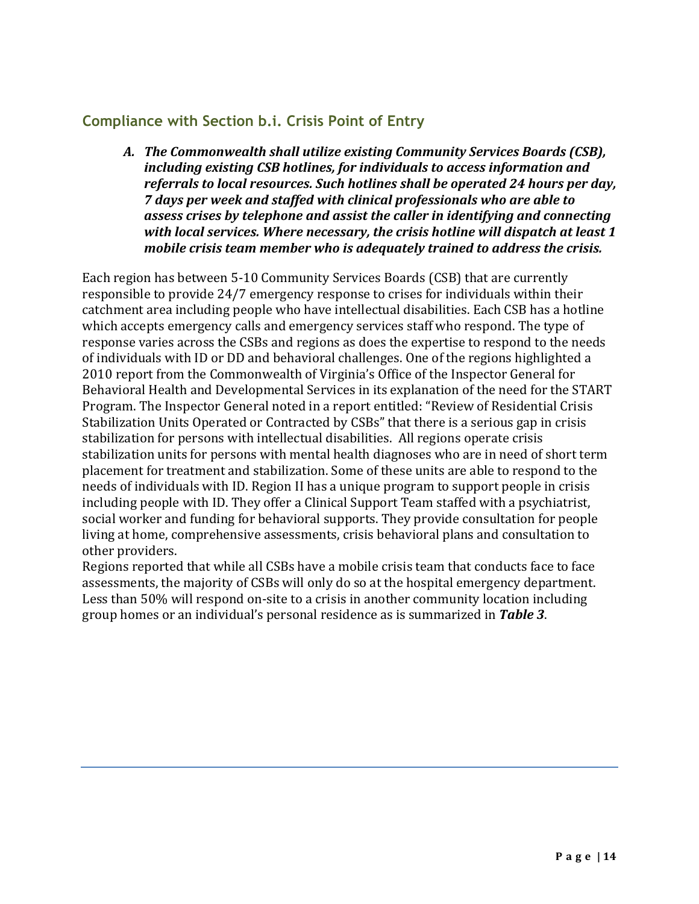## Compliance with Section b.i. Crisis Point of Entry

***A. The Commonwealth shall utilize existing Community Services Boards (CSB), including existing CSB hotlines, for individuals to access information and referrals to local resources. Such hotlines shall be operated 24 hours per day, 7 days per week and staffed with clinical professionals who are able to assess crises by telephone and assist the caller in identifying and connecting with local services. Where necessary, the crisis hotline will dispatch at least 1 mobile crisis team member who is adequately trained to address the crisis.***

Each region has between 5-10 Community Services Boards (CSB) that are currently responsible to provide 24/7 emergency response to crises for individuals within their catchment area including people who have intellectual disabilities. Each CSB has a hotline which accepts emergency calls and emergency services staff who respond. The type of response varies across the CSBs and regions as does the expertise to respond to the needs of individuals with ID or DD and behavioral challenges. One of the regions highlighted a 2010 report from the Commonwealth of Virginia's Office of the Inspector General for Behavioral Health and Developmental Services in its explanation of the need for the START Program. The Inspector General noted in a report entitled: "Review of Residential Crisis Stabilization Units Operated or Contracted by CSBs" that there is a serious gap in crisis stabilization for persons with intellectual disabilities. All regions operate crisis stabilization units for persons with mental health diagnoses who are in need of short term placement for treatment and stabilization. Some of these units are able to respond to the needs of individuals with ID. Region II has a unique program to support people in crisis including people with ID. They offer a Clinical Support Team staffed with a psychiatrist, social worker and funding for behavioral supports. They provide consultation for people living at home, comprehensive assessments, crisis behavioral plans and consultation to other providers.

Regions reported that while all CSBs have a mobile crisis team that conducts face to face assessments, the majority of CSBs will only do so at the hospital emergency department. Less than 50% will respond on-site to a crisis in another community location including group homes or an individual's personal residence as is summarized in ***Table 3***.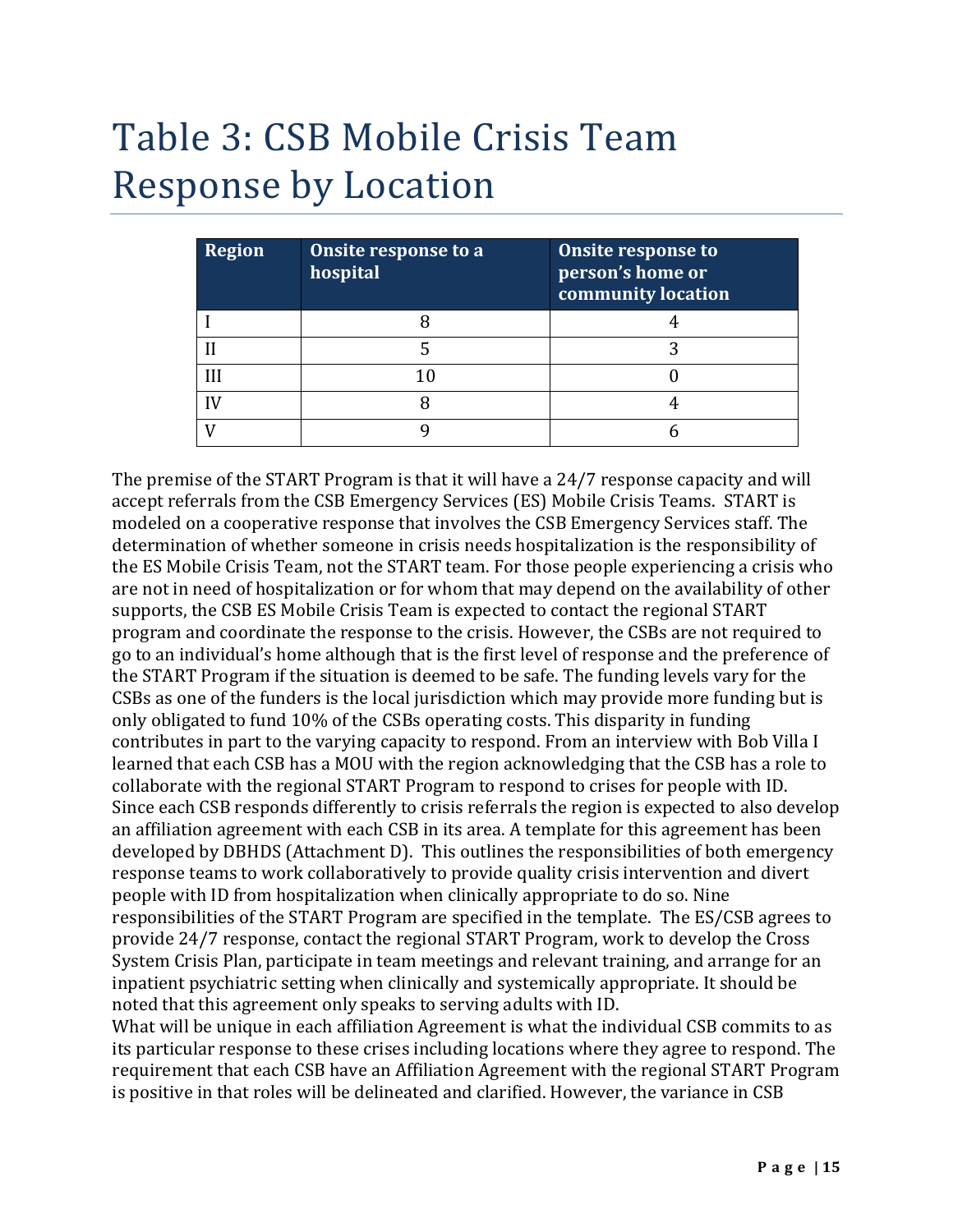# Table 3: CSB Mobile Crisis Team Response by Location

| Region | Onsite response to a hospital | Onsite response to person's home or community location |
|---|---|---|
| I | 8 | 4 |
| II | 5 | 3 |
| III | 10 | 0 |
| IV | 8 | 4 |
| V | 9 | 6 |

The premise of the START Program is that it will have a 24/7 response capacity and will accept referrals from the CSB Emergency Services (ES) Mobile Crisis Teams. START is modeled on a cooperative response that involves the CSB Emergency Services staff. The determination of whether someone in crisis needs hospitalization is the responsibility of the ES Mobile Crisis Team, not the START team. For those people experiencing a crisis who are not in need of hospitalization or for whom that may depend on the availability of other supports, the CSB ES Mobile Crisis Team is expected to contact the regional START program and coordinate the response to the crisis. However, the CSBs are not required to go to an individual's home although that is the first level of response and the preference of the START Program if the situation is deemed to be safe. The funding levels vary for the CSBs as one of the funders is the local jurisdiction which may provide more funding but is only obligated to fund 10% of the CSBs operating costs. This disparity in funding contributes in part to the varying capacity to respond. From an interview with Bob Villa I learned that each CSB has a MOU with the region acknowledging that the CSB has a role to collaborate with the regional START Program to respond to crises for people with ID. Since each CSB responds differently to crisis referrals the region is expected to also develop an affiliation agreement with each CSB in its area. A template for this agreement has been developed by DBHDS (Attachment D). This outlines the responsibilities of both emergency response teams to work collaboratively to provide quality crisis intervention and divert people with ID from hospitalization when clinically appropriate to do so. Nine responsibilities of the START Program are specified in the template. The ES/CSB agrees to provide 24/7 response, contact the regional START Program, work to develop the Cross System Crisis Plan, participate in team meetings and relevant training, and arrange for an inpatient psychiatric setting when clinically and systemically appropriate. It should be noted that this agreement only speaks to serving adults with ID.

What will be unique in each affiliation Agreement is what the individual CSB commits to as its particular response to these crises including locations where they agree to respond. The requirement that each CSB have an Affiliation Agreement with the regional START Program is positive in that roles will be delineated and clarified. However, the variance in CSB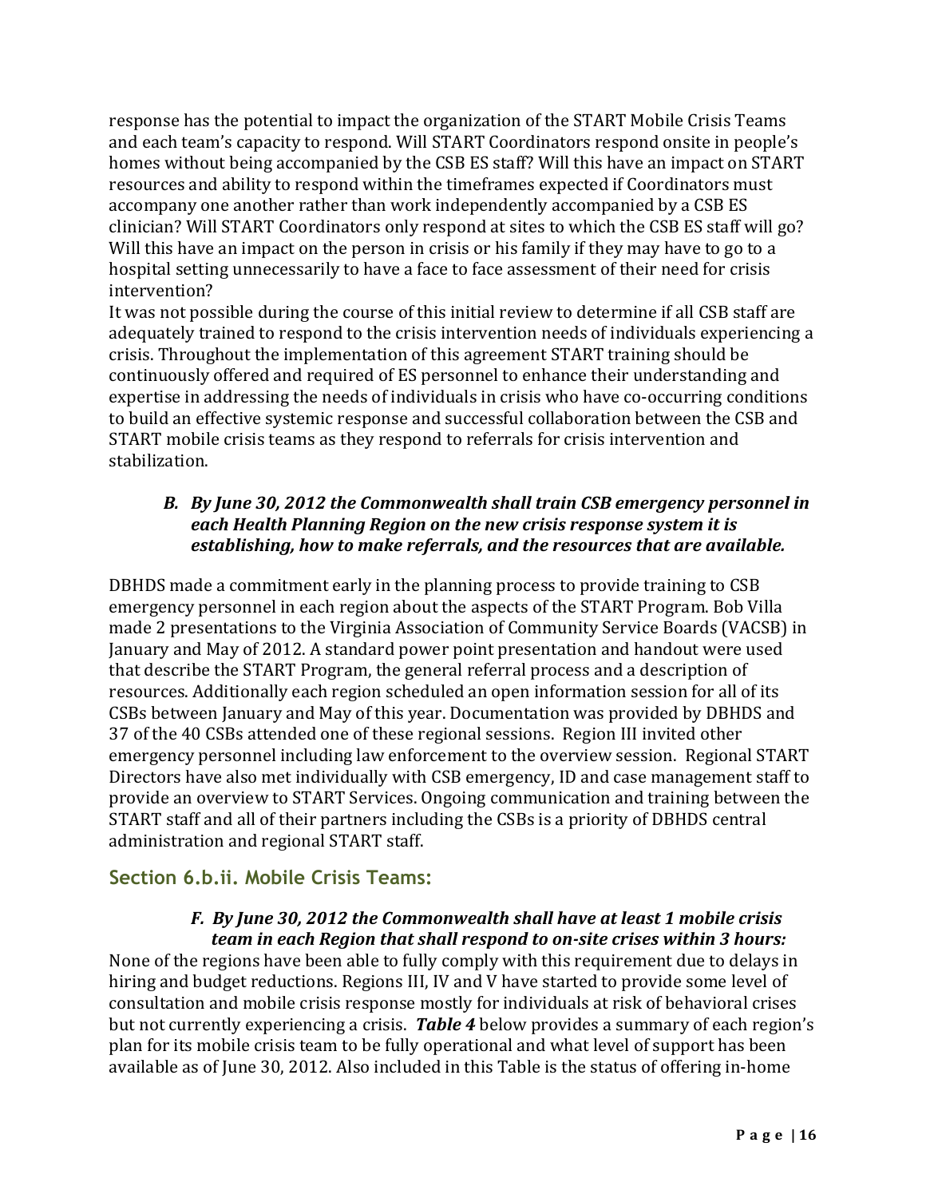response has the potential to impact the organization of the START Mobile Crisis Teams and each team's capacity to respond. Will START Coordinators respond onsite in people's homes without being accompanied by the CSB ES staff? Will this have an impact on START resources and ability to respond within the timeframes expected if Coordinators must accompany one another rather than work independently accompanied by a CSB ES clinician? Will START Coordinators only respond at sites to which the CSB ES staff will go? Will this have an impact on the person in crisis or his family if they may have to go to a hospital setting unnecessarily to have a face to face assessment of their need for crisis intervention?

It was not possible during the course of this initial review to determine if all CSB staff are adequately trained to respond to the crisis intervention needs of individuals experiencing a crisis. Throughout the implementation of this agreement START training should be continuously offered and required of ES personnel to enhance their understanding and expertise in addressing the needs of individuals in crisis who have co-occurring conditions to build an effective systemic response and successful collaboration between the CSB and START mobile crisis teams as they respond to referrals for crisis intervention and stabilization.

***B. By June 30, 2012 the Commonwealth shall train CSB emergency personnel in each Health Planning Region on the new crisis response system it is establishing, how to make referrals, and the resources that are available.***

DBHDS made a commitment early in the planning process to provide training to CSB emergency personnel in each region about the aspects of the START Program. Bob Villa made 2 presentations to the Virginia Association of Community Service Boards (VACSB) in January and May of 2012. A standard power point presentation and handout were used that describe the START Program, the general referral process and a description of resources. Additionally each region scheduled an open information session for all of its CSBs between January and May of this year. Documentation was provided by DBHDS and 37 of the 40 CSBs attended one of these regional sessions. Region III invited other emergency personnel including law enforcement to the overview session. Regional START Directors have also met individually with CSB emergency, ID and case management staff to provide an overview to START Services. Ongoing communication and training between the START staff and all of their partners including the CSBs is a priority of DBHDS central administration and regional START staff.

## Section 6.b.ii. Mobile Crisis Teams:

***F. By June 30, 2012 the Commonwealth shall have at least 1 mobile crisis team in each Region that shall respond to on-site crises within 3 hours:***

None of the regions have been able to fully comply with this requirement due to delays in hiring and budget reductions. Regions III, IV and V have started to provide some level of consultation and mobile crisis response mostly for individuals at risk of behavioral crises but not currently experiencing a crisis. ***Table 4*** below provides a summary of each region's plan for its mobile crisis team to be fully operational and what level of support has been available as of June 30, 2012. Also included in this Table is the status of offering in-home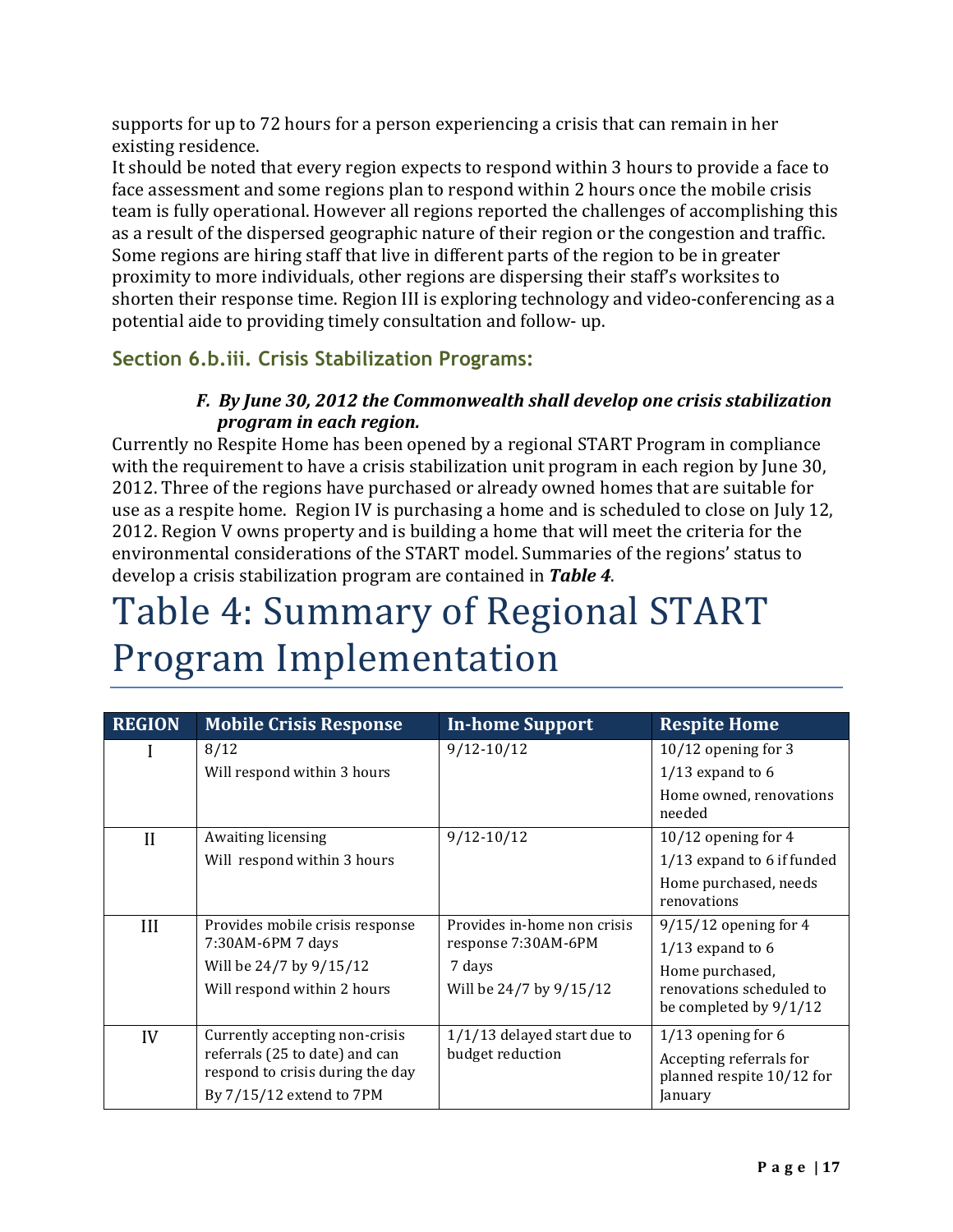supports for up to 72 hours for a person experiencing a crisis that can remain in her existing residence.

It should be noted that every region expects to respond within 3 hours to provide a face to face assessment and some regions plan to respond within 2 hours once the mobile crisis team is fully operational. However all regions reported the challenges of accomplishing this as a result of the dispersed geographic nature of their region or the congestion and traffic. Some regions are hiring staff that live in different parts of the region to be in greater proximity to more individuals, other regions are dispersing their staff's worksites to shorten their response time. Region III is exploring technology and video-conferencing as a potential aide to providing timely consultation and follow- up.

## Section 6.b.iii. Crisis Stabilization Programs:

***F. By June 30, 2012 the Commonwealth shall develop one crisis stabilization program in each region.***

Currently no Respite Home has been opened by a regional START Program in compliance with the requirement to have a crisis stabilization unit program in each region by June 30, 2012. Three of the regions have purchased or already owned homes that are suitable for use as a respite home. Region IV is purchasing a home and is scheduled to close on July 12, 2012. Region V owns property and is building a home that will meet the criteria for the environmental considerations of the START model. Summaries of the regions' status to develop a crisis stabilization program are contained in ***Table 4***.

# Table 4: Summary of Regional START Program Implementation

| REGION | Mobile Crisis Response | In-home Support | Respite Home |
|---|---|---|---|
| I | 8/12<br>Will respond within 3 hours | 9/12-10/12 | 10/12 opening for 3<br>1/13 expand to 6<br>Home owned, renovations needed |
| II | Awaiting licensing<br>Will respond within 3 hours | 9/12-10/12 | 10/12 opening for 4<br>1/13 expand to 6 if funded<br>Home purchased, needs renovations |
| III | Provides mobile crisis response 7:30AM-6PM 7 days<br>Will be 24/7 by 9/15/12<br>Will respond within 2 hours | Provides in-home non crisis response 7:30AM-6PM<br>7 days<br>Will be 24/7 by 9/15/12 | 9/15/12 opening for 4<br>1/13 expand to 6<br>Home purchased, renovations scheduled to be completed by 9/1/12 |
| IV | Currently accepting non-crisis referrals (25 to date) and can respond to crisis during the day<br>By 7/15/12 extend to 7PM | 1/1/13 delayed start due to budget reduction | 1/13 opening for 6<br>Accepting referrals for planned respite 10/12 for January |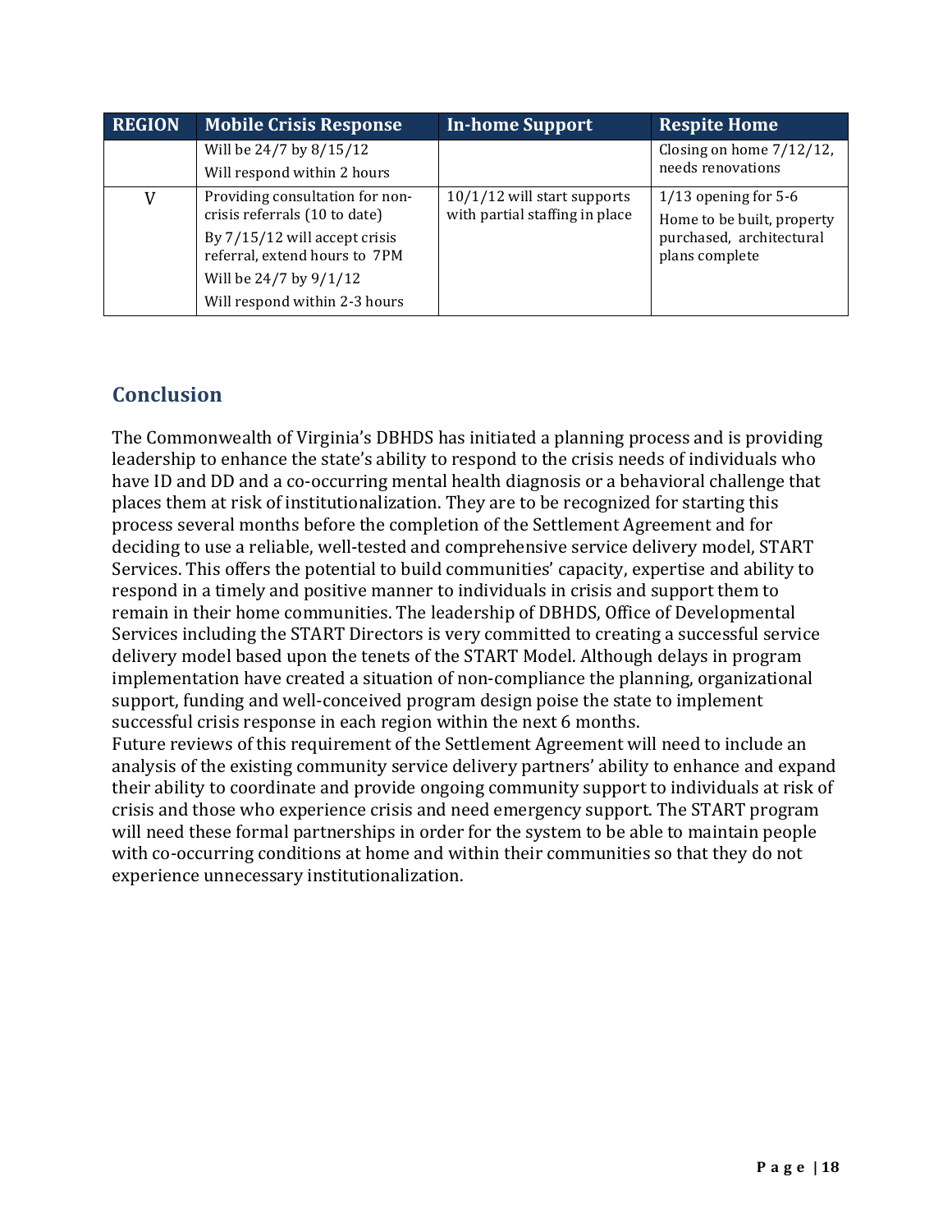| REGION | Mobile Crisis Response | In-home Support | Respite Home |
|---|---|---|---|
| | Will be 24/7 by 8/15/12<br>Will respond within 2 hours | | Closing on home 7/12/12, needs renovations |
| V | Providing consultation for non-crisis referrals (10 to date)<br>By 7/15/12 will accept crisis referral, extend hours to 7PM<br>Will be 24/7 by 9/1/12<br>Will respond within 2-3 hours | 10/1/12 will start supports with partial staffing in place | 1/13 opening for 5-6<br>Home to be built, property purchased, architectural plans complete |

## Conclusion

The Commonwealth of Virginia's DBHDS has initiated a planning process and is providing leadership to enhance the state's ability to respond to the crisis needs of individuals who have ID and DD and a co-occurring mental health diagnosis or a behavioral challenge that places them at risk of institutionalization. They are to be recognized for starting this process several months before the completion of the Settlement Agreement and for deciding to use a reliable, well-tested and comprehensive service delivery model, START Services. This offers the potential to build communities' capacity, expertise and ability to respond in a timely and positive manner to individuals in crisis and support them to remain in their home communities. The leadership of DBHDS, Office of Developmental Services including the START Directors is very committed to creating a successful service delivery model based upon the tenets of the START Model. Although delays in program implementation have created a situation of non-compliance the planning, organizational support, funding and well-conceived program design poise the state to implement successful crisis response in each region within the next 6 months.

Future reviews of this requirement of the Settlement Agreement will need to include an analysis of the existing community service delivery partners' ability to enhance and expand their ability to coordinate and provide ongoing community support to individuals at risk of crisis and those who experience crisis and need emergency support. The START program will need these formal partnerships in order for the system to be able to maintain people with co-occurring conditions at home and within their communities so that they do not experience unnecessary institutionalization.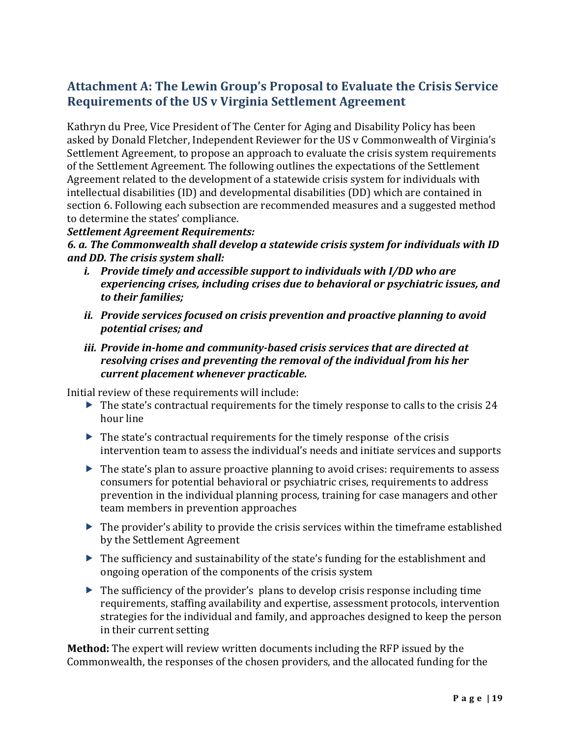## Attachment A: The Lewin Group's Proposal to Evaluate the Crisis Service Requirements of the US v Virginia Settlement Agreement

Kathryn du Pree, Vice President of The Center for Aging and Disability Policy has been asked by Donald Fletcher, Independent Reviewer for the US v Commonwealth of Virginia's Settlement Agreement, to propose an approach to evaluate the crisis system requirements of the Settlement Agreement. The following outlines the expectations of the Settlement Agreement related to the development of a statewide crisis system for individuals with intellectual disabilities (ID) and developmental disabilities (DD) which are contained in section 6. Following each subsection are recommended measures and a suggested method to determine the states' compliance.

***Settlement Agreement Requirements:***

***6. a. The Commonwealth shall develop a statewide crisis system for individuals with ID and DD. The crisis system shall:***

- ***i. Provide timely and accessible support to individuals with I/DD who are experiencing crises, including crises due to behavioral or psychiatric issues, and to their families;***
- ***ii. Provide services focused on crisis prevention and proactive planning to avoid potential crises; and***
- ***iii. Provide in-home and community-based crisis services that are directed at resolving crises and preventing the removal of the individual from his her current placement whenever practicable.***

Initial review of these requirements will include:

- The state's contractual requirements for the timely response to calls to the crisis 24 hour line
- The state's contractual requirements for the timely response of the crisis intervention team to assess the individual's needs and initiate services and supports
- The state's plan to assure proactive planning to avoid crises: requirements to assess consumers for potential behavioral or psychiatric crises, requirements to address prevention in the individual planning process, training for case managers and other team members in prevention approaches
- The provider's ability to provide the crisis services within the timeframe established by the Settlement Agreement
- The sufficiency and sustainability of the state's funding for the establishment and ongoing operation of the components of the crisis system
- The sufficiency of the provider's plans to develop crisis response including time requirements, staffing availability and expertise, assessment protocols, intervention strategies for the individual and family, and approaches designed to keep the person in their current setting

**Method:** The expert will review written documents including the RFP issued by the Commonwealth, the responses of the chosen providers, and the allocated funding for the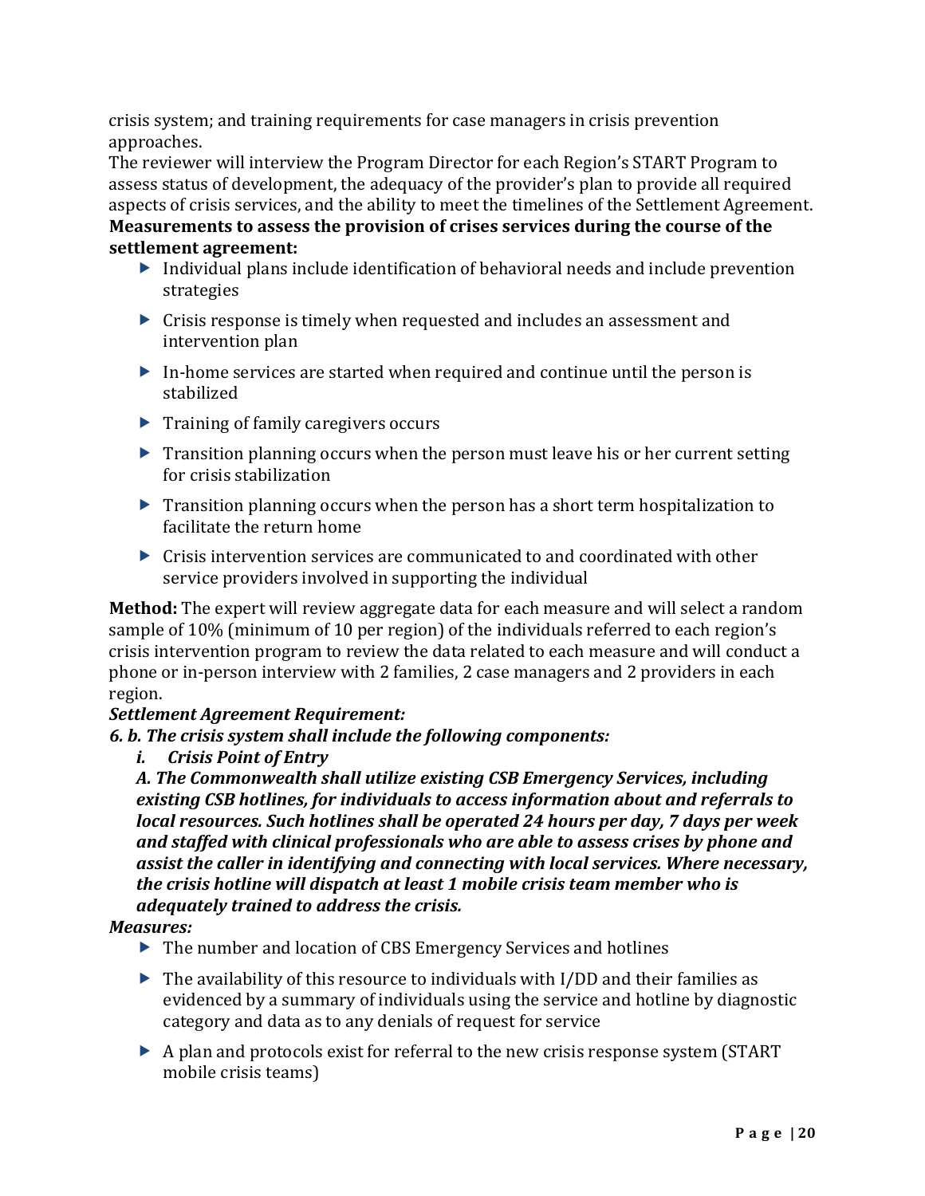crisis system; and training requirements for case managers in crisis prevention approaches.

The reviewer will interview the Program Director for each Region's START Program to assess status of development, the adequacy of the provider's plan to provide all required aspects of crisis services, and the ability to meet the timelines of the Settlement Agreement.

**Measurements to assess the provision of crises services during the course of the settlement agreement:**

- Individual plans include identification of behavioral needs and include prevention strategies
- Crisis response is timely when requested and includes an assessment and intervention plan
- In-home services are started when required and continue until the person is stabilized
- Training of family caregivers occurs
- Transition planning occurs when the person must leave his or her current setting for crisis stabilization
- Transition planning occurs when the person has a short term hospitalization to facilitate the return home
- Crisis intervention services are communicated to and coordinated with other service providers involved in supporting the individual

**Method:** The expert will review aggregate data for each measure and will select a random sample of 10% (minimum of 10 per region) of the individuals referred to each region's crisis intervention program to review the data related to each measure and will conduct a phone or in-person interview with 2 families, 2 case managers and 2 providers in each region.

***Settlement Agreement Requirement:***

***6. b. The crisis system shall include the following components:***

***i. Crisis Point of Entry***

***A. The Commonwealth shall utilize existing CSB Emergency Services, including existing CSB hotlines, for individuals to access information about and referrals to local resources. Such hotlines shall be operated 24 hours per day, 7 days per week and staffed with clinical professionals who are able to assess crises by phone and assist the caller in identifying and connecting with local services. Where necessary, the crisis hotline will dispatch at least 1 mobile crisis team member who is adequately trained to address the crisis.***

***Measures:***

- The number and location of CBS Emergency Services and hotlines
- The availability of this resource to individuals with I/DD and their families as evidenced by a summary of individuals using the service and hotline by diagnostic category and data as to any denials of request for service
- A plan and protocols exist for referral to the new crisis response system (START mobile crisis teams)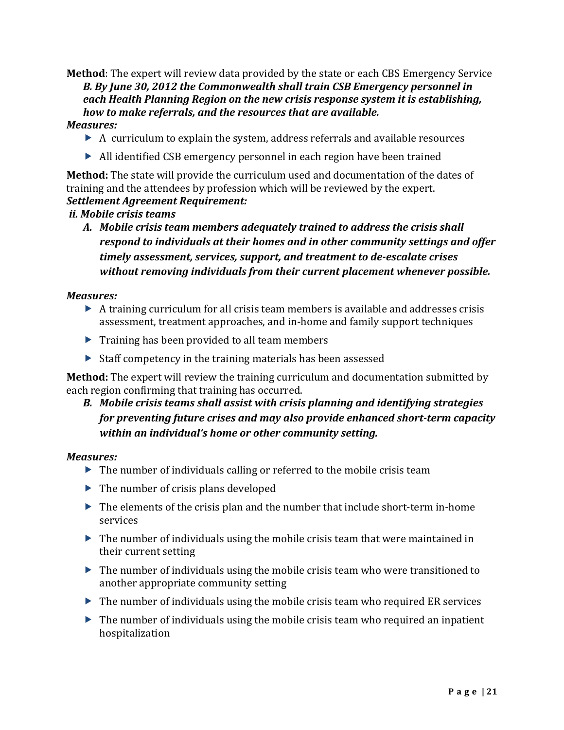**Method**: The expert will review data provided by the state or each CBS Emergency Service

***B. By June 30, 2012 the Commonwealth shall train CSB Emergency personnel in each Health Planning Region on the new crisis response system it is establishing, how to make referrals, and the resources that are available.***

***Measures:***

- A curriculum to explain the system, address referrals and available resources
- All identified CSB emergency personnel in each region have been trained

**Method:** The state will provide the curriculum used and documentation of the dates of training and the attendees by profession which will be reviewed by the expert.

***Settlement Agreement Requirement:***

***ii. Mobile crisis teams***

***A. Mobile crisis team members adequately trained to address the crisis shall respond to individuals at their homes and in other community settings and offer timely assessment, services, support, and treatment to de-escalate crises without removing individuals from their current placement whenever possible.***

***Measures:***

- A training curriculum for all crisis team members is available and addresses crisis assessment, treatment approaches, and in-home and family support techniques
- Training has been provided to all team members
- Staff competency in the training materials has been assessed

**Method:** The expert will review the training curriculum and documentation submitted by each region confirming that training has occurred.

***B. Mobile crisis teams shall assist with crisis planning and identifying strategies for preventing future crises and may also provide enhanced short-term capacity within an individual's home or other community setting.***

***Measures:***

- The number of individuals calling or referred to the mobile crisis team
- The number of crisis plans developed
- The elements of the crisis plan and the number that include short-term in-home services
- The number of individuals using the mobile crisis team that were maintained in their current setting
- The number of individuals using the mobile crisis team who were transitioned to another appropriate community setting
- The number of individuals using the mobile crisis team who required ER services
- The number of individuals using the mobile crisis team who required an inpatient hospitalization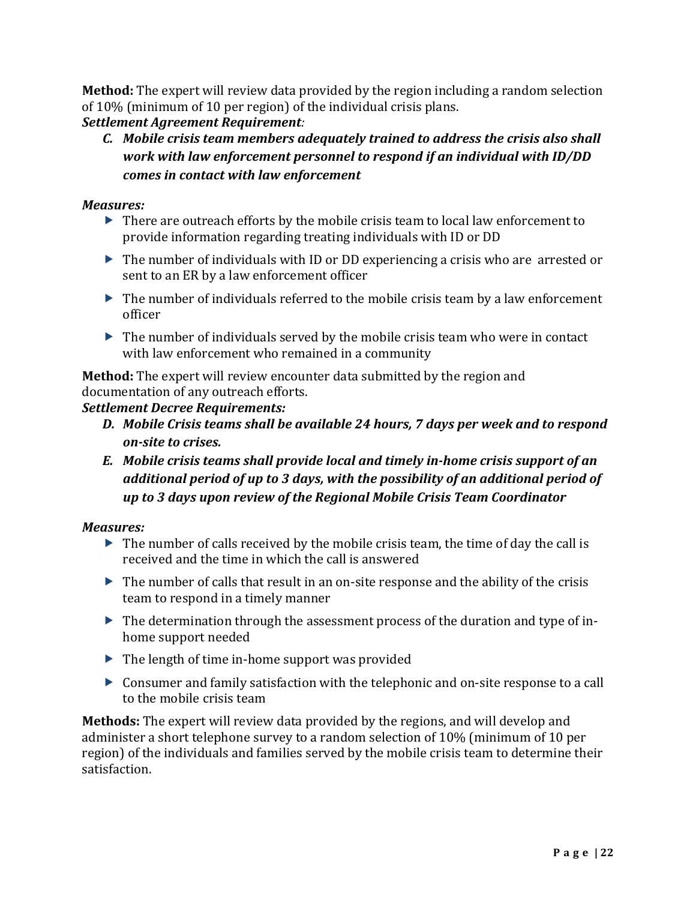**Method:** The expert will review data provided by the region including a random selection of 10% (minimum of 10 per region) of the individual crisis plans.

***Settlement Agreement Requirement:***

*C.* ***Mobile crisis team members adequately trained to address the crisis also shall work with law enforcement personnel to respond if an individual with ID/DD comes in contact with law enforcement***

***Measures:***

- There are outreach efforts by the mobile crisis team to local law enforcement to provide information regarding treating individuals with ID or DD
- The number of individuals with ID or DD experiencing a crisis who are arrested or sent to an ER by a law enforcement officer
- The number of individuals referred to the mobile crisis team by a law enforcement officer
- The number of individuals served by the mobile crisis team who were in contact with law enforcement who remained in a community

**Method:** The expert will review encounter data submitted by the region and documentation of any outreach efforts.

***Settlement Decree Requirements:***

*D.* ***Mobile Crisis teams shall be available 24 hours, 7 days per week and to respond on-site to crises.***

*E.* ***Mobile crisis teams shall provide local and timely in-home crisis support of an additional period of up to 3 days, with the possibility of an additional period of up to 3 days upon review of the Regional Mobile Crisis Team Coordinator***

***Measures:***

- The number of calls received by the mobile crisis team, the time of day the call is received and the time in which the call is answered
- The number of calls that result in an on-site response and the ability of the crisis team to respond in a timely manner
- The determination through the assessment process of the duration and type of in-home support needed
- The length of time in-home support was provided
- Consumer and family satisfaction with the telephonic and on-site response to a call to the mobile crisis team

**Methods:** The expert will review data provided by the regions, and will develop and administer a short telephone survey to a random selection of 10% (minimum of 10 per region) of the individuals and families served by the mobile crisis team to determine their satisfaction.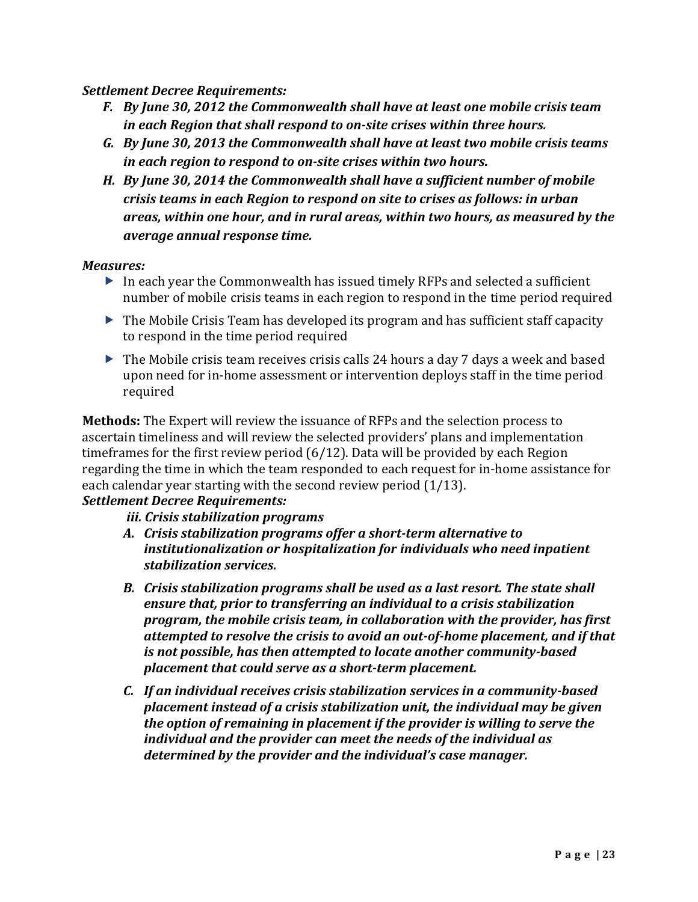***Settlement Decree Requirements:***

*F.* ***By June 30, 2012 the Commonwealth shall have at least one mobile crisis team in each Region that shall respond to on-site crises within three hours.***

*G.* ***By June 30, 2013 the Commonwealth shall have at least two mobile crisis teams in each region to respond to on-site crises within two hours.***

*H.* ***By June 30, 2014 the Commonwealth shall have a sufficient number of mobile crisis teams in each Region to respond on site to crises as follows: in urban areas, within one hour, and in rural areas, within two hours, as measured by the average annual response time.***

***Measures:***

- In each year the Commonwealth has issued timely RFPs and selected a sufficient number of mobile crisis teams in each region to respond in the time period required
- The Mobile Crisis Team has developed its program and has sufficient staff capacity to respond in the time period required
- The Mobile crisis team receives crisis calls 24 hours a day 7 days a week and based upon need for in-home assessment or intervention deploys staff in the time period required

**Methods:** The Expert will review the issuance of RFPs and the selection process to ascertain timeliness and will review the selected providers' plans and implementation timeframes for the first review period (6/12). Data will be provided by each Region regarding the time in which the team responded to each request for in-home assistance for each calendar year starting with the second review period (1/13).

***Settlement Decree Requirements:***

***iii. Crisis stabilization programs***

*A.* ***Crisis stabilization programs offer a short-term alternative to institutionalization or hospitalization for individuals who need inpatient stabilization services.***

*B.* ***Crisis stabilization programs shall be used as a last resort. The state shall ensure that, prior to transferring an individual to a crisis stabilization program, the mobile crisis team, in collaboration with the provider, has first attempted to resolve the crisis to avoid an out-of-home placement, and if that is not possible, has then attempted to locate another community-based placement that could serve as a short-term placement.***

*C.* ***If an individual receives crisis stabilization services in a community-based placement instead of a crisis stabilization unit, the individual may be given the option of remaining in placement if the provider is willing to serve the individual and the provider can meet the needs of the individual as determined by the provider and the individual's case manager.***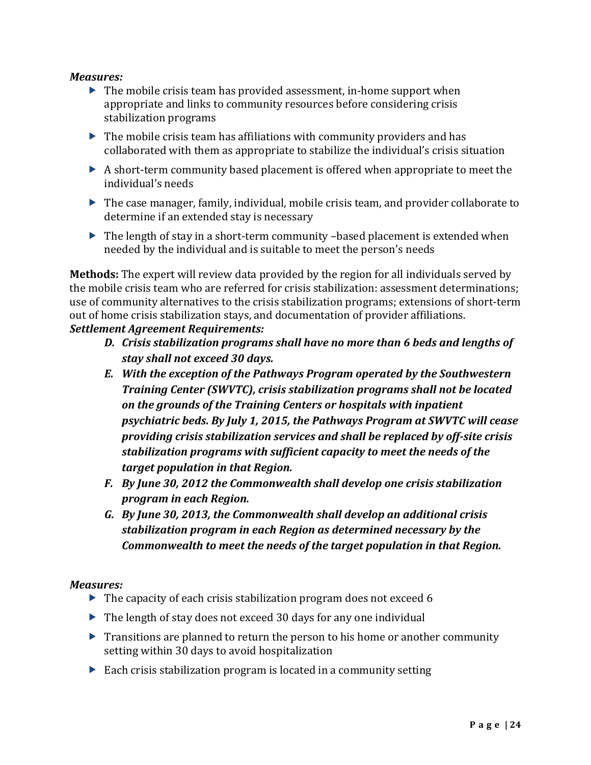***Measures:***

- The mobile crisis team has provided assessment, in-home support when appropriate and links to community resources before considering crisis stabilization programs
- The mobile crisis team has affiliations with community providers and has collaborated with them as appropriate to stabilize the individual's crisis situation
- A short-term community based placement is offered when appropriate to meet the individual's needs
- The case manager, family, individual, mobile crisis team, and provider collaborate to determine if an extended stay is necessary
- The length of stay in a short-term community –based placement is extended when needed by the individual and is suitable to meet the person's needs

**Methods:** The expert will review data provided by the region for all individuals served by the mobile crisis team who are referred for crisis stabilization: assessment determinations; use of community alternatives to the crisis stabilization programs; extensions of short-term out of home crisis stabilization stays, and documentation of provider affiliations.

***Settlement Agreement Requirements:***

- ***D. Crisis stabilization programs shall have no more than 6 beds and lengths of stay shall not exceed 30 days.***
- ***E. With the exception of the Pathways Program operated by the Southwestern Training Center (SWVTC), crisis stabilization programs shall not be located on the grounds of the Training Centers or hospitals with inpatient psychiatric beds. By July 1, 2015, the Pathways Program at SWVTC will cease providing crisis stabilization services and shall be replaced by off-site crisis stabilization programs with sufficient capacity to meet the needs of the target population in that Region.***
- ***F. By June 30, 2012 the Commonwealth shall develop one crisis stabilization program in each Region.***
- ***G. By June 30, 2013, the Commonwealth shall develop an additional crisis stabilization program in each Region as determined necessary by the Commonwealth to meet the needs of the target population in that Region.***

***Measures:***

- The capacity of each crisis stabilization program does not exceed 6
- The length of stay does not exceed 30 days for any one individual
- Transitions are planned to return the person to his home or another community setting within 30 days to avoid hospitalization
- Each crisis stabilization program is located in a community setting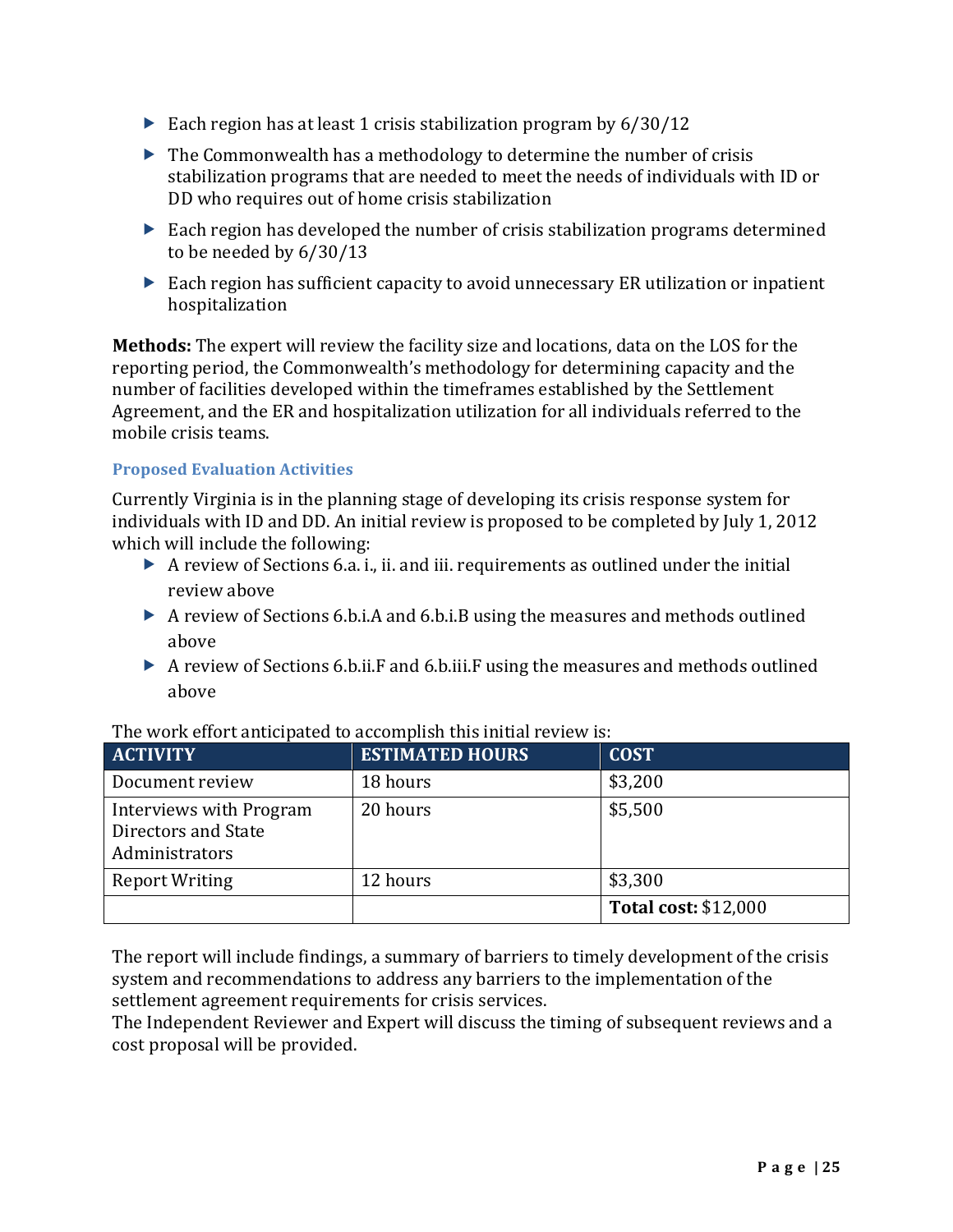- Each region has at least 1 crisis stabilization program by 6/30/12
- The Commonwealth has a methodology to determine the number of crisis stabilization programs that are needed to meet the needs of individuals with ID or DD who requires out of home crisis stabilization
- Each region has developed the number of crisis stabilization programs determined to be needed by 6/30/13
- Each region has sufficient capacity to avoid unnecessary ER utilization or inpatient hospitalization

**Methods:** The expert will review the facility size and locations, data on the LOS for the reporting period, the Commonwealth's methodology for determining capacity and the number of facilities developed within the timeframes established by the Settlement Agreement, and the ER and hospitalization utilization for all individuals referred to the mobile crisis teams.

### Proposed Evaluation Activities

Currently Virginia is in the planning stage of developing its crisis response system for individuals with ID and DD. An initial review is proposed to be completed by July 1, 2012 which will include the following:

- A review of Sections 6.a. i., ii. and iii. requirements as outlined under the initial review above
- A review of Sections 6.b.i.A and 6.b.i.B using the measures and methods outlined above
- A review of Sections 6.b.ii.F and 6.b.iii.F using the measures and methods outlined above

The work effort anticipated to accomplish this initial review is:

| ACTIVITY | ESTIMATED HOURS | COST |
|---|---|---|
| Document review | 18 hours | $3,200 |
| Interviews with Program Directors and State Administrators | 20 hours | $5,500 |
| Report Writing | 12 hours | $3,300 |
| | | **Total cost:** $12,000 |

The report will include findings, a summary of barriers to timely development of the crisis system and recommendations to address any barriers to the implementation of the settlement agreement requirements for crisis services.
The Independent Reviewer and Expert will discuss the timing of subsequent reviews and a cost proposal will be provided.